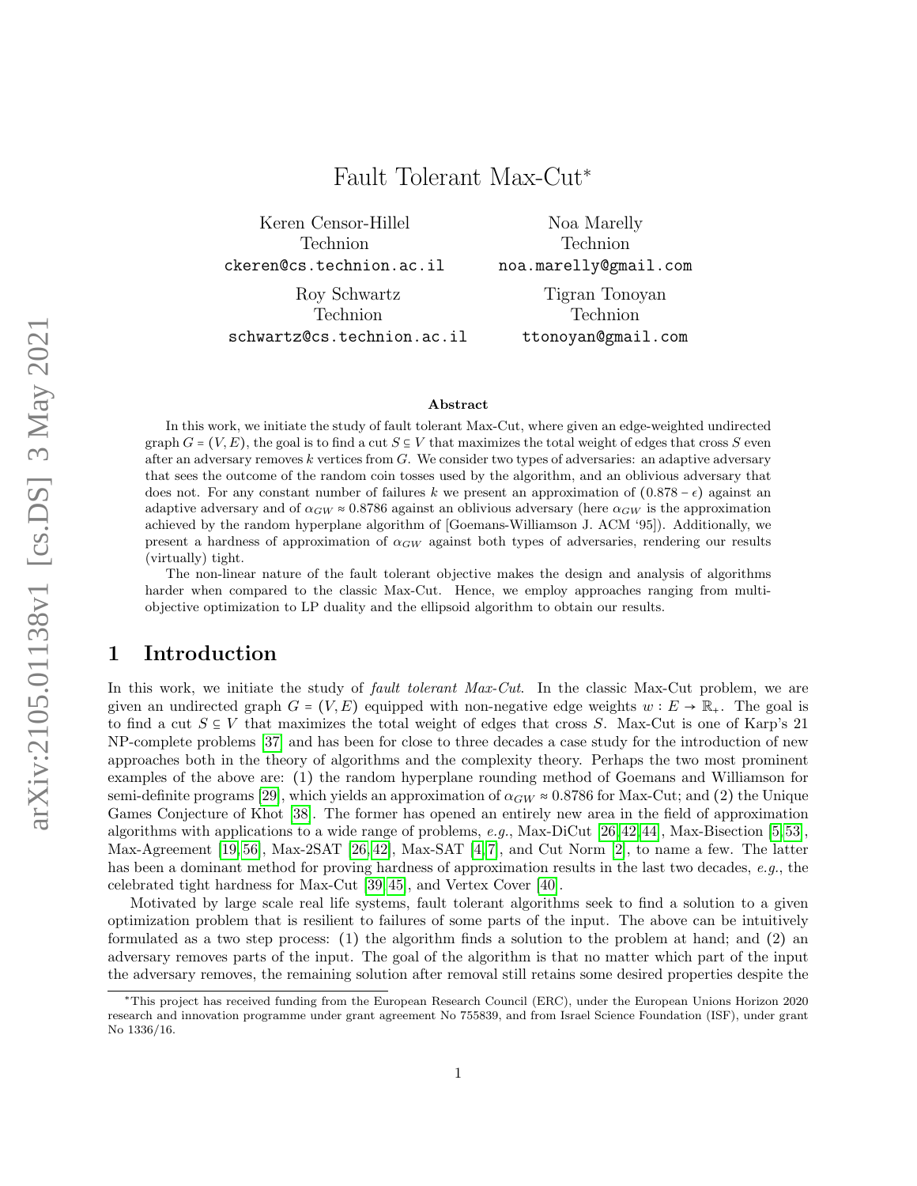# Fault Tolerant Max-Cut*

Keren Censor-Hillel
Technion
ckeren@cs.technion.ac.il

Noa Marelly
Technion
noa.marelly@gmail.com

Roy Schwartz
Technion
schwartz@cs.technion.ac.il

Tigran Tonoyan
Technion
ttonoyan@gmail.com

### Abstract

In this work, we initiate the study of fault tolerant Max-Cut, where given an edge-weighted undirected graph $G = (V, E)$, the goal is to find a cut $S \subseteq V$ that maximizes the total weight of edges that cross $S$ even after an adversary removes $k$ vertices from $G$. We consider two types of adversaries: an adaptive adversary that sees the outcome of the random coin tosses used by the algorithm, and an oblivious adversary that does not. For any constant number of failures $k$ we present an approximation of $(0.878 - \epsilon)$ against an adaptive adversary and of $\alpha_{GW} \approx 0.8786$ against an oblivious adversary (here $\alpha_{GW}$ is the approximation achieved by the random hyperplane algorithm of [Goemans-Williamson J. ACM '95]). Additionally, we present a hardness of approximation of $\alpha_{GW}$ against both types of adversaries, rendering our results (virtually) tight.

The non-linear nature of the fault tolerant objective makes the design and analysis of algorithms harder when compared to the classic Max-Cut. Hence, we employ approaches ranging from multi-objective optimization to LP duality and the ellipsoid algorithm to obtain our results.

## 1 Introduction

In this work, we initiate the study of *fault tolerant Max-Cut*. In the classic Max-Cut problem, we are given an undirected graph $G = (V, E)$ equipped with non-negative edge weights $w : E \to \mathbb{R}_+$. The goal is to find a cut $S \subseteq V$ that maximizes the total weight of edges that cross $S$. Max-Cut is one of Karp's 21 NP-complete problems [37] and has been for close to three decades a case study for the introduction of new approaches both in the theory of algorithms and the complexity theory. Perhaps the two most prominent examples of the above are: (1) the random hyperplane rounding method of Goemans and Williamson for semi-definite programs [29], which yields an approximation of $\alpha_{GW} \approx 0.8786$ for Max-Cut; and (2) the Unique Games Conjecture of Khot [38]. The former has opened an entirely new area in the field of approximation algorithms with applications to a wide range of problems, *e.g.*, Max-DiCut [26,42,44], Max-Bisection [5,53], Max-Agreement [19,56], Max-2SAT [26,42], Max-SAT [4,7], and Cut Norm [2], to name a few. The latter has been a dominant method for proving hardness of approximation results in the last two decades, *e.g.*, the celebrated tight hardness for Max-Cut [39,45], and Vertex Cover [40].

Motivated by large scale real life systems, fault tolerant algorithms seek to find a solution to a given optimization problem that is resilient to failures of some parts of the input. The above can be intuitively formulated as a two step process: (1) the algorithm finds a solution to the problem at hand; and (2) an adversary removes parts of the input. The goal of the algorithm is that no matter which part of the input the adversary removes, the remaining solution after removal still retains some desired properties despite the

*This project has received funding from the European Research Council (ERC), under the European Unions Horizon 2020 research and innovation programme under grant agreement No 755839, and from Israel Science Foundation (ISF), under grant No 1336/16.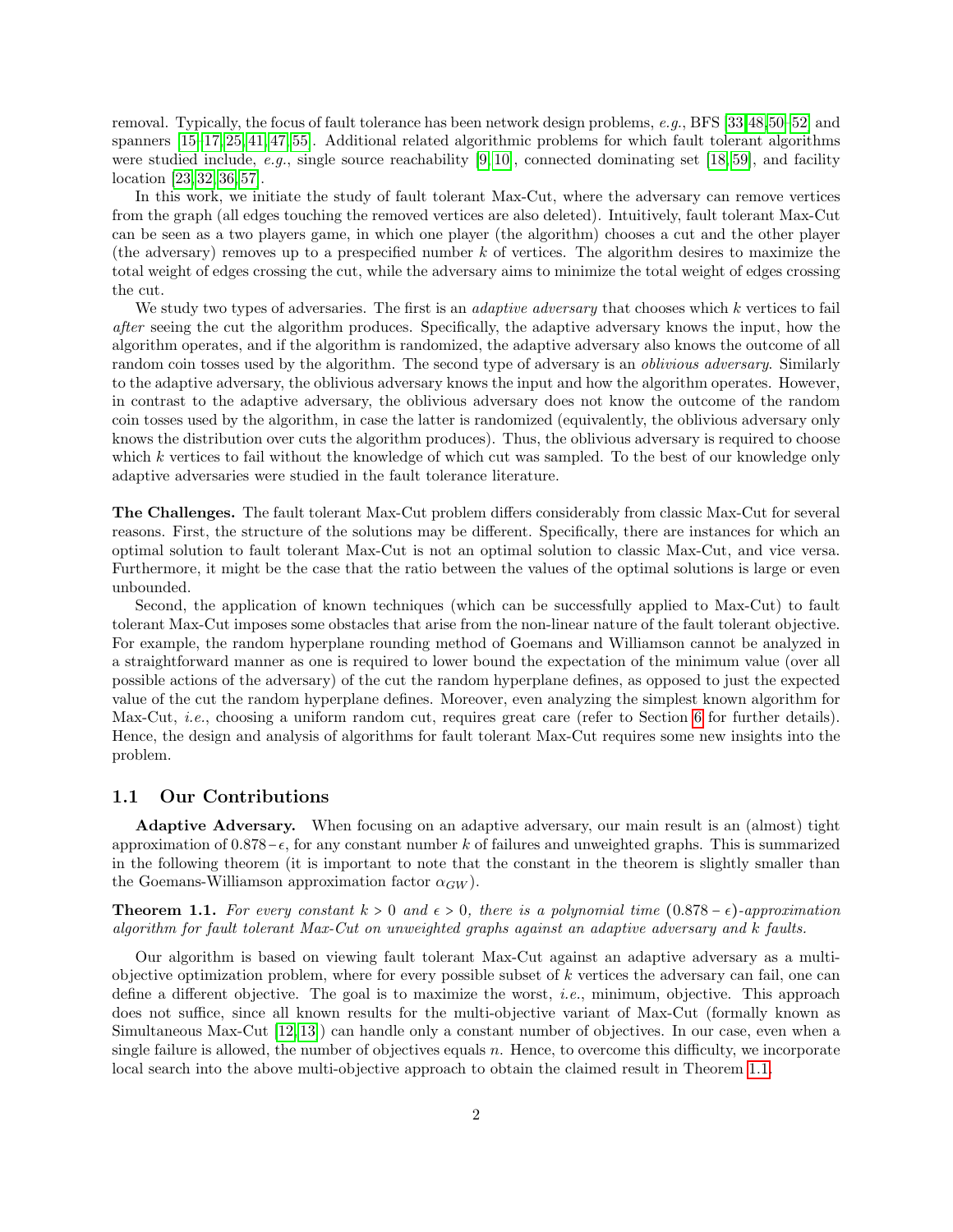removal. Typically, the focus of fault tolerance has been network design problems, *e.g.*, BFS [33,48,50–52] and spanners [15–17,25,41,47,55]. Additional related algorithmic problems for which fault tolerant algorithms were studied include, *e.g.*, single source reachability [9,10], connected dominating set [18,59], and facility location [23,32,36,57].

In this work, we initiate the study of fault tolerant Max-Cut, where the adversary can remove vertices from the graph (all edges touching the removed vertices are also deleted). Intuitively, fault tolerant Max-Cut can be seen as a two players game, in which one player (the algorithm) chooses a cut and the other player (the adversary) removes up to a prespecified number $k$ of vertices. The algorithm desires to maximize the total weight of edges crossing the cut, while the adversary aims to minimize the total weight of edges crossing the cut.

We study two types of adversaries. The first is an *adaptive adversary* that chooses which $k$ vertices to fail *after* seeing the cut the algorithm produces. Specifically, the adaptive adversary knows the input, how the algorithm operates, and if the algorithm is randomized, the adaptive adversary also knows the outcome of all random coin tosses used by the algorithm. The second type of adversary is an *oblivious adversary*. Similarly to the adaptive adversary, the oblivious adversary knows the input and how the algorithm operates. However, in contrast to the adaptive adversary, the oblivious adversary does not know the outcome of the random coin tosses used by the algorithm, in case the latter is randomized (equivalently, the oblivious adversary only knows the distribution over cuts the algorithm produces). Thus, the oblivious adversary is required to choose which $k$ vertices to fail without the knowledge of which cut was sampled. To the best of our knowledge only adaptive adversaries were studied in the fault tolerance literature.

**The Challenges.** The fault tolerant Max-Cut problem differs considerably from classic Max-Cut for several reasons. First, the structure of the solutions may be different. Specifically, there are instances for which an optimal solution to fault tolerant Max-Cut is not an optimal solution to classic Max-Cut, and vice versa. Furthermore, it might be the case that the ratio between the values of the optimal solutions is large or even unbounded.

Second, the application of known techniques (which can be successfully applied to Max-Cut) to fault tolerant Max-Cut imposes some obstacles that arise from the non-linear nature of the fault tolerant objective. For example, the random hyperplane rounding method of Goemans and Williamson cannot be analyzed in a straightforward manner as one is required to lower bound the expectation of the minimum value (over all possible actions of the adversary) of the cut the random hyperplane defines, as opposed to just the expected value of the cut the random hyperplane defines. Moreover, even analyzing the simplest known algorithm for Max-Cut, *i.e.*, choosing a uniform random cut, requires great care (refer to Section 6 for further details). Hence, the design and analysis of algorithms for fault tolerant Max-Cut requires some new insights into the problem.

## 1.1 Our Contributions

**Adaptive Adversary.** When focusing on an adaptive adversary, our main result is an (almost) tight approximation of $0.878 - \epsilon$, for any constant number $k$ of failures and unweighted graphs. This is summarized in the following theorem (it is important to note that the constant in the theorem is slightly smaller than the Goemans-Williamson approximation factor $\alpha_{GW}$).

**Theorem 1.1.** *For every constant $k > 0$ and $\epsilon > 0$, there is a polynomial time $(0.878 - \epsilon)$-approximation algorithm for fault tolerant Max-Cut on unweighted graphs against an adaptive adversary and $k$ faults.*

Our algorithm is based on viewing fault tolerant Max-Cut against an adaptive adversary as a multi-objective optimization problem, where for every possible subset of $k$ vertices the adversary can fail, one can define a different objective. The goal is to maximize the worst, *i.e.*, minimum, objective. This approach does not suffice, since all known results for the multi-objective variant of Max-Cut (formally known as Simultaneous Max-Cut [12,13]) can handle only a constant number of objectives. In our case, even when a single failure is allowed, the number of objectives equals $n$. Hence, to overcome this difficulty, we incorporate local search into the above multi-objective approach to obtain the claimed result in Theorem 1.1.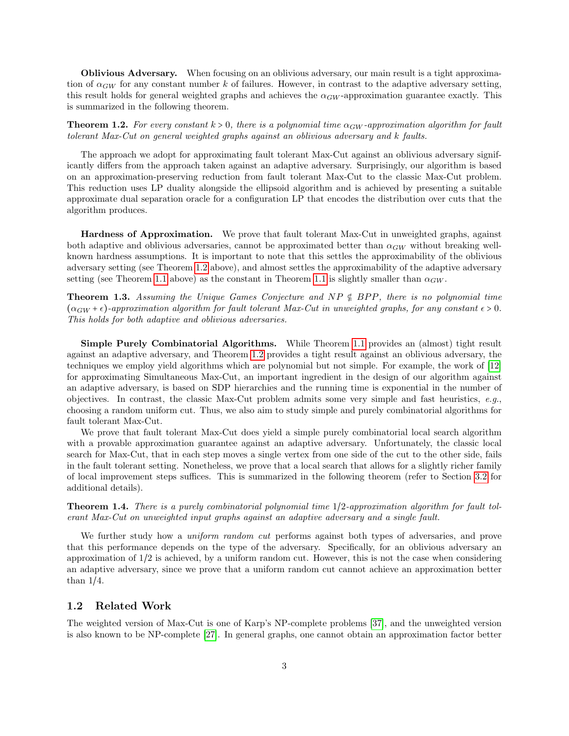**Oblivious Adversary.** When focusing on an oblivious adversary, our main result is a tight approximation of $\alpha_{GW}$ for any constant number $k$ of failures. However, in contrast to the adaptive adversary setting, this result holds for general weighted graphs and achieves the $\alpha_{GW}$-approximation guarantee exactly. This is summarized in the following theorem.

**Theorem 1.2.** *For every constant $k > 0$, there is a polynomial time $\alpha_{GW}$-approximation algorithm for fault tolerant Max-Cut on general weighted graphs against an oblivious adversary and $k$ faults.*

The approach we adopt for approximating fault tolerant Max-Cut against an oblivious adversary significantly differs from the approach taken against an adaptive adversary. Surprisingly, our algorithm is based on an approximation-preserving reduction from fault tolerant Max-Cut to the classic Max-Cut problem. This reduction uses LP duality alongside the ellipsoid algorithm and is achieved by presenting a suitable approximate dual separation oracle for a configuration LP that encodes the distribution over cuts that the algorithm produces.

**Hardness of Approximation.** We prove that fault tolerant Max-Cut in unweighted graphs, against both adaptive and oblivious adversaries, cannot be approximated better than $\alpha_{GW}$ without breaking well-known hardness assumptions. It is important to note that this settles the approximability of the oblivious adversary setting (see Theorem 1.2 above), and almost settles the approximability of the adaptive adversary setting (see Theorem 1.1 above) as the constant in Theorem 1.1 is slightly smaller than $\alpha_{GW}$.

**Theorem 1.3.** *Assuming the Unique Games Conjecture and $NP \nsubseteq BPP$, there is no polynomial time $(\alpha_{GW} + \epsilon)$-approximation algorithm for fault tolerant Max-Cut in unweighted graphs, for any constant $\epsilon > 0$. This holds for both adaptive and oblivious adversaries.*

**Simple Purely Combinatorial Algorithms.** While Theorem 1.1 provides an (almost) tight result against an adaptive adversary, and Theorem 1.2 provides a tight result against an oblivious adversary, the techniques we employ yield algorithms which are polynomial but not simple. For example, the work of [12] for approximating Simultaneous Max-Cut, an important ingredient in the design of our algorithm against an adaptive adversary, is based on SDP hierarchies and the running time is exponential in the number of objectives. In contrast, the classic Max-Cut problem admits some very simple and fast heuristics, *e.g.*, choosing a random uniform cut. Thus, we also aim to study simple and purely combinatorial algorithms for fault tolerant Max-Cut.

We prove that fault tolerant Max-Cut does yield a simple purely combinatorial local search algorithm with a provable approximation guarantee against an adaptive adversary. Unfortunately, the classic local search for Max-Cut, that in each step moves a single vertex from one side of the cut to the other side, fails in the fault tolerant setting. Nonetheless, we prove that a local search that allows for a slightly richer family of local improvement steps suffices. This is summarized in the following theorem (refer to Section 3.2 for additional details).

**Theorem 1.4.** *There is a purely combinatorial polynomial time $1/2$-approximation algorithm for fault tolerant Max-Cut on unweighted input graphs against an adaptive adversary and a single fault.*

We further study how a *uniform random cut* performs against both types of adversaries, and prove that this performance depends on the type of the adversary. Specifically, for an oblivious adversary an approximation of $1/2$ is achieved, by a uniform random cut. However, this is not the case when considering an adaptive adversary, since we prove that a uniform random cut cannot achieve an approximation better than $1/4$.

## 1.2 Related Work

The weighted version of Max-Cut is one of Karp's NP-complete problems [37], and the unweighted version is also known to be NP-complete [27]. In general graphs, one cannot obtain an approximation factor better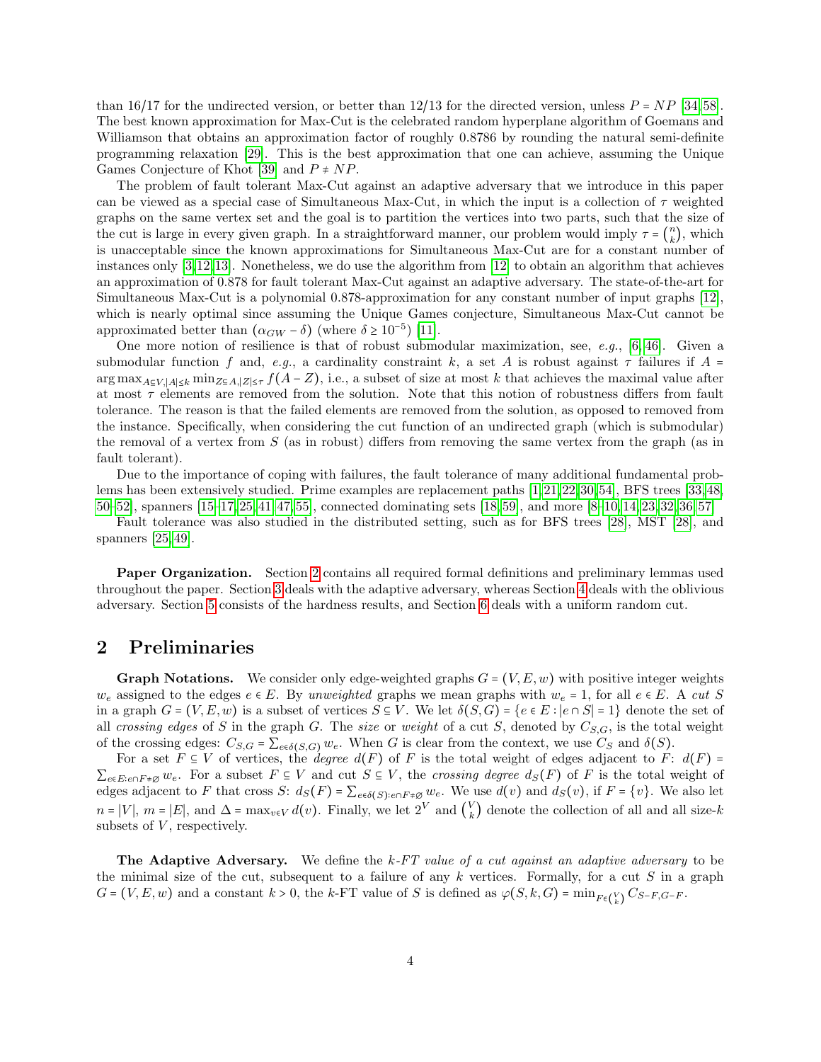than 16/17 for the undirected version, or better than 12/13 for the directed version, unless $P = NP$ [34,58]. The best known approximation for Max-Cut is the celebrated random hyperplane algorithm of Goemans and Williamson that obtains an approximation factor of roughly 0.8786 by rounding the natural semi-definite programming relaxation [29]. This is the best approximation that one can achieve, assuming the Unique Games Conjecture of Khot [39] and $P \neq NP$.

The problem of fault tolerant Max-Cut against an adaptive adversary that we introduce in this paper can be viewed as a special case of Simultaneous Max-Cut, in which the input is a collection of $\tau$ weighted graphs on the same vertex set and the goal is to partition the vertices into two parts, such that the size of the cut is large in every given graph. In a straightforward manner, our problem would imply $\tau = \binom{n}{k}$, which is unacceptable since the known approximations for Simultaneous Max-Cut are for a constant number of instances only [3,12,13]. Nonetheless, we do use the algorithm from [12] to obtain an algorithm that achieves an approximation of 0.878 for fault tolerant Max-Cut against an adaptive adversary. The state-of-the-art for Simultaneous Max-Cut is a polynomial 0.878-approximation for any constant number of input graphs [12], which is nearly optimal since assuming the Unique Games conjecture, Simultaneous Max-Cut cannot be approximated better than $(\alpha_{GW} - \delta)$ (where $\delta \geq 10^{-5}$) [11].

One more notion of resilience is that of robust submodular maximization, see, *e.g.*, [6,46]. Given a submodular function $f$ and, *e.g.*, a cardinality constraint $k$, a set $A$ is robust against $\tau$ failures if $A = \arg\max_{A \subseteq V, |A| \leq k} \min_{Z \subseteq A, |Z| \leq \tau} f(A - Z)$, i.e., a subset of size at most $k$ that achieves the maximal value after at most $\tau$ elements are removed from the solution. Note that this notion of robustness differs from fault tolerance. The reason is that the failed elements are removed from the solution, as opposed to removed from the instance. Specifically, when considering the cut function of an undirected graph (which is submodular) the removal of a vertex from $S$ (as in robust) differs from removing the same vertex from the graph (as in fault tolerant).

Due to the importance of coping with failures, the fault tolerance of many additional fundamental problems has been extensively studied. Prime examples are replacement paths [1,21,22,30,54], BFS trees [33,48, 50–52], spanners [15–17,25,41,47,55], connected dominating sets [18,59], and more [8–10,14,23,32,36,57]. Fault tolerance was also studied in the distributed setting, such as for BFS trees [28], MST [28], and spanners [25,49].

**Paper Organization.** Section 2 contains all required formal definitions and preliminary lemmas used throughout the paper. Section 3 deals with the adaptive adversary, whereas Section 4 deals with the oblivious adversary. Section 5 consists of the hardness results, and Section 6 deals with a uniform random cut.

## 2 Preliminaries

**Graph Notations.** We consider only edge-weighted graphs $G = (V, E, w)$ with positive integer weights $w_e$ assigned to the edges $e \in E$. By *unweighted* graphs we mean graphs with $w_e = 1$, for all $e \in E$. A *cut* $S$ in a graph $G = (V, E, w)$ is a subset of vertices $S \subseteq V$. We let $\delta(S, G) = \{e \in E : |e \cap S| = 1\}$ denote the set of all *crossing edges* of $S$ in the graph $G$. The *size* or *weight* of a cut $S$, denoted by $C_{S,G}$, is the total weight of the crossing edges: $C_{S,G} = \sum_{e \in \delta(S,G)} w_e$. When $G$ is clear from the context, we use $C_S$ and $\delta(S)$.

For a set $F \subseteq V$ of vertices, the *degree* $d(F)$ of $F$ is the total weight of edges adjacent to $F$: $d(F) = \sum_{e \in E : e \cap F \neq \emptyset} w_e$. For a subset $F \subseteq V$ and cut $S \subseteq V$, the *crossing degree* $d_S(F)$ of $F$ is the total weight of edges adjacent to $F$ that cross $S$: $d_S(F) = \sum_{e \in \delta(S): e \cap F \neq \emptyset} w_e$. We use $d(v)$ and $d_S(v)$, if $F = \{v\}$. We also let $n = |V|$, $m = |E|$, and $\Delta = \max_{v \in V} d(v)$. Finally, we let $2^V$ and $\binom{V}{k}$ denote the collection of all and all size-$k$ subsets of $V$, respectively.

**The Adaptive Adversary.** We define the *k-FT value of a cut against an adaptive adversary* to be the minimal size of the cut, subsequent to a failure of any $k$ vertices. Formally, for a cut $S$ in a graph $G = (V, E, w)$ and a constant $k > 0$, the $k$-FT value of $S$ is defined as $\varphi(S, k, G) = \min_{F \in \binom{V}{k}} C_{S-F, G-F}$.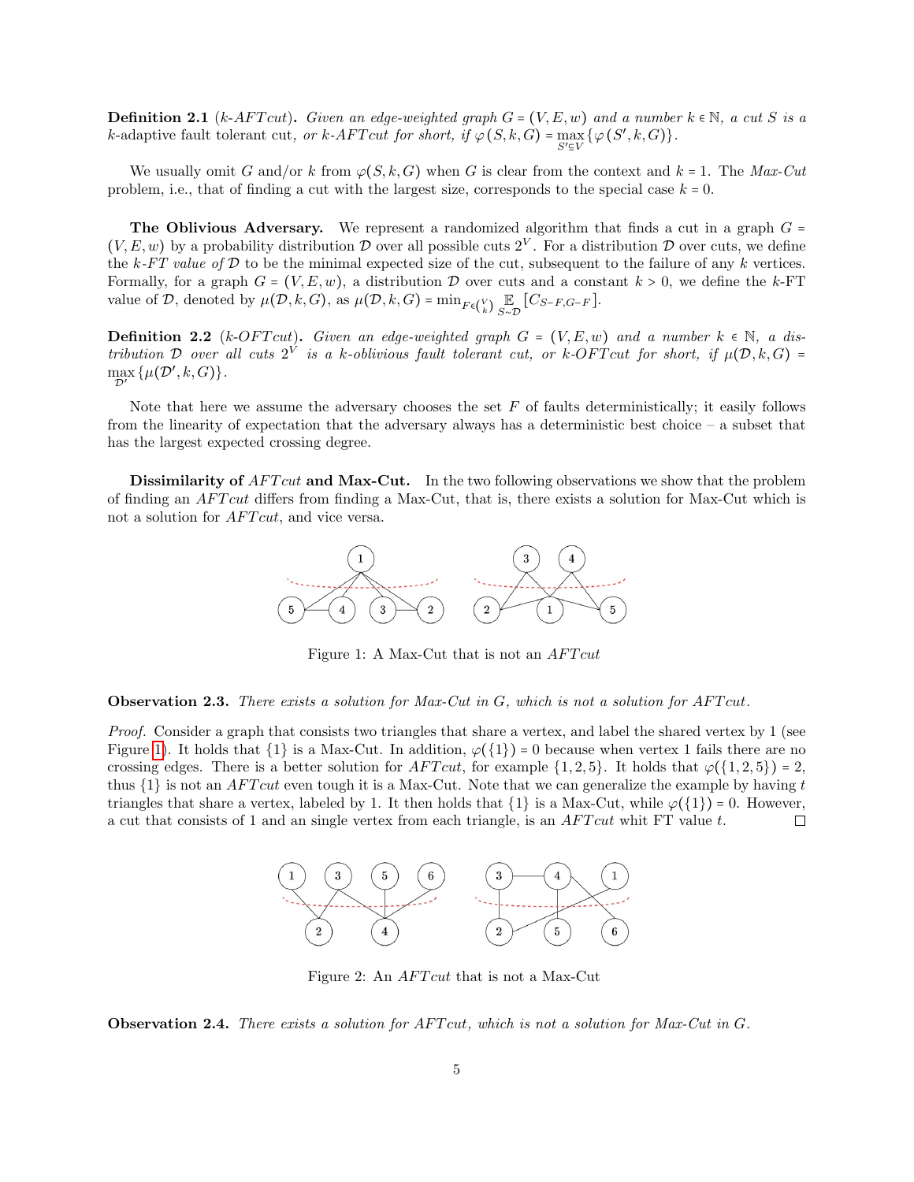**Definition 2.1** (*k-AFTcut*)**.** *Given an edge-weighted graph $G = (V, E, w)$ and a number $k \in \mathbb{N}$, a cut $S$ is a $k$-adaptive fault tolerant cut, or $k$-AFTcut for short, if $\varphi(S, k, G) = \max_{S' \subseteq V} \{\varphi(S', k, G)\}$.*

We usually omit $G$ and/or $k$ from $\varphi(S, k, G)$ when $G$ is clear from the context and $k = 1$. The *Max-Cut* problem, i.e., that of finding a cut with the largest size, corresponds to the special case $k = 0$.

**The Oblivious Adversary.** We represent a randomized algorithm that finds a cut in a graph $G = (V, E, w)$ by a probability distribution $\mathcal{D}$ over all possible cuts $2^V$. For a distribution $\mathcal{D}$ over cuts, we define the *k-FT value of* $\mathcal{D}$ to be the minimal expected size of the cut, subsequent to the failure of any $k$ vertices. Formally, for a graph $G = (V, E, w)$, a distribution $\mathcal{D}$ over cuts and a constant $k > 0$, we define the $k$-FT value of $\mathcal{D}$, denoted by $\mu(\mathcal{D}, k, G)$, as $\mu(\mathcal{D}, k, G) = \min_{F \in \binom{V}{k}} \mathbb{E}_{S \sim \mathcal{D}} [C_{S-F, G-F}]$.

**Definition 2.2** (*k-OFTcut*)**.** *Given an edge-weighted graph $G = (V, E, w)$ and a number $k \in \mathbb{N}$, a distribution $\mathcal{D}$ over all cuts $2^V$ is a $k$-oblivious fault tolerant cut, or $k$-OFTcut for short, if $\mu(\mathcal{D}, k, G) = \max_{\mathcal{D}'} \{\mu(\mathcal{D}', k, G)\}$.*

Note that here we assume the adversary chooses the set $F$ of faults deterministically; it easily follows from the linearity of expectation that the adversary always has a deterministic best choice – a subset that has the largest expected crossing degree.

**Dissimilarity of *AFTcut* and Max-Cut.** In the two following observations we show that the problem of finding an *AFTcut* differs from finding a Max-Cut, that is, there exists a solution for Max-Cut which is not a solution for *AFTcut*, and vice versa.

Figure 1: A Max-Cut that is not an *AFTcut*

**Observation 2.3.** *There exists a solution for Max-Cut in $G$, which is not a solution for AFTcut.*

*Proof.* Consider a graph that consists two triangles that share a vertex, and label the shared vertex by 1 (see Figure 1). It holds that $\{1\}$ is a Max-Cut. In addition, $\varphi(\{1\}) = 0$ because when vertex 1 fails there are no crossing edges. There is a better solution for *AFTcut*, for example $\{1, 2, 5\}$. It holds that $\varphi(\{1, 2, 5\}) = 2$, thus $\{1\}$ is not an *AFTcut* even tough it is a Max-Cut. Note that we can generalize the example by having $t$ triangles that share a vertex, labeled by 1. It then holds that $\{1\}$ is a Max-Cut, while $\varphi(\{1\}) = 0$. However, a cut that consists of 1 and an single vertex from each triangle, is an *AFTcut* whit FT value $t$. □

Figure 2: An *AFTcut* that is not a Max-Cut

**Observation 2.4.** *There exists a solution for AFTcut, which is not a solution for Max-Cut in $G$.*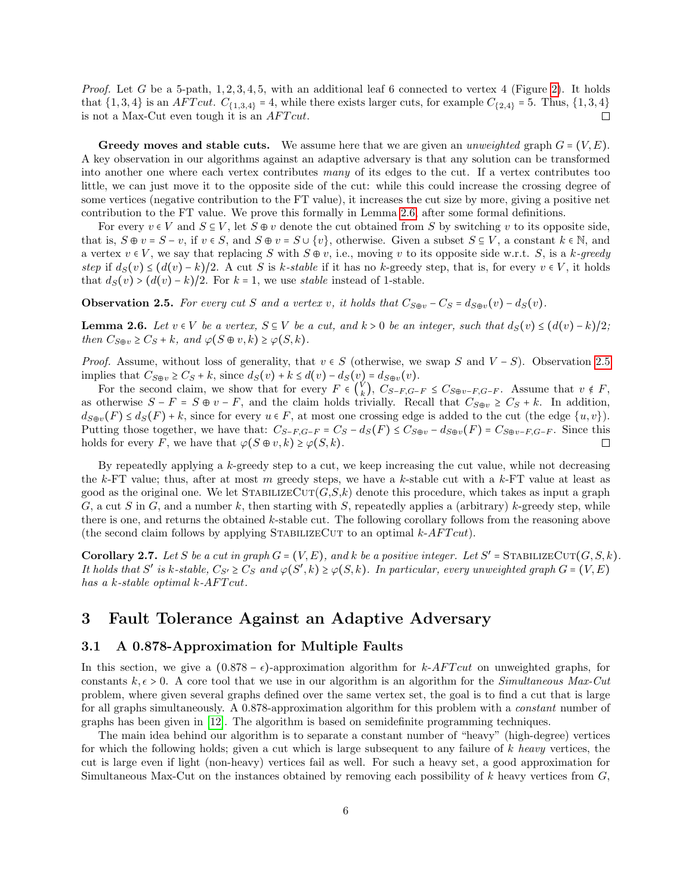*Proof.* Let $G$ be a 5-path, $1, 2, 3, 4, 5$, with an additional leaf 6 connected to vertex 4 (Figure 2). It holds that $\{1, 3, 4\}$ is an $AFTcut$. $C_{\{1,3,4\}} = 4$, while there exists larger cuts, for example $C_{\{2,4\}} = 5$. Thus, $\{1, 3, 4\}$ is not a Max-Cut even tough it is an $AFTcut$. ◻

**Greedy moves and stable cuts.** We assume here that we are given an *unweighted* graph $G = (V, E)$. A key observation in our algorithms against an adaptive adversary is that any solution can be transformed into another one where each vertex contributes *many* of its edges to the cut. If a vertex contributes too little, we can just move it to the opposite side of the cut: while this could increase the crossing degree of some vertices (negative contribution to the FT value), it increases the cut size by more, giving a positive net contribution to the FT value. We prove this formally in Lemma 2.6, after some formal definitions.

For every $v \in V$ and $S \subseteq V$, let $S \oplus v$ denote the cut obtained from $S$ by switching $v$ to its opposite side, that is, $S \oplus v = S - v$, if $v \in S$, and $S \oplus v = S \cup \{v\}$, otherwise. Given a subset $S \subseteq V$, a constant $k \in \mathbb{N}$, and a vertex $v \in V$, we say that replacing $S$ with $S \oplus v$, i.e., moving $v$ to its opposite side w.r.t. $S$, is a *$k$-greedy step* if $d_S(v) \leq (d(v) - k)/2$. A cut $S$ is *$k$-stable* if it has no $k$-greedy step, that is, for every $v \in V$, it holds that $d_S(v) > (d(v) - k)/2$. For $k = 1$, we use *stable* instead of 1-stable.

**Observation 2.5.** *For every cut $S$ and a vertex $v$, it holds that $C_{S\oplus v} - C_S = d_{S\oplus v}(v) - d_S(v)$.*

**Lemma 2.6.** *Let $v \in V$ be a vertex, $S \subseteq V$ be a cut, and $k > 0$ be an integer, such that $d_S(v) \leq (d(v) - k)/2$; then $C_{S\oplus v} \geq C_S + k$, and $\varphi(S \oplus v, k) \geq \varphi(S, k)$.*

*Proof.* Assume, without loss of generality, that $v \in S$ (otherwise, we swap $S$ and $V - S$). Observation 2.5 implies that $C_{S\oplus v} \geq C_S + k$, since $d_S(v) + k \leq d(v) - d_S(v) = d_{S\oplus v}(v)$.

For the second claim, we show that for every $F \in \binom{V}{k}$, $C_{S-F,G-F} \leq C_{S\oplus v-F,G-F}$. Assume that $v \notin F$, as otherwise $S - F = S \oplus v - F$, and the claim holds trivially. Recall that $C_{S\oplus v} \geq C_S + k$. In addition, $d_{S\oplus v}(F) \leq d_S(F) + k$, since for every $u \in F$, at most one crossing edge is added to the cut (the edge $\{u, v\}$). Putting those together, we have that: $C_{S-F,G-F} = C_S - d_S(F) \leq C_{S\oplus v} - d_{S\oplus v}(F) = C_{S\oplus v-F,G-F}$. Since this holds for every $F$, we have that $\varphi(S \oplus v, k) \geq \varphi(S, k)$. ◻

By repeatedly applying a $k$-greedy step to a cut, we keep increasing the cut value, while not decreasing the $k$-FT value; thus, after at most $m$ greedy steps, we have a $k$-stable cut with a $k$-FT value at least as good as the original one. We let StabilizeCut($G$,$S$,$k$) denote this procedure, which takes as input a graph $G$, a cut $S$ in $G$, and a number $k$, then starting with $S$, repeatedly applies a (arbitrary) $k$-greedy step, while there is one, and returns the obtained $k$-stable cut. The following corollary follows from the reasoning above (the second claim follows by applying StabilizeCut to an optimal $k$-$AFTcut$).

**Corollary 2.7.** *Let $S$ be a cut in graph $G = (V, E)$, and $k$ be a positive integer. Let $S' =$ StabilizeCut$(G, S, k)$. It holds that $S'$ is $k$-stable, $C_{S'} \geq C_S$ and $\varphi(S', k) \geq \varphi(S, k)$. In particular, every unweighted graph $G = (V, E)$ has a $k$-stable optimal $k$-$AFTcut$.*

# 3 Fault Tolerance Against an Adaptive Adversary

## 3.1 A 0.878-Approximation for Multiple Faults

In this section, we give a $(0.878 - \epsilon)$-approximation algorithm for $k$-$AFTcut$ on unweighted graphs, for constants $k, \epsilon > 0$. A core tool that we use in our algorithm is an algorithm for the *Simultaneous Max-Cut* problem, where given several graphs defined over the same vertex set, the goal is to find a cut that is large for all graphs simultaneously. A 0.878-approximation algorithm for this problem with a *constant* number of graphs has been given in [12]. The algorithm is based on semidefinite programming techniques.

The main idea behind our algorithm is to separate a constant number of "heavy" (high-degree) vertices for which the following holds; given a cut which is large subsequent to any failure of $k$ *heavy* vertices, the cut is large even if light (non-heavy) vertices fail as well. For such a heavy set, a good approximation for Simultaneous Max-Cut on the instances obtained by removing each possibility of $k$ heavy vertices from $G$,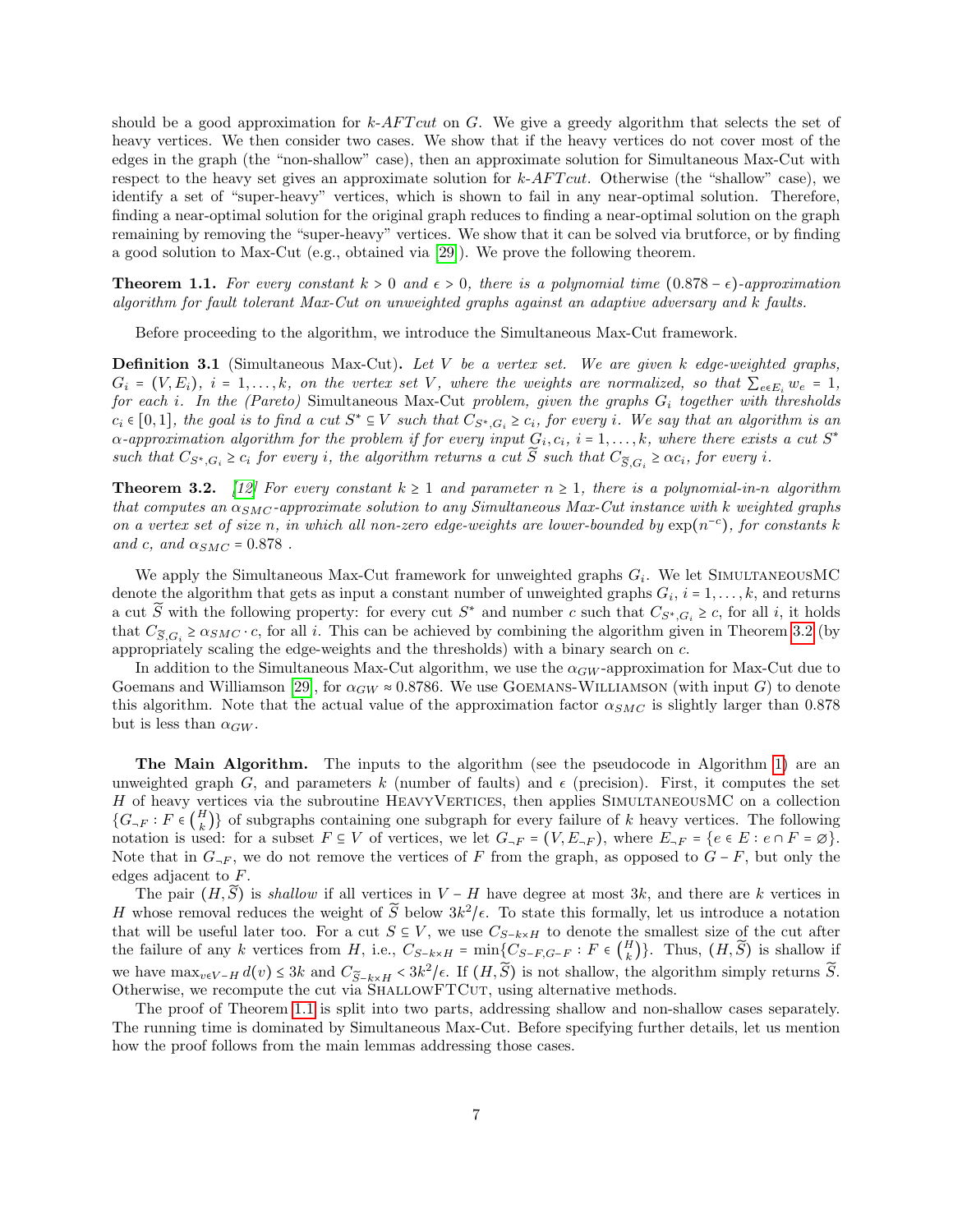should be a good approximation for *k-AFTcut* on $G$. We give a greedy algorithm that selects the set of heavy vertices. We then consider two cases. We show that if the heavy vertices do not cover most of the edges in the graph (the "non-shallow" case), then an approximate solution for Simultaneous Max-Cut with respect to the heavy set gives an approximate solution for *k-AFTcut*. Otherwise (the "shallow" case), we identify a set of "super-heavy" vertices, which is shown to fail in any near-optimal solution. Therefore, finding a near-optimal solution for the original graph reduces to finding a near-optimal solution on the graph remaining by removing the "super-heavy" vertices. We show that it can be solved via brutforce, or by finding a good solution to Max-Cut (e.g., obtained via [29]). We prove the following theorem.

**Theorem 1.1.** *For every constant $k > 0$ and $\epsilon > 0$, there is a polynomial time $(0.878 - \epsilon)$-approximation algorithm for fault tolerant Max-Cut on unweighted graphs against an adaptive adversary and $k$ faults.*

Before proceeding to the algorithm, we introduce the Simultaneous Max-Cut framework.

**Definition 3.1** (Simultaneous Max-Cut)**.** *Let $V$ be a vertex set. We are given $k$ edge-weighted graphs, $G_i = (V, E_i)$, $i = 1, \ldots, k$, on the vertex set $V$, where the weights are normalized, so that $\sum_{e \in E_i} w_e = 1$, for each $i$. In the (Pareto)* Simultaneous Max-Cut *problem, given the graphs $G_i$ together with thresholds $c_i \in [0, 1]$, the goal is to find a cut $S^* \subseteq V$ such that $C_{S^*, G_i} \geq c_i$, for every $i$. We say that an algorithm is an $\alpha$-approximation algorithm for the problem if for every input $G_i, c_i$, $i = 1, \ldots, k$, where there exists a cut $S^*$ such that $C_{S^*, G_i} \geq c_i$ for every $i$, the algorithm returns a cut $\widetilde{S}$ such that $C_{\widetilde{S}, G_i} \geq \alpha c_i$, for every $i$.*

**Theorem 3.2.** *[12] For every constant $k \geq 1$ and parameter $n \geq 1$, there is a polynomial-in-$n$ algorithm that computes an $\alpha_{SMC}$-approximate solution to any Simultaneous Max-Cut instance with $k$ weighted graphs on a vertex set of size $n$, in which all non-zero edge-weights are lower-bounded by $\exp(n^{-c})$, for constants $k$ and $c$, and $\alpha_{SMC} = 0.878$ .*

We apply the Simultaneous Max-Cut framework for unweighted graphs $G_i$. We let SimultaneousMC denote the algorithm that gets as input a constant number of unweighted graphs $G_i$, $i = 1, \ldots, k$, and returns a cut $\widetilde{S}$ with the following property: for every cut $S^*$ and number $c$ such that $C_{S^*, G_i} \geq c$, for all $i$, it holds that $C_{\widetilde{S}, G_i} \geq \alpha_{SMC} \cdot c$, for all $i$. This can be achieved by combining the algorithm given in Theorem 3.2 (by appropriately scaling the edge-weights and the thresholds) with a binary search on $c$.

In addition to the Simultaneous Max-Cut algorithm, we use the $\alpha_{GW}$-approximation for Max-Cut due to Goemans and Williamson [29], for $\alpha_{GW} \approx 0.8786$. We use Goemans-Williamson (with input $G$) to denote this algorithm. Note that the actual value of the approximation factor $\alpha_{SMC}$ is slightly larger than 0.878 but is less than $\alpha_{GW}$.

**The Main Algorithm.** The inputs to the algorithm (see the pseudocode in Algorithm 1) are an unweighted graph $G$, and parameters $k$ (number of faults) and $\epsilon$ (precision). First, it computes the set $H$ of heavy vertices via the subroutine HeavyVertices, then applies SimultaneousMC on a collection $\{G_{\neg F} : F \in \binom{H}{k}\}$ of subgraphs containing one subgraph for every failure of $k$ heavy vertices. The following notation is used: for a subset $F \subseteq V$ of vertices, we let $G_{\neg F} = (V, E_{\neg F})$, where $E_{\neg F} = \{e \in E : e \cap F = \varnothing\}$. Note that in $G_{\neg F}$, we do not remove the vertices of $F$ from the graph, as opposed to $G - F$, but only the edges adjacent to $F$.

The pair $(H, \widetilde{S})$ is *shallow* if all vertices in $V - H$ have degree at most $3k$, and there are $k$ vertices in $H$ whose removal reduces the weight of $\widetilde{S}$ below $3k^2/\epsilon$. To state this formally, let us introduce a notation that will be useful later too. For a cut $S \subseteq V$, we use $C_{S-k \times H}$ to denote the smallest size of the cut after the failure of any $k$ vertices from $H$, i.e., $C_{S-k \times H} = \min\{C_{S-F, G-F} : F \in \binom{H}{k}\}$. Thus, $(H, \widetilde{S})$ is shallow if we have $\max_{v \in V-H} d(v) \leq 3k$ and $C_{\widetilde{S}-k \times H} < 3k^2/\epsilon$. If $(H, \widetilde{S})$ is not shallow, the algorithm simply returns $\widetilde{S}$. Otherwise, we recompute the cut via ShallowFTCut, using alternative methods.

The proof of Theorem 1.1 is split into two parts, addressing shallow and non-shallow cases separately. The running time is dominated by Simultaneous Max-Cut. Before specifying further details, let us mention how the proof follows from the main lemmas addressing those cases.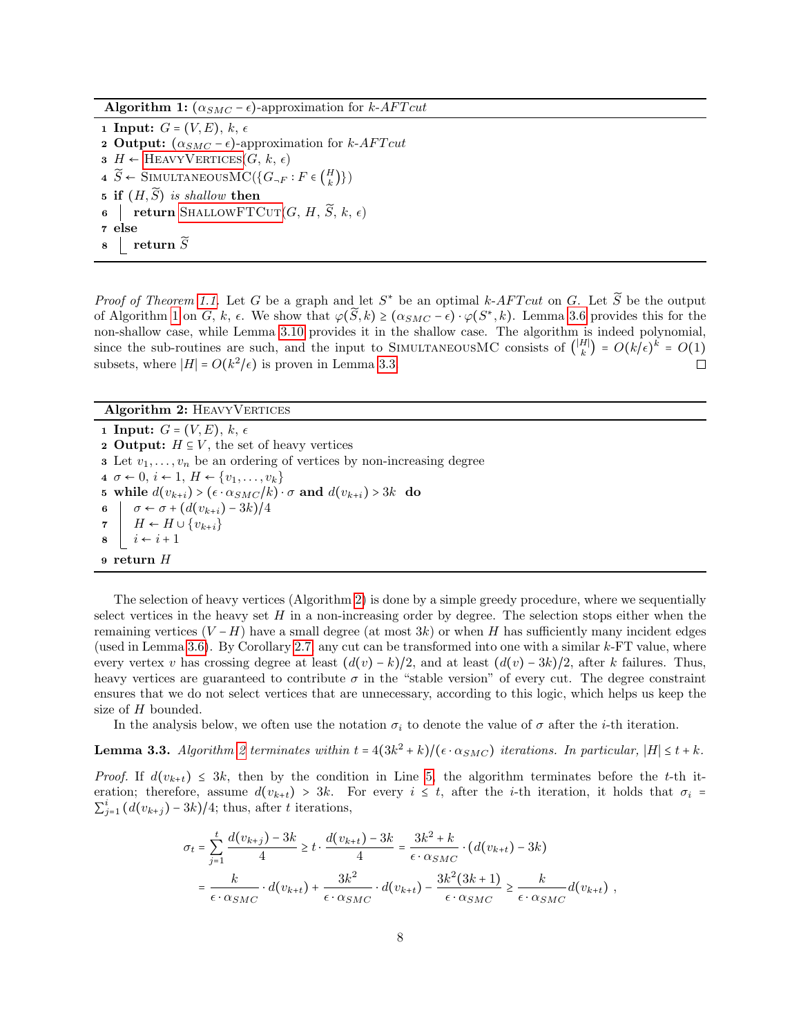**Algorithm 1:** $(\alpha_{SMC} - \epsilon)$-approximation for $k$-*AFTcut*

```
1 Input: G = (V, E), k, ε
2 Output: (α_SMC − ε)-approximation for k-AFTcut
3 H ← HeavyVertices(G, k, ε)
4 S̃ ← SimultaneousMC({G_¬F : F ∈ (H choose k)})
5 if (H, S̃) is shallow then
6 │ return ShallowFTCut(G, H, S̃, k, ε)
7 else
8 │ return S̃
```

*Proof of Theorem 1.1.* Let $G$ be a graph and let $S^*$ be an optimal $k$-*AFTcut* on $G$. Let $\widetilde{S}$ be the output of Algorithm 1 on $G$, $k$, $\epsilon$. We show that $\varphi(\widetilde{S}, k) \geq (\alpha_{SMC} - \epsilon) \cdot \varphi(S^*, k)$. Lemma 3.6 provides this for the non-shallow case, while Lemma 3.10 provides it in the shallow case. The algorithm is indeed polynomial, since the sub-routines are such, and the input to SimultaneousMC consists of $\binom{|H|}{k} = O(k/\epsilon)^k = O(1)$ subsets, where $|H| = O(k^2/\epsilon)$ is proven in Lemma 3.3. $\square$

**Algorithm 2:** HeavyVertices

```
1 Input: G = (V, E), k, ε
2 Output: H ⊆ V, the set of heavy vertices
3 Let v_1, ..., v_n be an ordering of vertices by non-increasing degree
4 σ ← 0, i ← 1, H ← {v_1, ..., v_k}
5 while d(v_{k+i}) > (ε · α_SMC/k) · σ and d(v_{k+i}) > 3k do
6 │ σ ← σ + (d(v_{k+i}) − 3k)/4
7 │ H ← H ∪ {v_{k+i}}
8 │ i ← i + 1
9 return H
```

The selection of heavy vertices (Algorithm 2) is done by a simple greedy procedure, where we sequentially select vertices in the heavy set $H$ in a non-increasing order by degree. The selection stops either when the remaining vertices $(V - H)$ have a small degree (at most $3k$) or when $H$ has sufficiently many incident edges (used in Lemma 3.6). By Corollary 2.7, any cut can be transformed into one with a similar $k$-FT value, where every vertex $v$ has crossing degree at least $(d(v) - k)/2$, and at least $(d(v) - 3k)/2$, after $k$ failures. Thus, heavy vertices are guaranteed to contribute to $\sigma$ in the "stable version" of every cut. The degree constraint ensures that we do not select vertices that are unnecessary, according to this logic, which helps us keep the size of $H$ bounded.

In the analysis below, we often use the notation $\sigma_i$ to denote the value of $\sigma$ after the $i$-th iteration.

**Lemma 3.3.** *Algorithm 2 terminates within $t = 4(3k^2 + k)/(\epsilon \cdot \alpha_{SMC})$ iterations. In particular, $|H| \leq t + k$.*

*Proof.* If $d(v_{k+t}) \leq 3k$, then by the condition in Line 5, the algorithm terminates before the $t$-th iteration; therefore, assume $d(v_{k+t}) > 3k$. For every $i \leq t$, after the $i$-th iteration, it holds that $\sigma_i = \sum_{j=1}^{i} (d(v_{k+j}) - 3k)/4$; thus, after $t$ iterations,

$$
\begin{aligned}
\sigma_t &= \sum_{j=1}^{t} \frac{d(v_{k+j}) - 3k}{4} \geq t \cdot \frac{d(v_{k+t}) - 3k}{4} = \frac{3k^2 + k}{\epsilon \cdot \alpha_{SMC}} \cdot (d(v_{k+t}) - 3k) \\
&= \frac{k}{\epsilon \cdot \alpha_{SMC}} \cdot d(v_{k+t}) + \frac{3k^2}{\epsilon \cdot \alpha_{SMC}} \cdot d(v_{k+t}) - \frac{3k^2(3k+1)}{\epsilon \cdot \alpha_{SMC}} \geq \frac{k}{\epsilon \cdot \alpha_{SMC}} d(v_{k+t}) \ ,
\end{aligned}
$$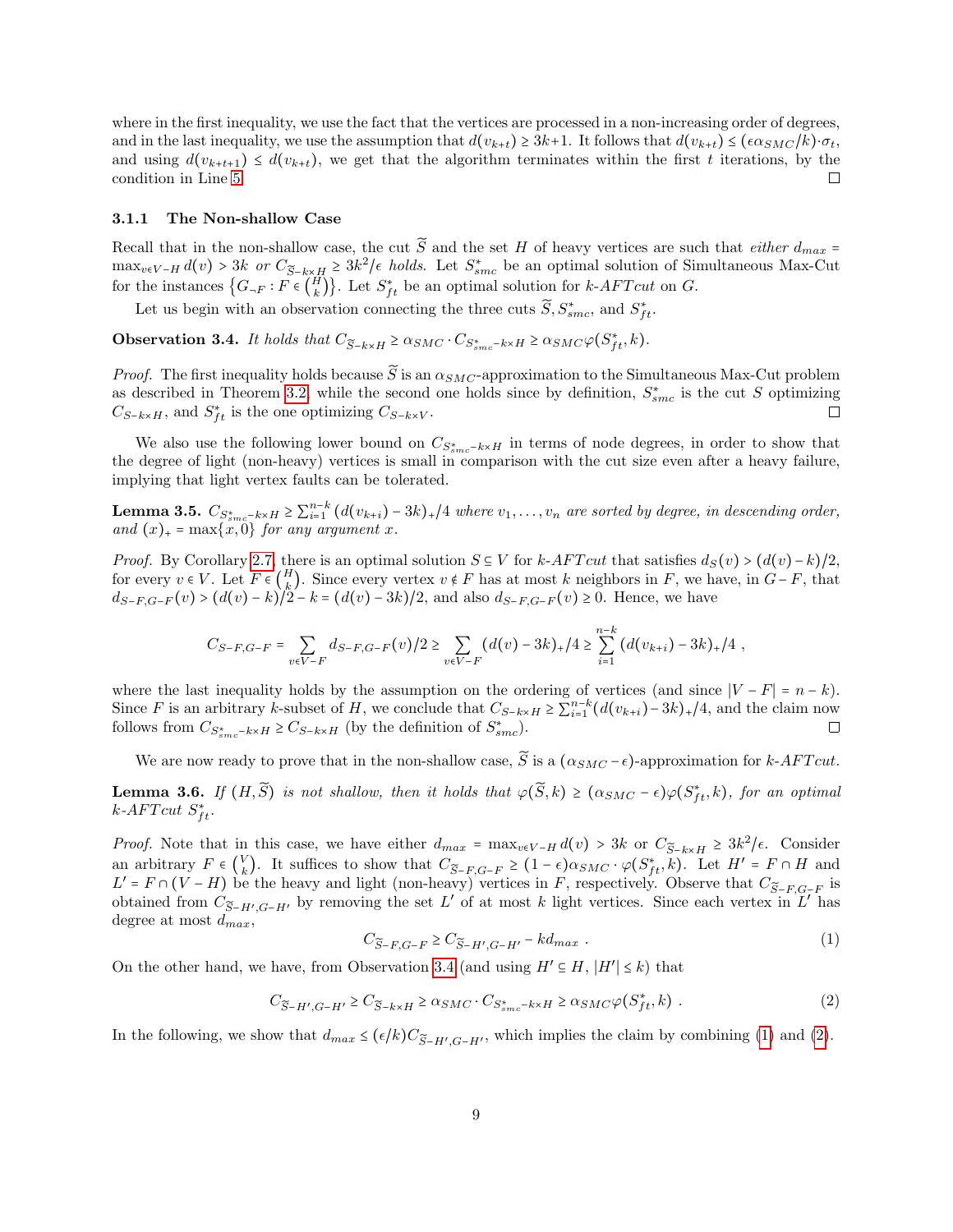where in the first inequality, we use the fact that the vertices are processed in a non-increasing order of degrees, and in the last inequality, we use the assumption that $d(v_{k+t}) \geq 3k+1$. It follows that $d(v_{k+t}) \leq (\epsilon\alpha_{SMC}/k)\cdot\sigma_t$, and using $d(v_{k+t+1}) \leq d(v_{k+t})$, we get that the algorithm terminates within the first $t$ iterations, by the condition in Line 5. □

#### 3.1.1 The Non-shallow Case

Recall that in the non-shallow case, the cut $\widetilde{S}$ and the set $H$ of heavy vertices are such that *either* $d_{max} = \max_{v\in V-H} d(v) > 3k$ *or* $C_{\widetilde{S}-k\times H} \geq 3k^2/\epsilon$ *holds*. Let $S^*_{smc}$ be an optimal solution of Simultaneous Max-Cut for the instances $\left\{G_{-F} : F \in \binom{H}{k}\right\}$. Let $S^*_{ft}$ be an optimal solution for *k-AFTcut* on $G$.

Let us begin with an observation connecting the three cuts $\widetilde{S}, S^*_{smc}$, and $S^*_{ft}$.

**Observation 3.4.** *It holds that* $C_{\widetilde{S}-k\times H} \geq \alpha_{SMC}\cdot C_{S^*_{smc}-k\times H} \geq \alpha_{SMC}\varphi(S^*_{ft}, k)$.

*Proof.* The first inequality holds because $\widetilde{S}$ is an $\alpha_{SMC}$-approximation to the Simultaneous Max-Cut problem as described in Theorem 3.2, while the second one holds since by definition, $S^*_{smc}$ is the cut $S$ optimizing $C_{S-k\times H}$, and $S^*_{ft}$ is the one optimizing $C_{S-k\times V}$. □

We also use the following lower bound on $C_{S^*_{smc}-k\times H}$ in terms of node degrees, in order to show that the degree of light (non-heavy) vertices is small in comparison with the cut size even after a heavy failure, implying that light vertex faults can be tolerated.

**Lemma 3.5.** $C_{S^*_{smc}-k\times H} \geq \sum_{i=1}^{n-k}(d(v_{k+i}) - 3k)_+/4$ *where* $v_1,\ldots,v_n$ *are sorted by degree, in descending order, and* $(x)_+ = \max\{x, 0\}$ *for any argument* $x$.

*Proof.* By Corollary 2.7, there is an optimal solution $S \subseteq V$ for *k-AFTcut* that satisfies $d_S(v) > (d(v)-k)/2$, for every $v \in V$. Let $F \in \binom{H}{k}$. Since every vertex $v \notin F$ has at most $k$ neighbors in $F$, we have, in $G-F$, that $d_{S-F,G-F}(v) > (d(v)-k)/2 - k = (d(v)-3k)/2$, and also $d_{S-F,G-F}(v) \geq 0$. Hence, we have

$$C_{S-F,G-F} = \sum_{v\in V-F} d_{S-F,G-F}(v)/2 \geq \sum_{v\in V-F}(d(v)-3k)_+/4 \geq \sum_{i=1}^{n-k}(d(v_{k+i})-3k)_+/4 \ ,$$

where the last inequality holds by the assumption on the ordering of vertices (and since $|V-F| = n-k$). Since $F$ is an arbitrary $k$-subset of $H$, we conclude that $C_{S-k\times H} \geq \sum_{i=1}^{n-k}(d(v_{k+i})-3k)_+/4$, and the claim now follows from $C_{S^*_{smc}-k\times H} \geq C_{S-k\times H}$ (by the definition of $S^*_{smc}$). □

We are now ready to prove that in the non-shallow case, $\widetilde{S}$ is a $(\alpha_{SMC}-\epsilon)$-approximation for *k-AFTcut*.

**Lemma 3.6.** *If* $(H,\widetilde{S})$ *is not shallow, then it holds that* $\varphi(\widetilde{S},k) \geq (\alpha_{SMC}-\epsilon)\varphi(S^*_{ft},k)$*, for an optimal k-AFTcut* $S^*_{ft}$.

*Proof.* Note that in this case, we have either $d_{max} = \max_{v\in V-H} d(v) > 3k$ or $C_{\widetilde{S}-k\times H} \geq 3k^2/\epsilon$. Consider an arbitrary $F \in \binom{V}{k}$. It suffices to show that $C_{\widetilde{S}-F,G-F} \geq (1-\epsilon)\alpha_{SMC}\cdot\varphi(S^*_{ft},k)$. Let $H' = F\cap H$ and $L' = F\cap(V-H)$ be the heavy and light (non-heavy) vertices in $F$, respectively. Observe that $C_{\widetilde{S}-F,G-F}$ is obtained from $C_{\widetilde{S}-H',G-H'}$ by removing the set $L'$ of at most $k$ light vertices. Since each vertex in $L'$ has degree at most $d_{max}$,

$$C_{\widetilde{S}-F,G-F} \geq C_{\widetilde{S}-H',G-H'} - kd_{max} \ . \tag{1}$$

On the other hand, we have, from Observation 3.4 (and using $H' \subseteq H$, $|H'| \leq k$) that

$$C_{\widetilde{S}-H',G-H'} \geq C_{\widetilde{S}-k\times H} \geq \alpha_{SMC}\cdot C_{S^*_{smc}-k\times H} \geq \alpha_{SMC}\varphi(S^*_{ft},k) \ . \tag{2}$$

In the following, we show that $d_{max} \leq (\epsilon/k)C_{\widetilde{S}-H',G-H'}$, which implies the claim by combining (1) and (2).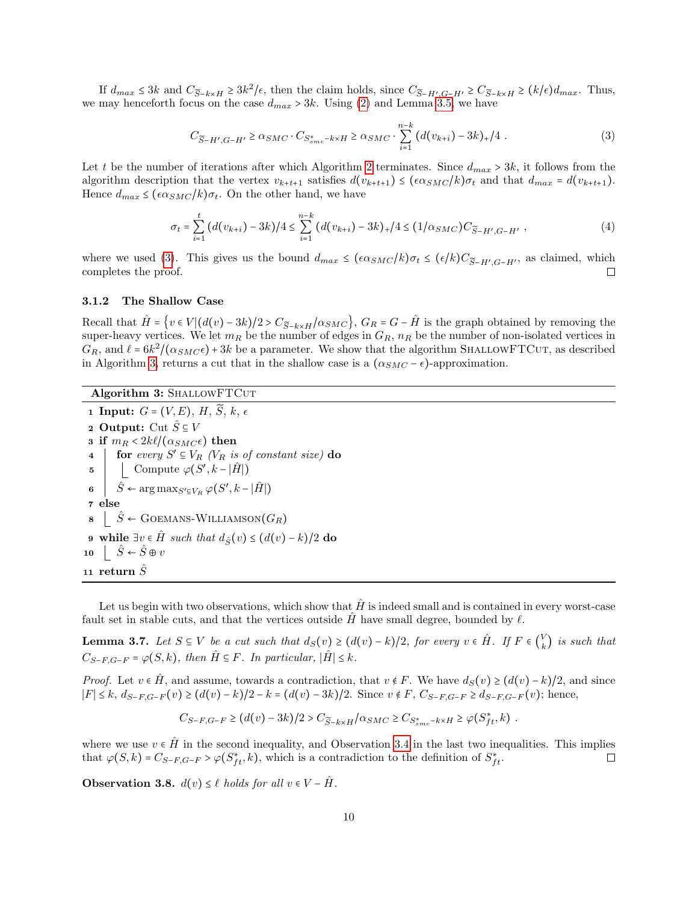If $d_{max} \le 3k$ and $C_{\widetilde{S}-k\times H} \ge 3k^2/\epsilon$, then the claim holds, since $C_{\widetilde{S}-H',G-H'} \ge C_{\widetilde{S}-k\times H} \ge (k/\epsilon)d_{max}$. Thus, we may henceforth focus on the case $d_{max} > 3k$. Using (2) and Lemma 3.5, we have

$$C_{\widetilde{S}-H',G-H'} \ge \alpha_{SMC} \cdot C_{S^*_{smc}-k\times H} \ge \alpha_{SMC} \cdot \sum_{i=1}^{n-k} (d(v_{k+i}) - 3k)_+/4 \ . \tag{3}$$

Let $t$ be the number of iterations after which Algorithm 2 terminates. Since $d_{max} > 3k$, it follows from the algorithm description that the vertex $v_{k+t+1}$ satisfies $d(v_{k+t+1}) \le (\epsilon\alpha_{SMC}/k)\sigma_t$ and that $d_{max} = d(v_{k+t+1})$. Hence $d_{max} \le (\epsilon\alpha_{SMC}/k)\sigma_t$. On the other hand, we have

$$\sigma_t = \sum_{i=1}^{t} (d(v_{k+i}) - 3k)/4 \le \sum_{i=1}^{n-k} (d(v_{k+i}) - 3k)_+/4 \le (1/\alpha_{SMC})C_{\widetilde{S}-H',G-H'} \ , \tag{4}$$

where we used (3). This gives us the bound $d_{max} \le (\epsilon\alpha_{SMC}/k)\sigma_t \le (\epsilon/k)C_{\widetilde{S}-H',G-H'}$, as claimed, which completes the proof. □

### 3.1.2 The Shallow Case

Recall that $\hat{H} = \{v \in V | (d(v) - 3k)/2 > C_{\widetilde{S}-k\times H}/\alpha_{SMC}\}$, $G_R = G - \hat{H}$ is the graph obtained by removing the super-heavy vertices. We let $m_R$ be the number of edges in $G_R$, $n_R$ be the number of non-isolated vertices in $G_R$, and $\ell = 6k^2/(\alpha_{SMC}\epsilon) + 3k$ be a parameter. We show that the algorithm ShallowFTCut, as described in Algorithm 3, returns a cut that in the shallow case is a $(\alpha_{SMC} - \epsilon)$-approximation.

**Algorithm 3:** ShallowFTCut

```
1  Input: G = (V, E), H, S̃, k, ε
2  Output: Cut Ŝ ⊆ V
3  if m_R < 2kℓ/(α_SMC ε) then
4      for every S' ⊆ V_R (V_R is of constant size) do
5          Compute φ(S', k − |Ĥ|)
6      Ŝ ← arg max_{S' ⊆ V_R} φ(S', k − |Ĥ|)
7  else
8      Ŝ ← Goemans-Williamson(G_R)
9  while ∃v ∈ Ĥ such that d_Ŝ(v) ≤ (d(v) − k)/2 do
10     Ŝ ← Ŝ ⊕ v
11 return Ŝ
```

Let us begin with two observations, which show that $\hat{H}$ is indeed small and is contained in every worst-case fault set in stable cuts, and that the vertices outside $\hat{H}$ have small degree, bounded by $\ell$.

**Lemma 3.7.** *Let $S \subseteq V$ be a cut such that $d_S(v) \ge (d(v) - k)/2$, for every $v \in \hat{H}$. If $F \in \binom{V}{k}$ is such that $C_{S-F,G-F} = \varphi(S, k)$, then $\hat{H} \subseteq F$. In particular, $|\hat{H}| \le k$.*

*Proof.* Let $v \in \hat{H}$, and assume, towards a contradiction, that $v \notin F$. We have $d_S(v) \ge (d(v) - k)/2$, and since $|F| \le k$, $d_{S-F,G-F}(v) \ge (d(v) - k)/2 - k = (d(v) - 3k)/2$. Since $v \notin F$, $C_{S-F,G-F} \ge d_{S-F,G-F}(v)$; hence,

$$C_{S-F,G-F} \ge (d(v) - 3k)/2 > C_{\widetilde{S}-k\times H}/\alpha_{SMC} \ge C_{S^*_{smc}-k\times H} \ge \varphi(S^*_{ft}, k) \ .$$

where we use $v \in \hat{H}$ in the second inequality, and Observation 3.4 in the last two inequalities. This implies that $\varphi(S, k) = C_{S-F,G-F} > \varphi(S^*_{ft}, k)$, which is a contradiction to the definition of $S^*_{ft}$. □

**Observation 3.8.** *$d(v) \le \ell$ holds for all $v \in V - \hat{H}$.*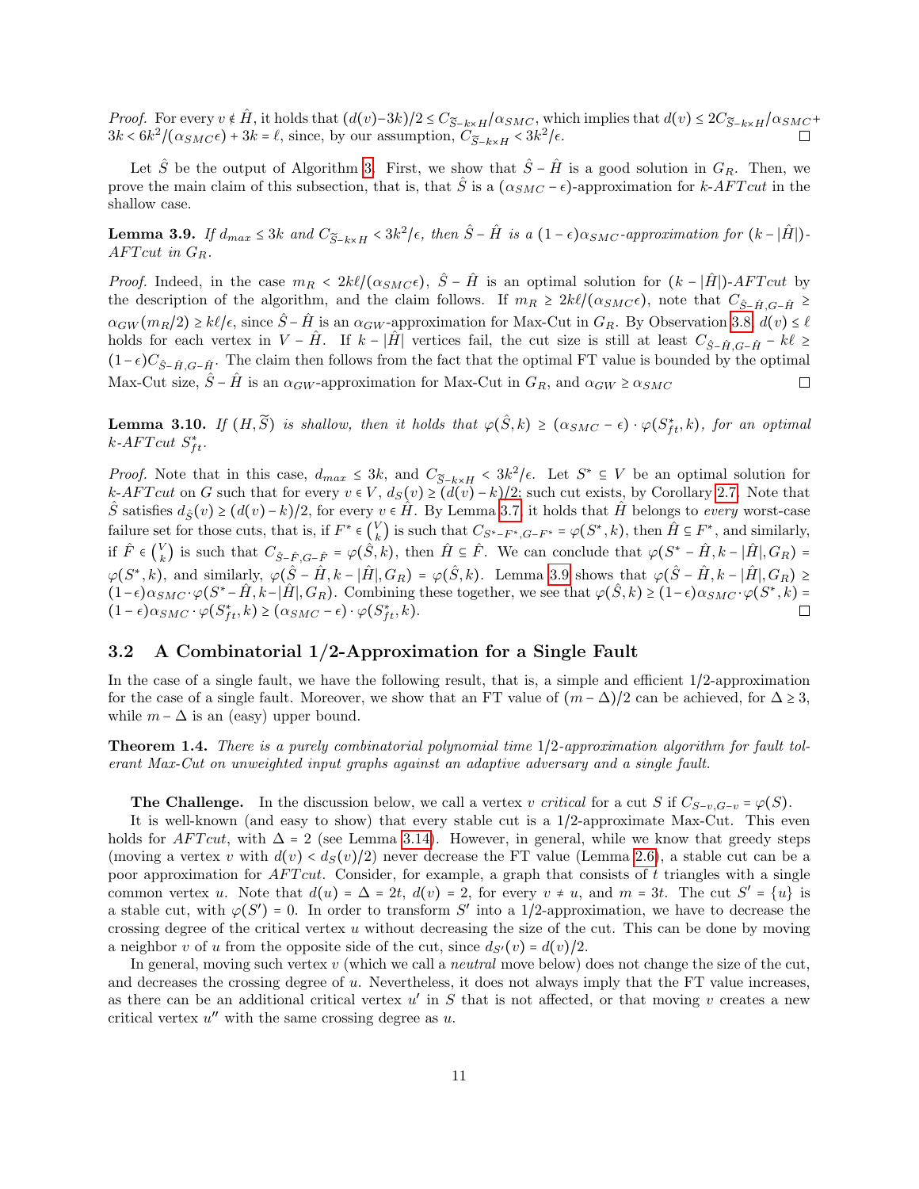*Proof.* For every $v \notin \hat{H}$, it holds that $(d(v) - 3k)/2 \le C_{\widetilde{S}-k\times H}/\alpha_{SMC}$, which implies that $d(v) \le 2C_{\widetilde{S}-k\times H}/\alpha_{SMC} + 3k < 6k^2/(\alpha_{SMC}\epsilon) + 3k = \ell$, since, by our assumption, $C_{\widetilde{S}-k\times H} < 3k^2/\epsilon$. ☐

Let $\hat{S}$ be the output of Algorithm 3. First, we show that $\hat{S} - \hat{H}$ is a good solution in $G_R$. Then, we prove the main claim of this subsection, that is, that $\hat{S}$ is a $(\alpha_{SMC} - \epsilon)$-approximation for *k-AFTcut* in the shallow case.

**Lemma 3.9.** *If $d_{max} \le 3k$ and $C_{\widetilde{S}-k\times H} < 3k^2/\epsilon$, then $\hat{S} - \hat{H}$ is a $(1-\epsilon)\alpha_{SMC}$-approximation for $(k - |\hat{H}|)$-AFTcut in $G_R$.*

*Proof.* Indeed, in the case $m_R < 2k\ell/(\alpha_{SMC}\epsilon)$, $\hat{S} - \hat{H}$ is an optimal solution for $(k - |\hat{H}|)$-*AFTcut* by the description of the algorithm, and the claim follows. If $m_R \ge 2k\ell/(\alpha_{SMC}\epsilon)$, note that $C_{\hat{S}-\hat{H},G-\hat{H}} \ge \alpha_{GW}(m_R/2) \ge k\ell/\epsilon$, since $\hat{S} - \hat{H}$ is an $\alpha_{GW}$-approximation for Max-Cut in $G_R$. By Observation 3.8, $d(v) \le \ell$ holds for each vertex in $V - \hat{H}$. If $k - |\hat{H}|$ vertices fail, the cut size is still at least $C_{\hat{S}-\hat{H},G-\hat{H}} - k\ell \ge (1-\epsilon)C_{\hat{S}-\hat{H},G-\hat{H}}$. The claim then follows from the fact that the optimal FT value is bounded by the optimal Max-Cut size, $\hat{S} - \hat{H}$ is an $\alpha_{GW}$-approximation for Max-Cut in $G_R$, and $\alpha_{GW} \ge \alpha_{SMC}$ ☐

**Lemma 3.10.** *If $(H, \widetilde{S})$ is shallow, then it holds that $\varphi(\hat{S}, k) \ge (\alpha_{SMC} - \epsilon) \cdot \varphi(S^*_{ft}, k)$, for an optimal k-AFTcut $S^*_{ft}$.*

*Proof.* Note that in this case, $d_{max} \le 3k$, and $C_{\widetilde{S}-k\times H} < 3k^2/\epsilon$. Let $S^* \subseteq V$ be an optimal solution for *k-AFTcut* on $G$ such that for every $v \in V$, $d_S(v) \ge (d(v) - k)/2$; such cut exists, by Corollary 2.7. Note that $\hat{S}$ satisfies $d_{\hat{S}}(v) \ge (d(v) - k)/2$, for every $v \in \hat{H}$. By Lemma 3.7, it holds that $\hat{H}$ belongs to *every* worst-case failure set for those cuts, that is, if $F^* \in \binom{V}{k}$ is such that $C_{S^*-F^*,G-F^*} = \varphi(S^*, k)$, then $\hat{H} \subseteq F^*$, and similarly, if $\hat{F} \in \binom{V}{k}$ is such that $C_{\hat{S}-\hat{F},G-\hat{F}} = \varphi(\hat{S}, k)$, then $\hat{H} \subseteq \hat{F}$. We can conclude that $\varphi(S^* - \hat{H}, k - |\hat{H}|, G_R) = \varphi(S^*, k)$, and similarly, $\varphi(\hat{S} - \hat{H}, k - |\hat{H}|, G_R) = \varphi(\hat{S}, k)$. Lemma 3.9 shows that $\varphi(\hat{S} - \hat{H}, k - |\hat{H}|, G_R) \ge (1-\epsilon)\alpha_{SMC} \cdot \varphi(S^* - \hat{H}, k - |\hat{H}|, G_R)$. Combining these together, we see that $\varphi(\hat{S}, k) \ge (1-\epsilon)\alpha_{SMC} \cdot \varphi(S^*, k) = (1-\epsilon)\alpha_{SMC} \cdot \varphi(S^*_{ft}, k) \ge (\alpha_{SMC} - \epsilon) \cdot \varphi(S^*_{ft}, k)$. ☐

## 3.2 A Combinatorial 1/2-Approximation for a Single Fault

In the case of a single fault, we have the following result, that is, a simple and efficient 1/2-approximation for the case of a single fault. Moreover, we show that an FT value of $(m - \Delta)/2$ can be achieved, for $\Delta \ge 3$, while $m - \Delta$ is an (easy) upper bound.

**Theorem 1.4.** *There is a purely combinatorial polynomial time 1/2-approximation algorithm for fault tolerant Max-Cut on unweighted input graphs against an adaptive adversary and a single fault.*

**The Challenge.** In the discussion below, we call a vertex $v$ *critical* for a cut $S$ if $C_{S-v,G-v} = \varphi(S)$.

It is well-known (and easy to show) that every stable cut is a 1/2-approximate Max-Cut. This even holds for *AFTcut*, with $\Delta = 2$ (see Lemma 3.14). However, in general, while we know that greedy steps (moving a vertex $v$ with $d(v) < d_S(v)/2$) never decrease the FT value (Lemma 2.6), a stable cut can be a poor approximation for *AFTcut*. Consider, for example, a graph that consists of $t$ triangles with a single common vertex $u$. Note that $d(u) = \Delta = 2t$, $d(v) = 2$, for every $v \ne u$, and $m = 3t$. The cut $S' = \{u\}$ is a stable cut, with $\varphi(S') = 0$. In order to transform $S'$ into a 1/2-approximation, we have to decrease the crossing degree of the critical vertex $u$ without decreasing the size of the cut. This can be done by moving a neighbor $v$ of $u$ from the opposite side of the cut, since $d_{S'}(v) = d(v)/2$.

In general, moving such vertex $v$ (which we call a *neutral* move below) does not change the size of the cut, and decreases the crossing degree of $u$. Nevertheless, it does not always imply that the FT value increases, as there can be an additional critical vertex $u'$ in $S$ that is not affected, or that moving $v$ creates a new critical vertex $u''$ with the same crossing degree as $u$.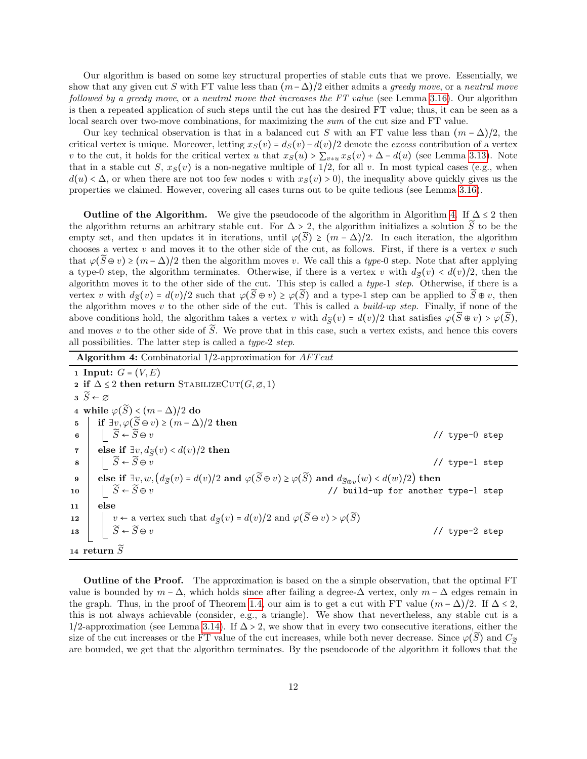Our algorithm is based on some key structural properties of stable cuts that we prove. Essentially, we show that any given cut $S$ with FT value less than $(m-\Delta)/2$ either admits a *greedy move*, or a *neutral move followed by a greedy move*, or a *neutral move that increases the FT value* (see Lemma 3.16). Our algorithm is then a repeated application of such steps until the cut has the desired FT value; thus, it can be seen as a local search over two-move combinations, for maximizing the *sum* of the cut size and FT value.

Our key technical observation is that in a balanced cut $S$ with an FT value less than $(m-\Delta)/2$, the critical vertex is unique. Moreover, letting $x_S(v) = d_S(v) - d(v)/2$ denote the *excess* contribution of a vertex $v$ to the cut, it holds for the critical vertex $u$ that $x_S(u) > \sum_{v \neq u} x_S(v) + \Delta - d(u)$ (see Lemma 3.13). Note that in a stable cut $S$, $x_S(v)$ is a non-negative multiple of $1/2$, for all $v$. In most typical cases (e.g., when $d(u) < \Delta$, or when there are not too few nodes $v$ with $x_S(v) > 0$), the inequality above quickly gives us the properties we claimed. However, covering all cases turns out to be quite tedious (see Lemma 3.16).

**Outline of the Algorithm.** We give the pseudocode of the algorithm in Algorithm 4. If $\Delta \leq 2$ then the algorithm returns an arbitrary stable cut. For $\Delta > 2$, the algorithm initializes a solution $\widetilde{S}$ to be the empty set, and then updates it in iterations, until $\varphi(\widetilde{S}) \geq (m-\Delta)/2$. In each iteration, the algorithm chooses a vertex $v$ and moves it to the other side of the cut, as follows. First, if there is a vertex $v$ such that $\varphi(\widetilde{S} \oplus v) \geq (m-\Delta)/2$ then the algorithm moves $v$. We call this a *type*-0 step. Note that after applying a type-0 step, the algorithm terminates. Otherwise, if there is a vertex $v$ with $d_{\widetilde{S}}(v) < d(v)/2$, then the algorithm moves it to the other side of the cut. This step is called a *type*-1 *step*. Otherwise, if there is a vertex $v$ with $d_{\widetilde{S}}(v) = d(v)/2$ such that $\varphi(\widetilde{S} \oplus v) \geq \varphi(\widetilde{S})$ and a type-1 step can be applied to $\widetilde{S} \oplus v$, then the algorithm moves $v$ to the other side of the cut. This is called a *build-up step*. Finally, if none of the above conditions hold, the algorithm takes a vertex $v$ with $d_{\widetilde{S}}(v) = d(v)/2$ that satisfies $\varphi(\widetilde{S} \oplus v) > \varphi(\widetilde{S})$, and moves $v$ to the other side of $\widetilde{S}$. We prove that in this case, such a vertex exists, and hence this covers all possibilities. The latter step is called a *type*-2 *step*.

**Algorithm 4:** Combinatorial 1/2-approximation for *AFTcut*

```
1  Input: G = (V, E)
2  if Δ ≤ 2 then return StabilizeCut(G, ∅, 1)
3  S̃ ← ∅
4  while φ(S̃) < (m − Δ)/2 do
5      if ∃v, φ(S̃ ⊕ v) ≥ (m − Δ)/2 then
6          S̃ ← S̃ ⊕ v                                              // type-0 step
7      else if ∃v, d_S̃(v) < d(v)/2 then
8          S̃ ← S̃ ⊕ v                                              // type-1 step
9      else if ∃v, w, (d_S̃(v) = d(v)/2 and φ(S̃ ⊕ v) ≥ φ(S̃) and d_{S̃⊕v}(w) < d(w)/2) then
10         S̃ ← S̃ ⊕ v                          // build-up for another type-1 step
11     else
12         v ← a vertex such that d_S̃(v) = d(v)/2 and φ(S̃ ⊕ v) > φ(S̃)
13         S̃ ← S̃ ⊕ v                                              // type-2 step
14 return S̃
```

**Outline of the Proof.** The approximation is based on the a simple observation, that the optimal FT value is bounded by $m-\Delta$, which holds since after failing a degree-$\Delta$ vertex, only $m-\Delta$ edges remain in the graph. Thus, in the proof of Theorem 1.4, our aim is to get a cut with FT value $(m-\Delta)/2$. If $\Delta \leq 2$, this is not always achievable (consider, e.g., a triangle). We show that nevertheless, any stable cut is a 1/2-approximation (see Lemma 3.14). If $\Delta > 2$, we show that in every two consecutive iterations, either the size of the cut increases or the FT value of the cut increases, while both never decrease. Since $\varphi(\widetilde{S})$ and $C_{\widetilde{S}}$ are bounded, we get that the algorithm terminates. By the pseudocode of the algorithm it follows that the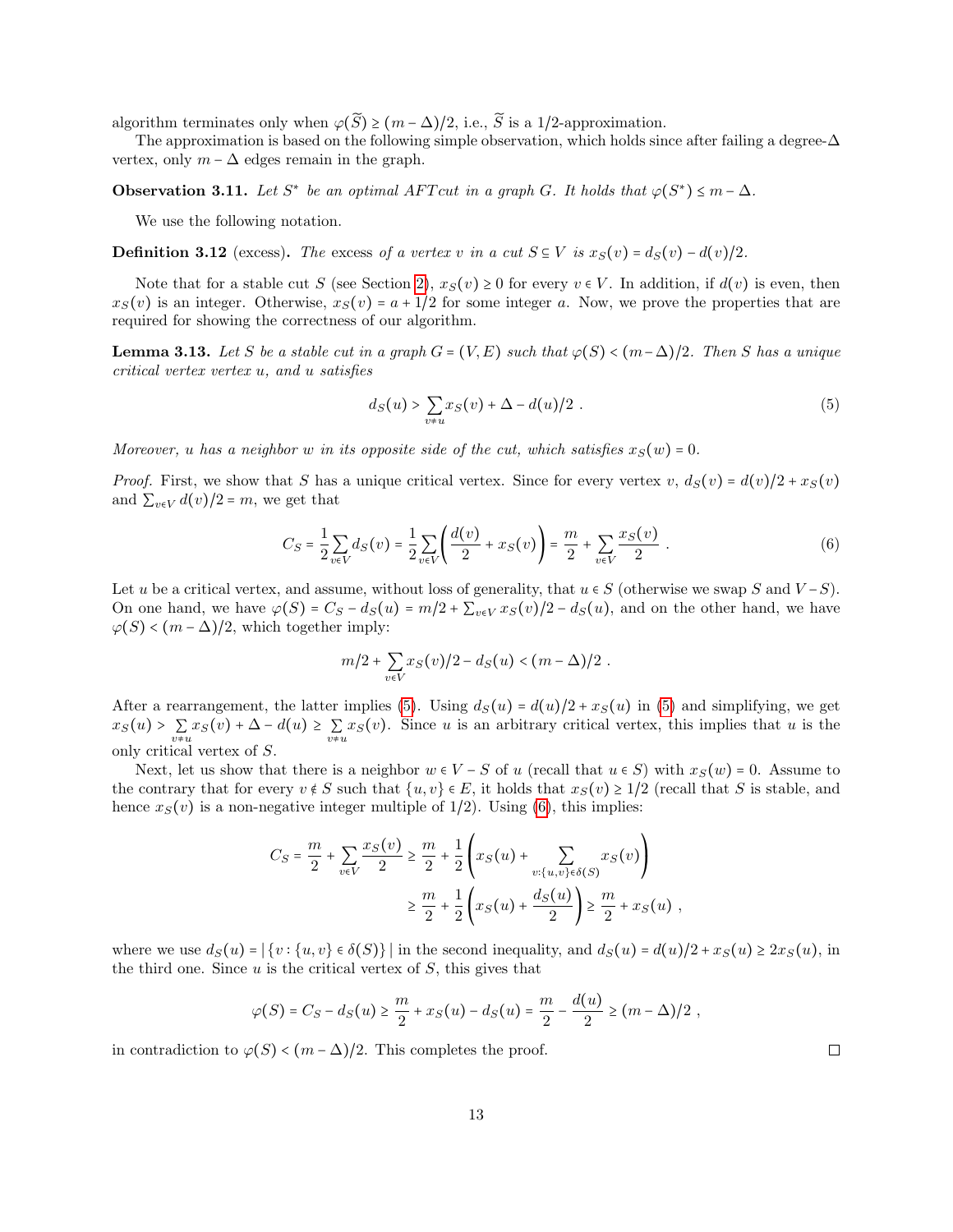algorithm terminates only when $\varphi(\widetilde{S}) \geq (m - \Delta)/2$, i.e., $\widetilde{S}$ is a 1/2-approximation.

The approximation is based on the following simple observation, which holds since after failing a degree-$\Delta$ vertex, only $m - \Delta$ edges remain in the graph.

**Observation 3.11.** *Let $S^*$ be an optimal AFTcut in a graph $G$. It holds that $\varphi(S^*) \leq m - \Delta$.*

We use the following notation.

**Definition 3.12** (excess)**.** *The* excess *of a vertex $v$ in a cut $S \subseteq V$ is $x_S(v) = d_S(v) - d(v)/2$.*

Note that for a stable cut $S$ (see Section 2), $x_S(v) \geq 0$ for every $v \in V$. In addition, if $d(v)$ is even, then $x_S(v)$ is an integer. Otherwise, $x_S(v) = a + 1/2$ for some integer $a$. Now, we prove the properties that are required for showing the correctness of our algorithm.

**Lemma 3.13.** *Let $S$ be a stable cut in a graph $G = (V, E)$ such that $\varphi(S) < (m - \Delta)/2$. Then $S$ has a unique critical vertex vertex $u$, and $u$ satisfies*

$$d_S(u) > \sum_{v \neq u} x_S(v) + \Delta - d(u)/2 \ . \tag{5}$$

*Moreover, $u$ has a neighbor $w$ in its opposite side of the cut, which satisfies $x_S(w) = 0$.*

*Proof.* First, we show that $S$ has a unique critical vertex. Since for every vertex $v$, $d_S(v) = d(v)/2 + x_S(v)$ and $\sum_{v \in V} d(v)/2 = m$, we get that

$$C_S = \frac{1}{2} \sum_{v \in V} d_S(v) = \frac{1}{2} \sum_{v \in V} \left( \frac{d(v)}{2} + x_S(v) \right) = \frac{m}{2} + \sum_{v \in V} \frac{x_S(v)}{2} \ . \tag{6}$$

Let $u$ be a critical vertex, and assume, without loss of generality, that $u \in S$ (otherwise we swap $S$ and $V - S$). On one hand, we have $\varphi(S) = C_S - d_S(u) = m/2 + \sum_{v \in V} x_S(v)/2 - d_S(u)$, and on the other hand, we have $\varphi(S) < (m - \Delta)/2$, which together imply:

$$m/2 + \sum_{v \in V} x_S(v)/2 - d_S(u) < (m - \Delta)/2 \ .$$

After a rearrangement, the latter implies (5). Using $d_S(u) = d(u)/2 + x_S(u)$ in (5) and simplifying, we get $x_S(u) > \sum_{v \neq u} x_S(v) + \Delta - d(u) \geq \sum_{v \neq u} x_S(v)$. Since $u$ is an arbitrary critical vertex, this implies that $u$ is the only critical vertex of $S$.

Next, let us show that there is a neighbor $w \in V - S$ of $u$ (recall that $u \in S$) with $x_S(w) = 0$. Assume to the contrary that for every $v \notin S$ such that $\{u, v\} \in E$, it holds that $x_S(v) \geq 1/2$ (recall that $S$ is stable, and hence $x_S(v)$ is a non-negative integer multiple of 1/2). Using (6), this implies:

$$\begin{aligned} C_S = \frac{m}{2} + \sum_{v \in V} \frac{x_S(v)}{2} &\geq \frac{m}{2} + \frac{1}{2} \left( x_S(u) + \sum_{v : \{u,v\} \in \delta(S)} x_S(v) \right) \\ &\geq \frac{m}{2} + \frac{1}{2} \left( x_S(u) + \frac{d_S(u)}{2} \right) \geq \frac{m}{2} + x_S(u) \ , \end{aligned}$$

where we use $d_S(u) = |\{v : \{u, v\} \in \delta(S)\}|$ in the second inequality, and $d_S(u) = d(u)/2 + x_S(u) \geq 2x_S(u)$, in the third one. Since $u$ is the critical vertex of $S$, this gives that

$$\varphi(S) = C_S - d_S(u) \geq \frac{m}{2} + x_S(u) - d_S(u) = \frac{m}{2} - \frac{d(u)}{2} \geq (m - \Delta)/2 \ ,$$

in contradiction to $\varphi(S) < (m - \Delta)/2$. This completes the proof. $\square$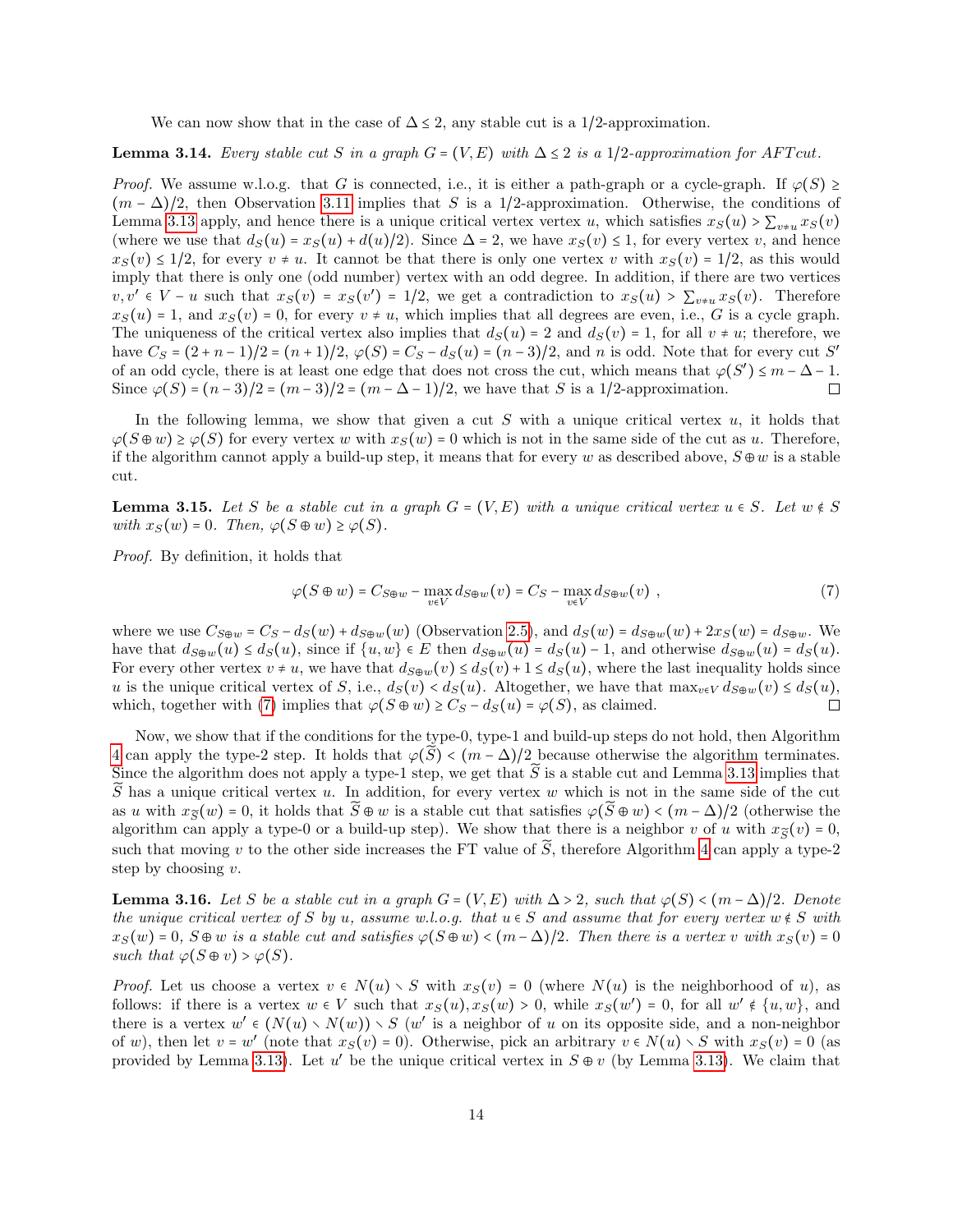We can now show that in the case of $\Delta \le 2$, any stable cut is a 1/2-approximation.

**Lemma 3.14.** *Every stable cut $S$ in a graph $G = (V, E)$ with $\Delta \le 2$ is a 1/2-approximation for AFTcut.*

*Proof.* We assume w.l.o.g. that $G$ is connected, i.e., it is either a path-graph or a cycle-graph. If $\varphi(S) \ge (m - \Delta)/2$, then Observation 3.11 implies that $S$ is a 1/2-approximation. Otherwise, the conditions of Lemma 3.13 apply, and hence there is a unique critical vertex vertex $u$, which satisfies $x_S(u) > \sum_{v \ne u} x_S(v)$ (where we use that $d_S(u) = x_S(u) + d(u)/2$). Since $\Delta = 2$, we have $x_S(v) \le 1$, for every vertex $v$, and hence $x_S(v) \le 1/2$, for every $v \ne u$. It cannot be that there is only one vertex $v$ with $x_S(v) = 1/2$, as this would imply that there is only one (odd number) vertex with an odd degree. In addition, if there are two vertices $v, v' \in V - u$ such that $x_S(v) = x_S(v') = 1/2$, we get a contradiction to $x_S(u) > \sum_{v \ne u} x_S(v)$. Therefore $x_S(u) = 1$, and $x_S(v) = 0$, for every $v \ne u$, which implies that all degrees are even, i.e., $G$ is a cycle graph. The uniqueness of the critical vertex also implies that $d_S(u) = 2$ and $d_S(v) = 1$, for all $v \ne u$; therefore, we have $C_S = (2 + n - 1)/2 = (n + 1)/2$, $\varphi(S) = C_S - d_S(u) = (n - 3)/2$, and $n$ is odd. Note that for every cut $S'$ of an odd cycle, there is at least one edge that does not cross the cut, which means that $\varphi(S') \le m - \Delta - 1$. Since $\varphi(S) = (n - 3)/2 = (m - 3)/2 = (m - \Delta - 1)/2$, we have that $S$ is a 1/2-approximation. $\square$

In the following lemma, we show that given a cut $S$ with a unique critical vertex $u$, it holds that $\varphi(S \oplus w) \ge \varphi(S)$ for every vertex $w$ with $x_S(w) = 0$ which is not in the same side of the cut as $u$. Therefore, if the algorithm cannot apply a build-up step, it means that for every $w$ as described above, $S \oplus w$ is a stable cut.

**Lemma 3.15.** *Let $S$ be a stable cut in a graph $G = (V, E)$ with a unique critical vertex $u \in S$. Let $w \notin S$ with $x_S(w) = 0$. Then, $\varphi(S \oplus w) \ge \varphi(S)$.*

*Proof.* By definition, it holds that

$$\varphi(S \oplus w) = C_{S \oplus w} - \max_{v \in V} d_{S \oplus w}(v) = C_S - \max_{v \in V} d_{S \oplus w}(v) \ , \tag{7}$$

where we use $C_{S \oplus w} = C_S - d_S(w) + d_{S \oplus w}(w)$ (Observation 2.5), and $d_S(w) = d_{S \oplus w}(w) + 2x_S(w) = d_{S \oplus w}$. We have that $d_{S \oplus w}(u) \le d_S(u)$, since if $\{u, w\} \in E$ then $d_{S \oplus w}(u) = d_S(u) - 1$, and otherwise $d_{S \oplus w}(u) = d_S(u)$. For every other vertex $v \ne u$, we have that $d_{S \oplus w}(v) \le d_S(v) + 1 \le d_S(u)$, where the last inequality holds since $u$ is the unique critical vertex of $S$, i.e., $d_S(v) < d_S(u)$. Altogether, we have that $\max_{v \in V} d_{S \oplus w}(v) \le d_S(u)$, which, together with (7) implies that $\varphi(S \oplus w) \ge C_S - d_S(u) = \varphi(S)$, as claimed. $\square$

Now, we show that if the conditions for the type-0, type-1 and build-up steps do not hold, then Algorithm 4 can apply the type-2 step. It holds that $\varphi(\widetilde{S}) < (m - \Delta)/2$ because otherwise the algorithm terminates. Since the algorithm does not apply a type-1 step, we get that $\widetilde{S}$ is a stable cut and Lemma 3.13 implies that $\widetilde{S}$ has a unique critical vertex $u$. In addition, for every vertex $w$ which is not in the same side of the cut as $u$ with $x_{\widetilde{S}}(w) = 0$, it holds that $\widetilde{S} \oplus w$ is a stable cut that satisfies $\varphi(\widetilde{S} \oplus w) < (m - \Delta)/2$ (otherwise the algorithm can apply a type-0 or a build-up step). We show that there is a neighbor $v$ of $u$ with $x_{\widetilde{S}}(v) = 0$, such that moving $v$ to the other side increases the FT value of $\widetilde{S}$, therefore Algorithm 4 can apply a type-2 step by choosing $v$.

**Lemma 3.16.** *Let $S$ be a stable cut in a graph $G = (V, E)$ with $\Delta > 2$, such that $\varphi(S) < (m - \Delta)/2$. Denote the unique critical vertex of $S$ by $u$, assume w.l.o.g. that $u \in S$ and assume that for every vertex $w \notin S$ with $x_S(w) = 0$, $S \oplus w$ is a stable cut and satisfies $\varphi(S \oplus w) < (m - \Delta)/2$. Then there is a vertex $v$ with $x_S(v) = 0$ such that $\varphi(S \oplus v) > \varphi(S)$.*

*Proof.* Let us choose a vertex $v \in N(u) \setminus S$ with $x_S(v) = 0$ (where $N(u)$ is the neighborhood of $u$), as follows: if there is a vertex $w \in V$ such that $x_S(u), x_S(w) > 0$, while $x_S(w') = 0$, for all $w' \notin \{u, w\}$, and there is a vertex $w' \in (N(u) \setminus N(w)) \setminus S$ ($w'$ is a neighbor of $u$ on its opposite side, and a non-neighbor of $w$), then let $v = w'$ (note that $x_S(v) = 0$). Otherwise, pick an arbitrary $v \in N(u) \setminus S$ with $x_S(v) = 0$ (as provided by Lemma 3.13). Let $u'$ be the unique critical vertex in $S \oplus v$ (by Lemma 3.13). We claim that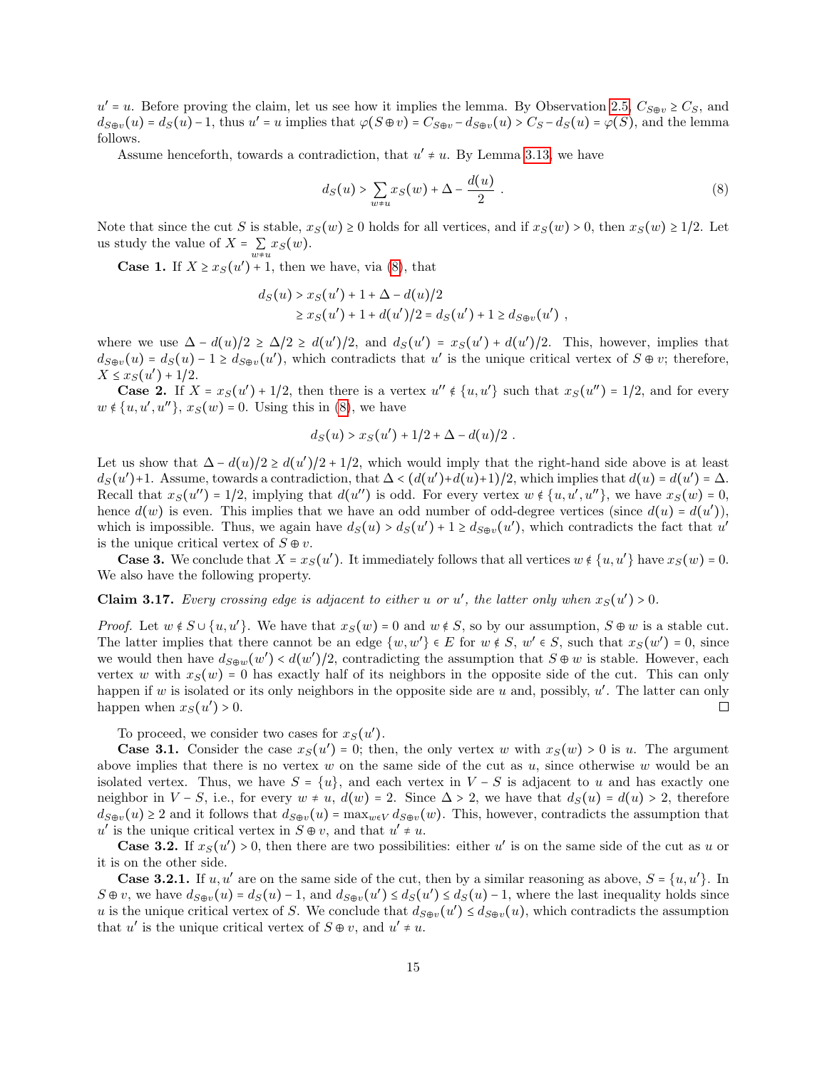$u' = u$. Before proving the claim, let us see how it implies the lemma. By Observation 2.5, $C_{S\oplus v} \geq C_S$, and $d_{S\oplus v}(u) = d_S(u) - 1$, thus $u' = u$ implies that $\varphi(S \oplus v) = C_{S\oplus v} - d_{S\oplus v}(u) > C_S - d_S(u) = \varphi(S)$, and the lemma follows.

Assume henceforth, towards a contradiction, that $u' \neq u$. By Lemma 3.13, we have

$$d_S(u) > \sum_{w \neq u} x_S(w) + \Delta - \frac{d(u)}{2} \ . \tag{8}$$

Note that since the cut $S$ is stable, $x_S(w) \geq 0$ holds for all vertices, and if $x_S(w) > 0$, then $x_S(w) \geq 1/2$. Let us study the value of $X = \sum_{w \neq u} x_S(w)$.

**Case 1.** If $X \geq x_S(u') + 1$, then we have, via (8), that

$$\begin{aligned} d_S(u) &> x_S(u') + 1 + \Delta - d(u)/2 \\ &\geq x_S(u') + 1 + d(u')/2 = d_S(u') + 1 \geq d_{S\oplus v}(u') \ , \end{aligned}$$

where we use $\Delta - d(u)/2 \geq \Delta/2 \geq d(u')/2$, and $d_S(u') = x_S(u') + d(u')/2$. This, however, implies that $d_{S\oplus v}(u) = d_S(u) - 1 \geq d_{S\oplus v}(u')$, which contradicts that $u'$ is the unique critical vertex of $S \oplus v$; therefore, $X \leq x_S(u') + 1/2$.

**Case 2.** If $X = x_S(u') + 1/2$, then there is a vertex $u'' \notin \{u, u'\}$ such that $x_S(u'') = 1/2$, and for every $w \notin \{u, u', u''\}$, $x_S(w) = 0$. Using this in (8), we have

$$d_S(u) > x_S(u') + 1/2 + \Delta - d(u)/2 \ .$$

Let us show that $\Delta - d(u)/2 \geq d(u')/2 + 1/2$, which would imply that the right-hand side above is at least $d_S(u')+1$. Assume, towards a contradiction, that $\Delta < (d(u')+d(u)+1)/2$, which implies that $d(u) = d(u') = \Delta$. Recall that $x_S(u'') = 1/2$, implying that $d(u'')$ is odd. For every vertex $w \notin \{u, u', u''\}$, we have $x_S(w) = 0$, hence $d(w)$ is even. This implies that we have an odd number of odd-degree vertices (since $d(u) = d(u')$), which is impossible. Thus, we again have $d_S(u) > d_S(u') + 1 \geq d_{S\oplus v}(u')$, which contradicts the fact that $u'$ is the unique critical vertex of $S \oplus v$.

**Case 3.** We conclude that $X = x_S(u')$. It immediately follows that all vertices $w \notin \{u, u'\}$ have $x_S(w) = 0$. We also have the following property.

**Claim 3.17.** *Every crossing edge is adjacent to either $u$ or $u'$, the latter only when $x_S(u') > 0$.*

*Proof.* Let $w \notin S \cup \{u, u'\}$. We have that $x_S(w) = 0$ and $w \notin S$, so by our assumption, $S \oplus w$ is a stable cut. The latter implies that there cannot be an edge $\{w, w'\} \in E$ for $w \notin S$, $w' \in S$, such that $x_S(w') = 0$, since we would then have $d_{S\oplus w}(w') < d(w')/2$, contradicting the assumption that $S \oplus w$ is stable. However, each vertex $w$ with $x_S(w) = 0$ has exactly half of its neighbors in the opposite side of the cut. This can only happen if $w$ is isolated or its only neighbors in the opposite side are $u$ and, possibly, $u'$. The latter can only happen when $x_S(u') > 0$. □

To proceed, we consider two cases for $x_S(u')$.

**Case 3.1.** Consider the case $x_S(u') = 0$; then, the only vertex $w$ with $x_S(w) > 0$ is $u$. The argument above implies that there is no vertex $w$ on the same side of the cut as $u$, since otherwise $w$ would be an isolated vertex. Thus, we have $S = \{u\}$, and each vertex in $V - S$ is adjacent to $u$ and has exactly one neighbor in $V - S$, i.e., for every $w \neq u$, $d(w) = 2$. Since $\Delta > 2$, we have that $d_S(u) = d(u) > 2$, therefore $d_{S\oplus v}(u) \geq 2$ and it follows that $d_{S\oplus v}(u) = \max_{w\in V} d_{S\oplus v}(w)$. This, however, contradicts the assumption that $u'$ is the unique critical vertex in $S \oplus v$, and that $u' \neq u$.

**Case 3.2.** If $x_S(u') > 0$, then there are two possibilities: either $u'$ is on the same side of the cut as $u$ or it is on the other side.

**Case 3.2.1.** If $u, u'$ are on the same side of the cut, then by a similar reasoning as above, $S = \{u, u'\}$. In $S \oplus v$, we have $d_{S\oplus v}(u) = d_S(u) - 1$, and $d_{S\oplus v}(u') \leq d_S(u') \leq d_S(u) - 1$, where the last inequality holds since $u$ is the unique critical vertex of $S$. We conclude that $d_{S\oplus v}(u') \leq d_{S\oplus v}(u)$, which contradicts the assumption that $u'$ is the unique critical vertex of $S \oplus v$, and $u' \neq u$.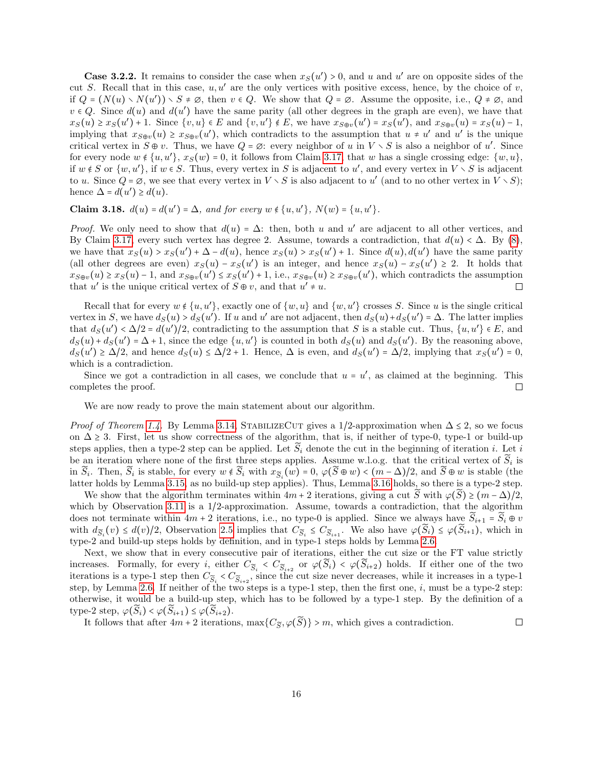**Case 3.2.2.** It remains to consider the case when $x_S(u') > 0$, and $u$ and $u'$ are on opposite sides of the cut $S$. Recall that in this case, $u, u'$ are the only vertices with positive excess, hence, by the choice of $v$, if $Q = (N(u) \setminus N(u')) \setminus S \neq \emptyset$, then $v \in Q$. We show that $Q = \emptyset$. Assume the opposite, i.e., $Q \neq \emptyset$, and $v \in Q$. Since $d(u)$ and $d(u')$ have the same parity (all other degrees in the graph are even), we have that $x_S(u) \geq x_S(u') + 1$. Since $\{v, u\} \in E$ and $\{v, u'\} \notin E$, we have $x_{S\oplus v}(u') = x_S(u')$, and $x_{S\oplus v}(u) = x_S(u) - 1$, implying that $x_{S\oplus v}(u) \geq x_{S\oplus v}(u')$, which contradicts to the assumption that $u \neq u'$ and $u'$ is the unique critical vertex in $S \oplus v$. Thus, we have $Q = \emptyset$: every neighbor of $u$ in $V \setminus S$ is also a neighbor of $u'$. Since for every node $w \notin \{u, u'\}$, $x_S(w) = 0$, it follows from Claim 3.17 that $w$ has a single crossing edge: $\{w, u\}$, if $w \notin S$ or $\{w, u'\}$, if $w \in S$. Thus, every vertex in $S$ is adjacent to $u'$, and every vertex in $V \setminus S$ is adjacent to $u$. Since $Q = \emptyset$, we see that every vertex in $V \setminus S$ is also adjacent to $u'$ (and to no other vertex in $V \setminus S$); hence $\Delta = d(u') \geq d(u)$.

**Claim 3.18.** *$d(u) = d(u') = \Delta$, and for every $w \notin \{u, u'\}$, $N(w) = \{u, u'\}$.*

*Proof.* We only need to show that $d(u) = \Delta$: then, both $u$ and $u'$ are adjacent to all other vertices, and By Claim 3.17, every such vertex has degree 2. Assume, towards a contradiction, that $d(u) < \Delta$. By (8), we have that $x_S(u) > x_S(u') + \Delta - d(u)$, hence $x_S(u) > x_S(u') + 1$. Since $d(u), d(u')$ have the same parity (all other degrees are even) $x_S(u) - x_S(u')$ is an integer, and hence $x_S(u) - x_S(u') \geq 2$. It holds that $x_{S\oplus v}(u) \geq x_S(u) - 1$, and $x_{S\oplus v}(u') \leq x_S(u') + 1$, i.e., $x_{S\oplus v}(u) \geq x_{S\oplus v}(u')$, which contradicts the assumption that $u'$ is the unique critical vertex of $S \oplus v$, and that $u' \neq u$. $\square$

Recall that for every $w \notin \{u, u'\}$, exactly one of $\{w, u\}$ and $\{w, u'\}$ crosses $S$. Since $u$ is the single critical vertex in $S$, we have $d_S(u) > d_S(u')$. If $u$ and $u'$ are not adjacent, then $d_S(u) + d_S(u') = \Delta$. The latter implies that $d_S(u') < \Delta/2 = d(u')/2$, contradicting to the assumption that $S$ is a stable cut. Thus, $\{u, u'\} \in E$, and $d_S(u) + d_S(u') = \Delta + 1$, since the edge $\{u, u'\}$ is counted in both $d_S(u)$ and $d_S(u')$. By the reasoning above, $d_S(u') \geq \Delta/2$, and hence $d_S(u) \leq \Delta/2 + 1$. Hence, $\Delta$ is even, and $d_S(u') = \Delta/2$, implying that $x_S(u') = 0$, which is a contradiction.

Since we got a contradiction in all cases, we conclude that $u = u'$, as claimed at the beginning. This completes the proof. $\square$

We are now ready to prove the main statement about our algorithm.

*Proof of Theorem 1.4.* By Lemma 3.14, StabilizeCut gives a 1/2-approximation when $\Delta \leq 2$, so we focus on $\Delta \geq 3$. First, let us show correctness of the algorithm, that is, if neither of type-0, type-1 or build-up steps applies, then a type-2 step can be applied. Let $\widetilde{S}_i$ denote the cut in the beginning of iteration $i$. Let $i$ be an iteration where none of the first three steps applies. Assume w.l.o.g. that the critical vertex of $\widetilde{S}_i$ is in $\widetilde{S}_i$. Then, $\widetilde{S}_i$ is stable, for every $w \notin \widetilde{S}_i$ with $x_{\widetilde{S}_i}(w) = 0$, $\varphi(\widetilde{S} \oplus w) < (m - \Delta)/2$, and $\widetilde{S} \oplus w$ is stable (the latter holds by Lemma 3.15, as no build-up step applies). Thus, Lemma 3.16 holds, so there is a type-2 step.

We show that the algorithm terminates within $4m + 2$ iterations, giving a cut $\widetilde{S}$ with $\varphi(\widetilde{S}) \geq (m - \Delta)/2$, which by Observation 3.11 is a 1/2-approximation. Assume, towards a contradiction, that the algorithm does not terminate within $4m + 2$ iterations, i.e., no type-0 is applied. Since we always have $\widetilde{S}_{i+1} = \widetilde{S}_i \oplus v$ with $d_{\widetilde{S}_i}(v) \leq d(v)/2$, Observation 2.5 implies that $C_{\widetilde{S}_i} \leq C_{\widetilde{S}_{i+1}}$. We also have $\varphi(\widetilde{S}_i) \leq \varphi(\widetilde{S}_{i+1})$, which in type-2 and build-up steps holds by definition, and in type-1 steps holds by Lemma 2.6.

Next, we show that in every consecutive pair of iterations, either the cut size or the FT value strictly increases. Formally, for every $i$, either $C_{\widetilde{S}_i} < C_{\widetilde{S}_{i+2}}$ or $\varphi(\widetilde{S}_i) < \varphi(\widetilde{S}_{i+2})$ holds. If either one of the two iterations is a type-1 step then $C_{\widetilde{S}_i} < C_{\widetilde{S}_{i+2}}$, since the cut size never decreases, while it increases in a type-1 step, by Lemma 2.6. If neither of the two steps is a type-1 step, then the first one, $i$, must be a type-2 step: otherwise, it would be a build-up step, which has to be followed by a type-1 step. By the definition of a type-2 step, $\varphi(\widetilde{S}_i) < \varphi(\widetilde{S}_{i+1}) \leq \varphi(\widetilde{S}_{i+2})$.

It follows that after $4m + 2$ iterations, $\max\{C_{\widetilde{S}}, \varphi(\widetilde{S})\} > m$, which gives a contradiction. $\square$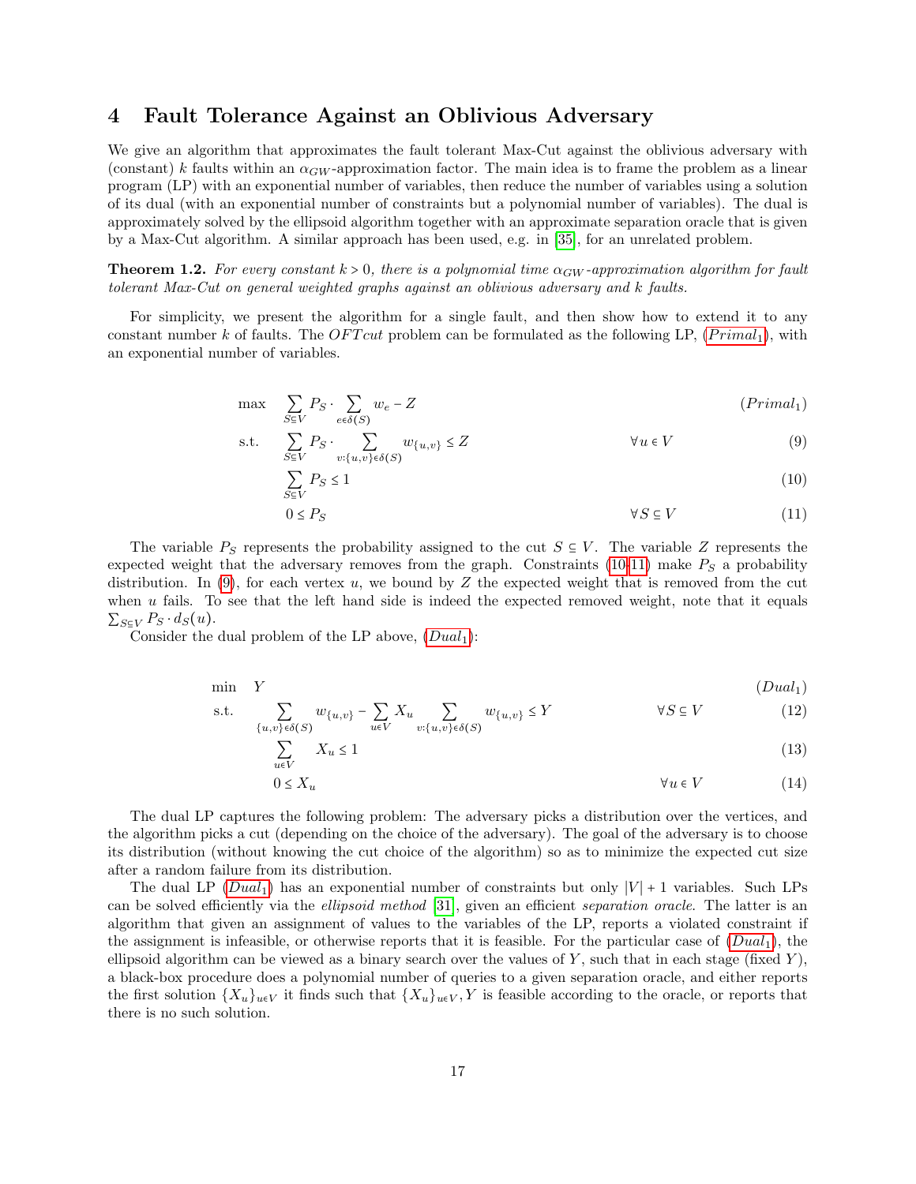# 4 Fault Tolerance Against an Oblivious Adversary

We give an algorithm that approximates the fault tolerant Max-Cut against the oblivious adversary with (constant) $k$ faults within an $\alpha_{GW}$-approximation factor. The main idea is to frame the problem as a linear program (LP) with an exponential number of variables, then reduce the number of variables using a solution of its dual (with an exponential number of constraints but a polynomial number of variables). The dual is approximately solved by the ellipsoid algorithm together with an approximate separation oracle that is given by a Max-Cut algorithm. A similar approach has been used, e.g. in [35], for an unrelated problem.

**Theorem 1.2.** *For every constant $k > 0$, there is a polynomial time $\alpha_{GW}$-approximation algorithm for fault tolerant Max-Cut on general weighted graphs against an oblivious adversary and $k$ faults.*

For simplicity, we present the algorithm for a single fault, and then show how to extend it to any constant number $k$ of faults. The $OFTcut$ problem can be formulated as the following LP, ($Primal_1$), with an exponential number of variables.

$$
\begin{aligned}
\max \quad & \sum_{S\subseteq V} P_S \cdot \sum_{e\in\delta(S)} w_e - Z && (Primal_1)\\
\text{s.t.} \quad & \sum_{S\subseteq V} P_S \cdot \sum_{v:\{u,v\}\in\delta(S)} w_{\{u,v\}} \leq Z && \forall u \in V \quad (9)\\
& \sum_{S\subseteq V} P_S \leq 1 && (10)\\
& 0 \leq P_S && \forall S \subseteq V \quad (11)
\end{aligned}
$$

The variable $P_S$ represents the probability assigned to the cut $S \subseteq V$. The variable $Z$ represents the expected weight that the adversary removes from the graph. Constraints (10-11) make $P_S$ a probability distribution. In (9), for each vertex $u$, we bound by $Z$ the expected weight that is removed from the cut when $u$ fails. To see that the left hand side is indeed the expected removed weight, note that it equals $\sum_{S\subseteq V} P_S \cdot d_S(u)$.

Consider the dual problem of the LP above, ($Dual_1$):

$$
\begin{aligned}
\min \quad & Y && (Dual_1)\\
\text{s.t.} \quad & \sum_{\{u,v\}\in\delta(S)} w_{\{u,v\}} - \sum_{u\in V} X_u \sum_{v:\{u,v\}\in\delta(S)} w_{\{u,v\}} \leq Y && \forall S \subseteq V \quad (12)\\
& \sum_{u\in V} X_u \leq 1 && (13)\\
& 0 \leq X_u && \forall u \in V \quad (14)
\end{aligned}
$$

The dual LP captures the following problem: The adversary picks a distribution over the vertices, and the algorithm picks a cut (depending on the choice of the adversary). The goal of the adversary is to choose its distribution (without knowing the cut choice of the algorithm) so as to minimize the expected cut size after a random failure from its distribution.

The dual LP ($Dual_1$) has an exponential number of constraints but only $|V| + 1$ variables. Such LPs can be solved efficiently via the *ellipsoid method* [31], given an efficient *separation oracle*. The latter is an algorithm that given an assignment of values to the variables of the LP, reports a violated constraint if the assignment is infeasible, or otherwise reports that it is feasible. For the particular case of ($Dual_1$), the ellipsoid algorithm can be viewed as a binary search over the values of $Y$, such that in each stage (fixed $Y$), a black-box procedure does a polynomial number of queries to a given separation oracle, and either reports the first solution $\{X_u\}_{u\in V}$ it finds such that $\{X_u\}_{u\in V}, Y$ is feasible according to the oracle, or reports that there is no such solution.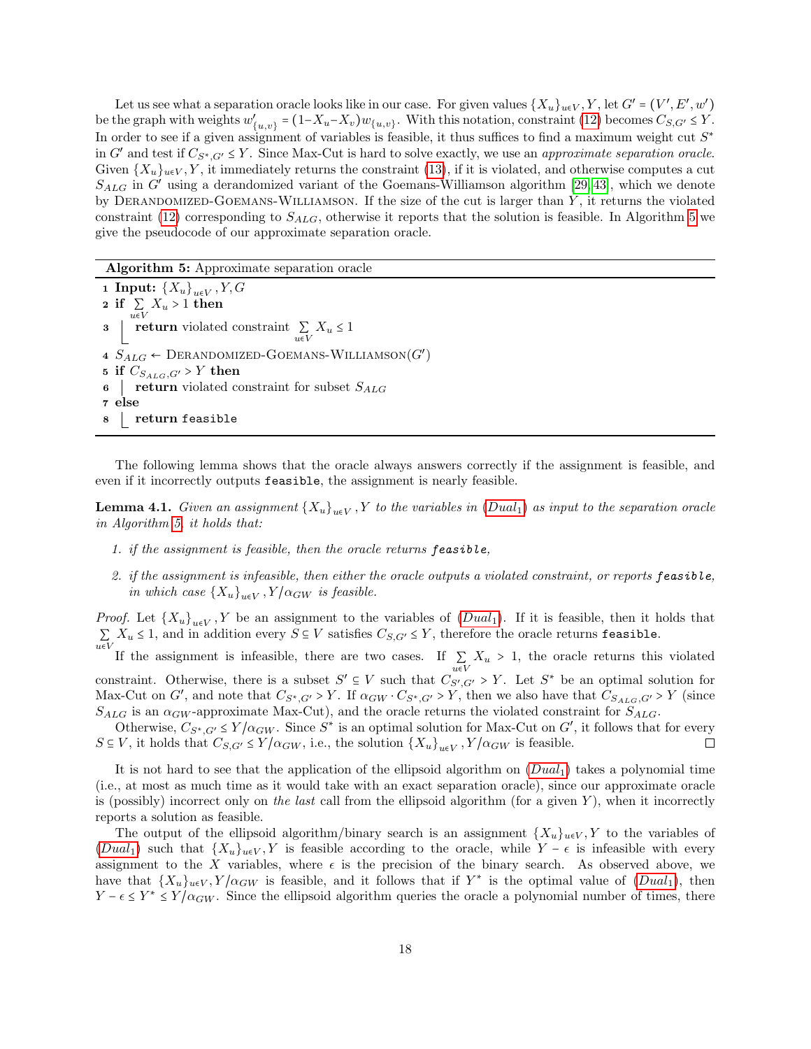Let us see what a separation oracle looks like in our case. For given values $\{X_u\}_{u\in V}, Y$, let $G' = (V', E', w')$ be the graph with weights $w'_{\{u,v\}} = (1 - X_u - X_v)w_{\{u,v\}}$. With this notation, constraint (12) becomes $C_{S,G'} \le Y$. In order to see if a given assignment of variables is feasible, it thus suffices to find a maximum weight cut $S^*$ in $G'$ and test if $C_{S^*,G'} \le Y$. Since Max-Cut is hard to solve exactly, we use an *approximate separation oracle*. Given $\{X_u\}_{u\in V}, Y$, it immediately returns the constraint (13), if it is violated, and otherwise computes a cut $S_{ALG}$ in $G'$ using a derandomized variant of the Goemans-Williamson algorithm [29, 43], which we denote by Derandomized-Goemans-Williamson. If the size of the cut is larger than $Y$, it returns the violated constraint (12) corresponding to $S_{ALG}$, otherwise it reports that the solution is feasible. In Algorithm 5 we give the pseudocode of our approximate separation oracle.

**Algorithm 5:** Approximate separation oracle

```
1 Input: {X_u}_{u∈V}, Y, G
2 if Σ_{u∈V} X_u > 1 then
3 │ return violated constraint Σ_{u∈V} X_u ≤ 1
4 S_ALG ← Derandomized-Goemans-Williamson(G')
5 if C_{S_ALG,G'} > Y then
6 │ return violated constraint for subset S_ALG
7 else
8 │ return feasible
```

The following lemma shows that the oracle always answers correctly if the assignment is feasible, and even if it incorrectly outputs `feasible`, the assignment is nearly feasible.

**Lemma 4.1.** *Given an assignment $\{X_u\}_{u\in V}, Y$ to the variables in (Dual$_1$) as input to the separation oracle in Algorithm 5, it holds that:*

1. *if the assignment is feasible, then the oracle returns* `feasible`*,*
2. *if the assignment is infeasible, then either the oracle outputs a violated constraint, or reports* `feasible`*, in which case $\{X_u\}_{u\in V}, Y/\alpha_{GW}$ is feasible.*

*Proof.* Let $\{X_u\}_{u\in V}, Y$ be an assignment to the variables of (Dual$_1$). If it is feasible, then it holds that $\sum_{u\in V} X_u \le 1$, and in addition every $S \subseteq V$ satisfies $C_{S,G'} \le Y$, therefore the oracle returns `feasible`.

If the assignment is infeasible, there are two cases. If $\sum_{u\in V} X_u > 1$, the oracle returns this violated constraint. Otherwise, there is a subset $S' \subseteq V$ such that $C_{S',G'} > Y$. Let $S^*$ be an optimal solution for Max-Cut on $G'$, and note that $C_{S^*,G'} > Y$. If $\alpha_{GW} \cdot C_{S^*,G'} > Y$, then we also have that $C_{S_{ALG},G'} > Y$ (since $S_{ALG}$ is an $\alpha_{GW}$-approximate Max-Cut), and the oracle returns the violated constraint for $S_{ALG}$.

Otherwise, $C_{S^*,G'} \le Y/\alpha_{GW}$. Since $S^*$ is an optimal solution for Max-Cut on $G'$, it follows that for every $S \subseteq V$, it holds that $C_{S,G'} \le Y/\alpha_{GW}$, i.e., the solution $\{X_u\}_{u\in V}, Y/\alpha_{GW}$ is feasible. ◻

It is not hard to see that the application of the ellipsoid algorithm on (Dual$_1$) takes a polynomial time (i.e., at most as much time as it would take with an exact separation oracle), since our approximate oracle is (possibly) incorrect only on *the last* call from the ellipsoid algorithm (for a given $Y$), when it incorrectly reports a solution as feasible.

The output of the ellipsoid algorithm/binary search is an assignment $\{X_u\}_{u\in V}, Y$ to the variables of (Dual$_1$) such that $\{X_u\}_{u\in V}, Y$ is feasible according to the oracle, while $Y - \epsilon$ is infeasible with every assignment to the $X$ variables, where $\epsilon$ is the precision of the binary search. As observed above, we have that $\{X_u\}_{u\in V}, Y/\alpha_{GW}$ is feasible, and it follows that if $Y^*$ is the optimal value of (Dual$_1$), then $Y - \epsilon \le Y^* \le Y/\alpha_{GW}$. Since the ellipsoid algorithm queries the oracle a polynomial number of times, there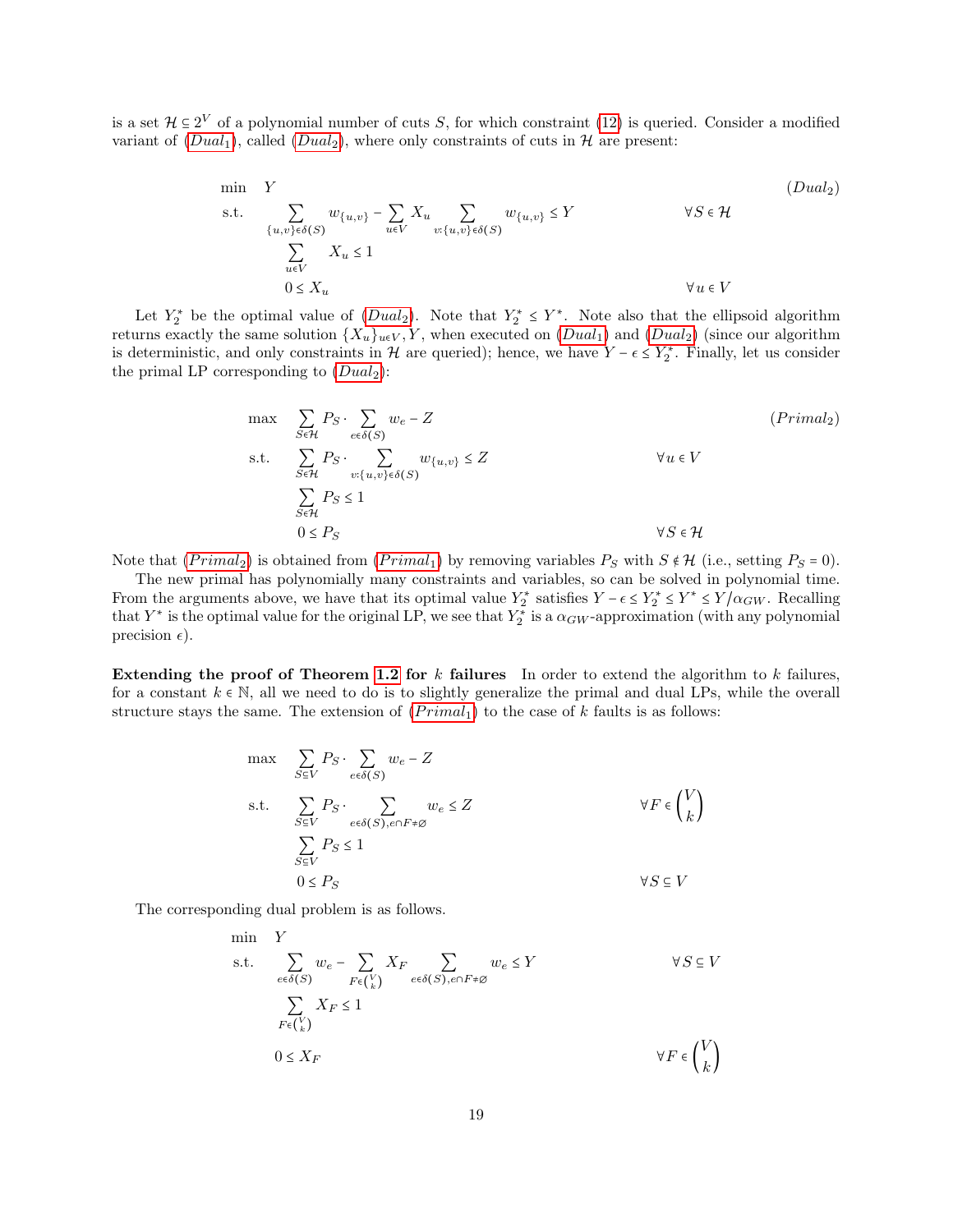is a set $\mathcal{H} \subseteq 2^V$ of a polynomial number of cuts $S$, for which constraint (12) is queried. Consider a modified variant of ($Dual_1$), called ($Dual_2$), where only constraints of cuts in $\mathcal{H}$ are present:

$$\begin{aligned}
\min \quad & Y && (Dual_2)\\
\text{s.t.} \quad & \sum_{\{u,v\}\in\delta(S)} w_{\{u,v\}} - \sum_{u\in V} X_u \sum_{v:\{u,v\}\in\delta(S)} w_{\{u,v\}} \leq Y && \forall S \in \mathcal{H}\\
& \sum_{u\in V} X_u \leq 1 &&\\
& 0 \leq X_u && \forall u \in V
\end{aligned}$$

Let $Y_2^*$ be the optimal value of ($Dual_2$). Note that $Y_2^* \leq Y^*$. Note also that the ellipsoid algorithm returns exactly the same solution $\{X_u\}_{u\in V}, Y$, when executed on ($Dual_1$) and ($Dual_2$) (since our algorithm is deterministic, and only constraints in $\mathcal{H}$ are queried); hence, we have $Y - \epsilon \leq Y_2^*$. Finally, let us consider the primal LP corresponding to ($Dual_2$):

$$\begin{aligned}
\max \quad & \sum_{S\in\mathcal{H}} P_S \cdot \sum_{e\in\delta(S)} w_e - Z && (Primal_2)\\
\text{s.t.} \quad & \sum_{S\in\mathcal{H}} P_S \cdot \sum_{v:\{u,v\}\in\delta(S)} w_{\{u,v\}} \leq Z && \forall u \in V\\
& \sum_{S\in\mathcal{H}} P_S \leq 1 &&\\
& 0 \leq P_S && \forall S \in \mathcal{H}
\end{aligned}$$

Note that ($Primal_2$) is obtained from ($Primal_1$) by removing variables $P_S$ with $S \notin \mathcal{H}$ (i.e., setting $P_S = 0$).

The new primal has polynomially many constraints and variables, so can be solved in polynomial time. From the arguments above, we have that its optimal value $Y_2^*$ satisfies $Y - \epsilon \leq Y_2^* \leq Y^* \leq Y/\alpha_{GW}$. Recalling that $Y^*$ is the optimal value for the original LP, we see that $Y_2^*$ is a $\alpha_{GW}$-approximation (with any polynomial precision $\epsilon$).

**Extending the proof of Theorem 1.2 for $k$ failures** In order to extend the algorithm to $k$ failures, for a constant $k \in \mathbb{N}$, all we need to do is to slightly generalize the primal and dual LPs, while the overall structure stays the same. The extension of ($Primal_1$) to the case of $k$ faults is as follows:

$$\begin{aligned}
\max \quad & \sum_{S\subseteq V} P_S \cdot \sum_{e\in\delta(S)} w_e - Z &&\\
\text{s.t.} \quad & \sum_{S\subseteq V} P_S \cdot \sum_{e\in\delta(S), e\cap F\neq\emptyset} w_e \leq Z && \forall F \in \binom{V}{k}\\
& \sum_{S\subseteq V} P_S \leq 1 &&\\
& 0 \leq P_S && \forall S \subseteq V
\end{aligned}$$

The corresponding dual problem is as follows.

$$\begin{aligned}
\min \quad & Y &&\\
\text{s.t.} \quad & \sum_{e\in\delta(S)} w_e - \sum_{F\in\binom{V}{k}} X_F \sum_{e\in\delta(S), e\cap F\neq\emptyset} w_e \leq Y && \forall S \subseteq V\\
& \sum_{F\in\binom{V}{k}} X_F \leq 1 &&\\
& 0 \leq X_F && \forall F \in \binom{V}{k}
\end{aligned}$$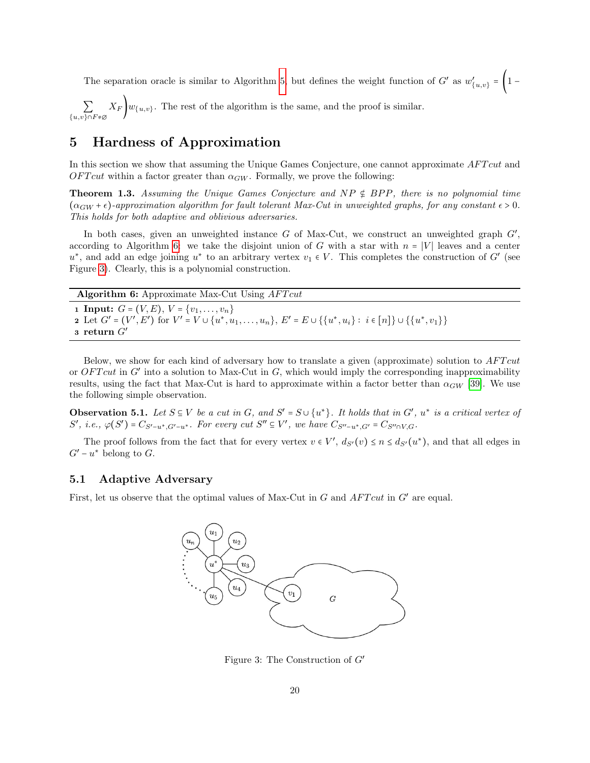The separation oracle is similar to Algorithm 5, but defines the weight function of $G'$ as $w'_{\{u,v\}} = \Big(1 - \sum_{\{u,v\}\cap F \neq \emptyset} X_F\Big) w_{\{u,v\}}$. The rest of the algorithm is the same, and the proof is similar.

# 5 Hardness of Approximation

In this section we show that assuming the Unique Games Conjecture, one cannot approximate $AFTcut$ and $OFTcut$ within a factor greater than $\alpha_{GW}$. Formally, we prove the following:

**Theorem 1.3.** *Assuming the Unique Games Conjecture and $NP \not\subseteq BPP$, there is no polynomial time $(\alpha_{GW} + \epsilon)$-approximation algorithm for fault tolerant Max-Cut in unweighted graphs, for any constant $\epsilon > 0$. This holds for both adaptive and oblivious adversaries.*

In both cases, given an unweighted instance $G$ of Max-Cut, we construct an unweighted graph $G'$, according to Algorithm 6: we take the disjoint union of $G$ with a star with $n = |V|$ leaves and a center $u^*$, and add an edge joining $u^*$ to an arbitrary vertex $v_1 \in V$. This completes the construction of $G'$ (see Figure 3). Clearly, this is a polynomial construction.

**Algorithm 6:** Approximate Max-Cut Using $AFTcut$

```
1 Input: G = (V, E), V = {v_1, ..., v_n}
2 Let G' = (V', E') for V' = V ∪ {u*, u_1, ..., u_n}, E' = E ∪ {{u*, u_i} : i ∈ [n]} ∪ {{u*, v_1}}
3 return G'
```

Below, we show for each kind of adversary how to translate a given (approximate) solution to $AFTcut$ or $OFTcut$ in $G'$ into a solution to Max-Cut in $G$, which would imply the corresponding inapproximability results, using the fact that Max-Cut is hard to approximate within a factor better than $\alpha_{GW}$ [39]. We use the following simple observation.

**Observation 5.1.** *Let $S \subseteq V$ be a cut in $G$, and $S' = S \cup \{u^*\}$. It holds that in $G'$, $u^*$ is a critical vertex of $S'$, i.e., $\varphi(S') = C_{S'-u^*, G'-u^*}$. For every cut $S'' \subseteq V'$, we have $C_{S''-u^*, G'} = C_{S'' \cap V, G}$.*

The proof follows from the fact that for every vertex $v \in V'$, $d_{S'}(v) \leq n \leq d_{S'}(u^*)$, and that all edges in $G' - u^*$ belong to $G$.

## 5.1 Adaptive Adversary

First, let us observe that the optimal values of Max-Cut in $G$ and $AFTcut$ in $G'$ are equal.

Figure 3: The Construction of $G'$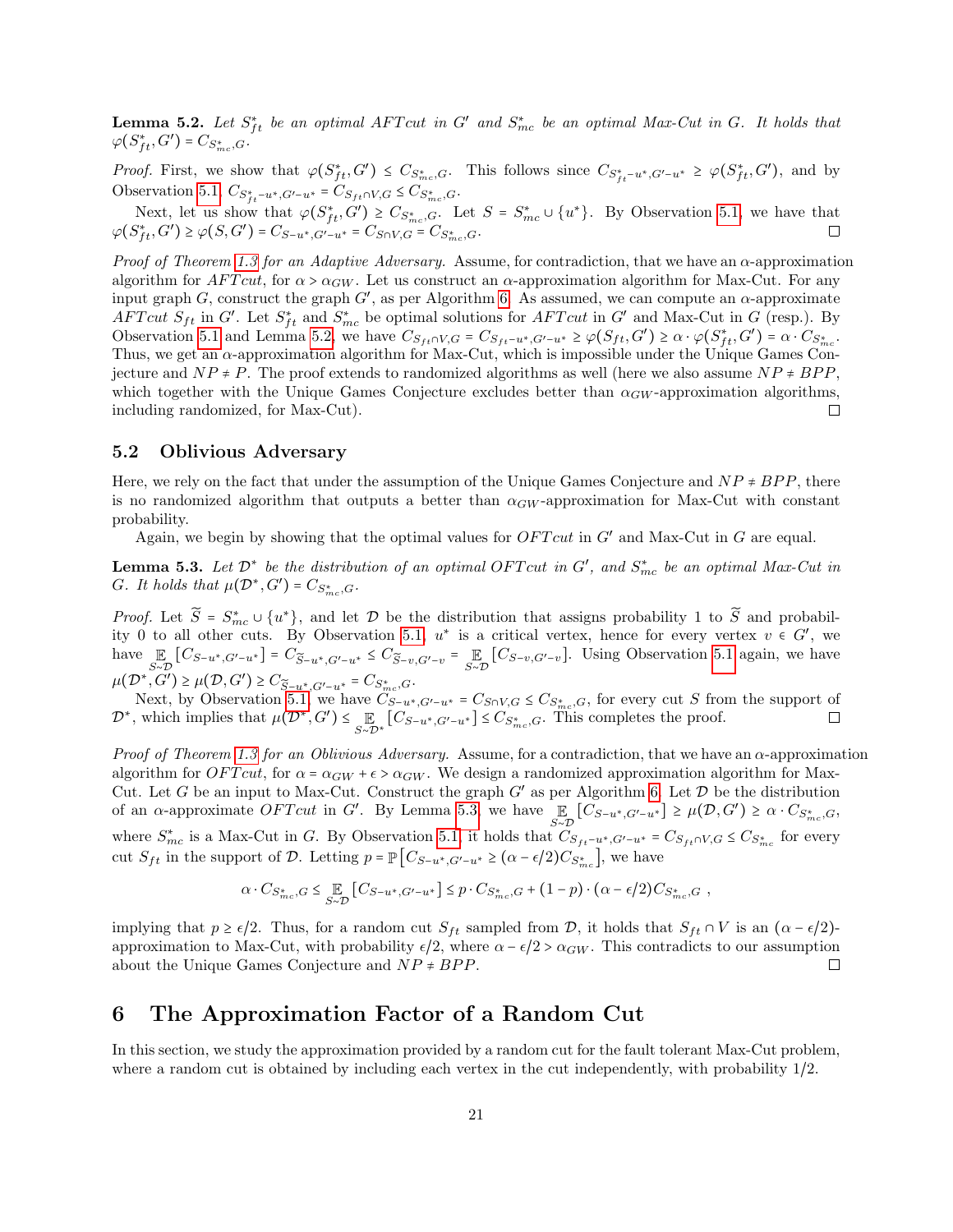**Lemma 5.2.** *Let $S^*_{ft}$ be an optimal AFTcut in $G'$ and $S^*_{mc}$ be an optimal Max-Cut in $G$. It holds that $\varphi(S^*_{ft}, G') = C_{S^*_{mc},G}$.*

*Proof.* First, we show that $\varphi(S^*_{ft}, G') \leq C_{S^*_{mc},G}$. This follows since $C_{S^*_{ft}-u^*,G'-u^*} \geq \varphi(S^*_{ft}, G')$, and by Observation 5.1, $C_{S^*_{ft}-u^*,G'-u^*} = C_{S_{ft}\cap V,G} \leq C_{S^*_{mc},G}$.

Next, let us show that $\varphi(S^*_{ft}, G') \geq C_{S^*_{mc},G}$. Let $S = S^*_{mc} \cup \{u^*\}$. By Observation 5.1, we have that $\varphi(S^*_{ft}, G') \geq \varphi(S, G') = C_{S-u^*,G'-u^*} = C_{S\cap V,G} = C_{S^*_{mc},G}$. □

*Proof of Theorem 1.3 for an Adaptive Adversary.* Assume, for contradiction, that we have an $\alpha$-approximation algorithm for $AFTcut$, for $\alpha > \alpha_{GW}$. Let us construct an $\alpha$-approximation algorithm for Max-Cut. For any input graph $G$, construct the graph $G'$, as per Algorithm 6. As assumed, we can compute an $\alpha$-approximate $AFTcut$ $S_{ft}$ in $G'$. Let $S^*_{ft}$ and $S^*_{mc}$ be optimal solutions for $AFTcut$ in $G'$ and Max-Cut in $G$ (resp.). By Observation 5.1 and Lemma 5.2, we have $C_{S_{ft}\cap V,G} = C_{S_{ft}-u^*,G'-u^*} \geq \varphi(S_{ft}, G') \geq \alpha \cdot \varphi(S^*_{ft}, G') = \alpha \cdot C_{S^*_{mc}}$. Thus, we get an $\alpha$-approximation algorithm for Max-Cut, which is impossible under the Unique Games Conjecture and $NP \neq P$. The proof extends to randomized algorithms as well (here we also assume $NP \neq BPP$, which together with the Unique Games Conjecture excludes better than $\alpha_{GW}$-approximation algorithms, including randomized, for Max-Cut). □

## 5.2 Oblivious Adversary

Here, we rely on the fact that under the assumption of the Unique Games Conjecture and $NP \neq BPP$, there is no randomized algorithm that outputs a better than $\alpha_{GW}$-approximation for Max-Cut with constant probability.

Again, we begin by showing that the optimal values for $OFTcut$ in $G'$ and Max-Cut in $G$ are equal.

**Lemma 5.3.** *Let $\mathcal{D}^*$ be the distribution of an optimal OFTcut in $G'$, and $S^*_{mc}$ be an optimal Max-Cut in $G$. It holds that $\mu(\mathcal{D}^*, G') = C_{S^*_{mc},G}$.*

*Proof.* Let $\widetilde{S} = S^*_{mc} \cup \{u^*\}$, and let $\mathcal{D}$ be the distribution that assigns probability 1 to $\widetilde{S}$ and probability 0 to all other cuts. By Observation 5.1, $u^*$ is a critical vertex, hence for every vertex $v \in G'$, we have $\mathbb{E}_{S\sim\mathcal{D}}[C_{S-u^*,G'-u^*}] = C_{\widetilde{S}-u^*,G'-u^*} \leq C_{\widetilde{S}-v,G'-v} = \mathbb{E}_{S\sim\mathcal{D}}[C_{S-v,G'-v}]$. Using Observation 5.1 again, we have $\mu(\mathcal{D}^*, G') \geq \mu(\mathcal{D}, G') \geq C_{\widetilde{S}-u^*,G'-u^*} = C_{S^*_{mc},G}$.

Next, by Observation 5.1, we have $C_{S-u^*,G'-u^*} = C_{S\cap V,G} \leq C_{S^*_{mc},G}$, for every cut $S$ from the support of $\mathcal{D}^*$, which implies that $\mu(\mathcal{D}^*, G') \leq \mathbb{E}_{S\sim\mathcal{D}^*}[C_{S-u^*,G'-u^*}] \leq C_{S^*_{mc},G}$. This completes the proof. □

*Proof of Theorem 1.3 for an Oblivious Adversary.* Assume, for a contradiction, that we have an $\alpha$-approximation algorithm for $OFTcut$, for $\alpha = \alpha_{GW} + \epsilon > \alpha_{GW}$. We design a randomized approximation algorithm for Max-Cut. Let $G$ be an input to Max-Cut. Construct the graph $G'$ as per Algorithm 6. Let $\mathcal{D}$ be the distribution of an $\alpha$-approximate $OFTcut$ in $G'$. By Lemma 5.3, we have $\mathbb{E}_{S\sim\mathcal{D}}[C_{S-u^*,G'-u^*}] \geq \mu(\mathcal{D}, G') \geq \alpha \cdot C_{S^*_{mc},G}$, where $S^*_{mc}$ is a Max-Cut in $G$. By Observation 5.1, it holds that $C_{S_{ft}-u^*,G'-u^*} = C_{S_{ft}\cap V,G} \leq C_{S^*_{mc}}$ for every cut $S_{ft}$ in the support of $\mathcal{D}$. Letting $p = \mathbb{P}\left[C_{S-u^*,G'-u^*} \geq (\alpha - \epsilon/2)C_{S^*_{mc}}\right]$, we have

$$\alpha \cdot C_{S^*_{mc},G} \leq \mathbb{E}_{S\sim\mathcal{D}}[C_{S-u^*,G'-u^*}] \leq p \cdot C_{S^*_{mc},G} + (1-p) \cdot (\alpha - \epsilon/2)C_{S^*_{mc},G} \ ,$$

implying that $p \geq \epsilon/2$. Thus, for a random cut $S_{ft}$ sampled from $\mathcal{D}$, it holds that $S_{ft} \cap V$ is an $(\alpha - \epsilon/2)$-approximation to Max-Cut, with probability $\epsilon/2$, where $\alpha - \epsilon/2 > \alpha_{GW}$. This contradicts to our assumption about the Unique Games Conjecture and $NP \neq BPP$. □

# 6 The Approximation Factor of a Random Cut

In this section, we study the approximation provided by a random cut for the fault tolerant Max-Cut problem, where a random cut is obtained by including each vertex in the cut independently, with probability 1/2.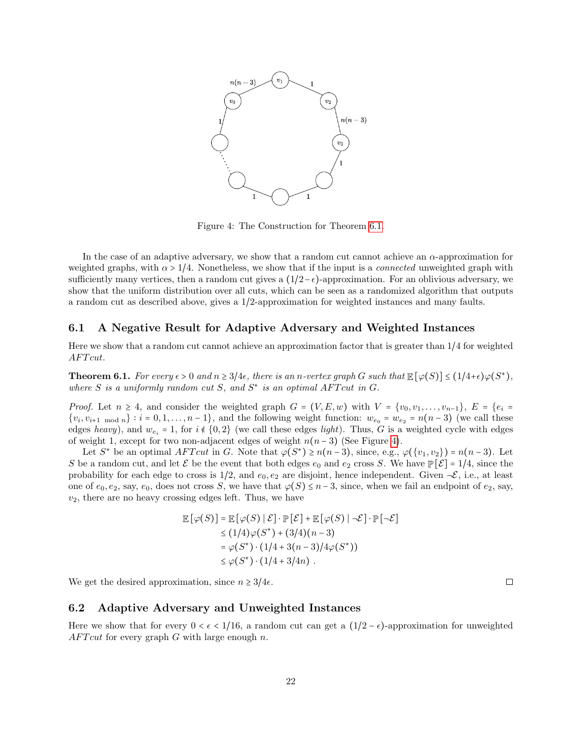Figure 4: The Construction for Theorem 6.1.

In the case of an adaptive adversary, we show that a random cut cannot achieve an $\alpha$-approximation for weighted graphs, with $\alpha > 1/4$. Nonetheless, we show that if the input is a *connected* unweighted graph with sufficiently many vertices, then a random cut gives a $(1/2-\epsilon)$-approximation. For an oblivious adversary, we show that the uniform distribution over all cuts, which can be seen as a randomized algorithm that outputs a random cut as described above, gives a 1/2-approximation for weighted instances and many faults.

## 6.1 A Negative Result for Adaptive Adversary and Weighted Instances

Here we show that a random cut cannot achieve an approximation factor that is greater than 1/4 for weighted *AFTcut*.

**Theorem 6.1.** *For every $\epsilon > 0$ and $n \geq 3/4\epsilon$, there is an $n$-vertex graph $G$ such that $\mathbb{E}[\varphi(S)] \leq (1/4+\epsilon)\varphi(S^*)$, where $S$ is a uniformly random cut $S$, and $S^*$ is an optimal AFTcut in $G$.*

*Proof.* Let $n \geq 4$, and consider the weighted graph $G = (V, E, w)$ with $V = \{v_0, v_1, \ldots, v_{n-1}\}$, $E = \{e_i = \{v_i, v_{i+1 \bmod n}\} : i = 0, 1, \ldots, n-1\}$, and the following weight function: $w_{e_0} = w_{e_2} = n(n-3)$ (we call these edges *heavy*), and $w_{e_i} = 1$, for $i \notin \{0, 2\}$ (we call these edges *light*). Thus, $G$ is a weighted cycle with edges of weight 1, except for two non-adjacent edges of weight $n(n-3)$ (See Figure 4).

Let $S^*$ be an optimal *AFTcut* in $G$. Note that $\varphi(S^*) \geq n(n-3)$, since, e.g., $\varphi(\{v_1, v_2\}) = n(n-3)$. Let $S$ be a random cut, and let $\mathcal{E}$ be the event that both edges $e_0$ and $e_2$ cross $S$. We have $\mathbb{P}[\mathcal{E}] = 1/4$, since the probability for each edge to cross is 1/2, and $e_0, e_2$ are disjoint, hence independent. Given $\neg\mathcal{E}$, i.e., at least one of $e_0, e_2$, say, $e_0$, does not cross $S$, we have that $\varphi(S) \leq n-3$, since, when we fail an endpoint of $e_2$, say, $v_2$, there are no heavy crossing edges left. Thus, we have

$$\begin{aligned}
\mathbb{E}[\varphi(S)] &= \mathbb{E}[\varphi(S) \mid \mathcal{E}] \cdot \mathbb{P}[\mathcal{E}] + \mathbb{E}[\varphi(S) \mid \neg\mathcal{E}] \cdot \mathbb{P}[\neg\mathcal{E}] \\
&\leq (1/4)\varphi(S^*) + (3/4)(n-3) \\
&= \varphi(S^*) \cdot (1/4 + 3(n-3)/4\varphi(S^*)) \\
&\leq \varphi(S^*) \cdot (1/4 + 3/4n) \ .
\end{aligned}$$

We get the desired approximation, since $n \geq 3/4\epsilon$. $\square$

## 6.2 Adaptive Adversary and Unweighted Instances

Here we show that for every $0 < \epsilon < 1/16$, a random cut can get a $(1/2-\epsilon)$-approximation for unweighted *AFTcut* for every graph $G$ with large enough $n$.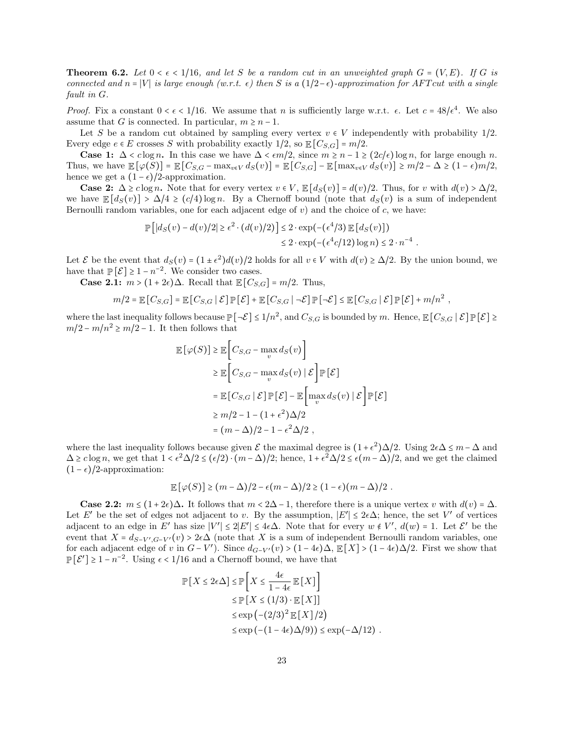**Theorem 6.2.** *Let $0 < \epsilon < 1/16$, and let $S$ be a random cut in an unweighted graph $G = (V, E)$. If $G$ is connected and $n = |V|$ is large enough (w.r.t. $\epsilon$) then $S$ is a $(1/2 - \epsilon)$-approximation for AFTcut with a single fault in $G$.*

*Proof.* Fix a constant $0 < \epsilon < 1/16$. We assume that $n$ is sufficiently large w.r.t. $\epsilon$. Let $c = 48/\epsilon^4$. We also assume that $G$ is connected. In particular, $m \geq n - 1$.

Let $S$ be a random cut obtained by sampling every vertex $v \in V$ independently with probability $1/2$. Every edge $e \in E$ crosses $S$ with probability exactly $1/2$, so $\mathbb{E}[C_{S,G}] = m/2$.

**Case 1: $\Delta < c \log n$.** In this case we have $\Delta < \epsilon m/2$, since $m \geq n - 1 \geq (2c/\epsilon) \log n$, for large enough $n$. Thus, we have $\mathbb{E}[\varphi(S)] = \mathbb{E}[C_{S,G} - \max_{v \in V} d_S(v)] = \mathbb{E}[C_{S,G}] - \mathbb{E}[\max_{v \in V} d_S(v)] \geq m/2 - \Delta \geq (1 - \epsilon)m/2$, hence we get a $(1 - \epsilon)/2$-approximation.

**Case 2: $\Delta \geq c \log n$.** Note that for every vertex $v \in V$, $\mathbb{E}[d_S(v)] = d(v)/2$. Thus, for $v$ with $d(v) > \Delta/2$, we have $\mathbb{E}[d_S(v)] > \Delta/4 \geq (c/4) \log n$. By a Chernoff bound (note that $d_S(v)$ is a sum of independent Bernoulli random variables, one for each adjacent edge of $v$) and the choice of $c$, we have:

$$\begin{aligned}
\mathbb{P}\left[|d_S(v) - d(v)/2| \geq \epsilon^2 \cdot (d(v)/2)\right] &\leq 2 \cdot \exp(-(\epsilon^4/3)\,\mathbb{E}[d_S(v)]) \\
&\leq 2 \cdot \exp(-(\epsilon^4 c/12) \log n) \leq 2 \cdot n^{-4} \ .
\end{aligned}$$

Let $\mathcal{E}$ be the event that $d_S(v) = (1 \pm \epsilon^2)d(v)/2$ holds for all $v \in V$ with $d(v) \geq \Delta/2$. By the union bound, we have that $\mathbb{P}[\mathcal{E}] \geq 1 - n^{-2}$. We consider two cases.

**Case 2.1: $m > (1 + 2\epsilon)\Delta$.** Recall that $\mathbb{E}[C_{S,G}] = m/2$. Thus,

$$m/2 = \mathbb{E}[C_{S,G}] = \mathbb{E}[C_{S,G} \mid \mathcal{E}]\,\mathbb{P}[\mathcal{E}] + \mathbb{E}[C_{S,G} \mid \neg\mathcal{E}]\,\mathbb{P}[\neg\mathcal{E}] \leq \mathbb{E}[C_{S,G} \mid \mathcal{E}]\,\mathbb{P}[\mathcal{E}] + m/n^2 \ ,$$

where the last inequality follows because $\mathbb{P}[\neg\mathcal{E}] \leq 1/n^2$, and $C_{S,G}$ is bounded by $m$. Hence, $\mathbb{E}[C_{S,G} \mid \mathcal{E}]\,\mathbb{P}[\mathcal{E}] \geq m/2 - m/n^2 \geq m/2 - 1$. It then follows that

$$\begin{aligned}
\mathbb{E}[\varphi(S)] &\geq \mathbb{E}\left[C_{S,G} - \max_v d_S(v)\right] \\
&\geq \mathbb{E}\left[C_{S,G} - \max_v d_S(v) \mid \mathcal{E}\right]\mathbb{P}[\mathcal{E}] \\
&= \mathbb{E}[C_{S,G} \mid \mathcal{E}]\,\mathbb{P}[\mathcal{E}] - \mathbb{E}\left[\max_v d_S(v) \mid \mathcal{E}\right]\mathbb{P}[\mathcal{E}] \\
&\geq m/2 - 1 - (1 + \epsilon^2)\Delta/2 \\
&= (m - \Delta)/2 - 1 - \epsilon^2\Delta/2 \ ,
\end{aligned}$$

where the last inequality follows because given $\mathcal{E}$ the maximal degree is $(1 + \epsilon^2)\Delta/2$. Using $2\epsilon\Delta \leq m - \Delta$ and $\Delta \geq c \log n$, we get that $1 < \epsilon^2\Delta/2 \leq (\epsilon/2) \cdot (m - \Delta)/2$; hence, $1 + \epsilon^2\Delta/2 \leq \epsilon(m - \Delta)/2$, and we get the claimed $(1 - \epsilon)/2$-approximation:

$$\mathbb{E}[\varphi(S)] \geq (m - \Delta)/2 - \epsilon(m - \Delta)/2 \geq (1 - \epsilon)(m - \Delta)/2 \ .$$

**Case 2.2: $m \leq (1 + 2\epsilon)\Delta$.** It follows that $m < 2\Delta - 1$, therefore there is a unique vertex $v$ with $d(v) = \Delta$. Let $E'$ be the set of edges not adjacent to $v$. By the assumption, $|E'| \leq 2\epsilon\Delta$; hence, the set $V'$ of vertices adjacent to an edge in $E'$ has size $|V'| \leq 2|E'| \leq 4\epsilon\Delta$. Note that for every $w \notin V'$, $d(w) = 1$. Let $\mathcal{E}'$ be the event that $X = d_{S-V', G-V'}(v) > 2\epsilon\Delta$ (note that $X$ is a sum of independent Bernoulli random variables, one for each adjacent edge of $v$ in $G - V'$). Since $d_{G-V'}(v) > (1 - 4\epsilon)\Delta$, $\mathbb{E}[X] > (1 - 4\epsilon)\Delta/2$. First we show that $\mathbb{P}[\mathcal{E}'] \geq 1 - n^{-2}$. Using $\epsilon < 1/16$ and a Chernoff bound, we have that

$$\begin{aligned}
\mathbb{P}[X \leq 2\epsilon\Delta] &\leq \mathbb{P}\left[X \leq \frac{4\epsilon}{1 - 4\epsilon}\,\mathbb{E}[X]\right] \\
&\leq \mathbb{P}[X \leq (1/3) \cdot \mathbb{E}[X]] \\
&\leq \exp\left(-(2/3)^2\,\mathbb{E}[X]/2\right) \\
&\leq \exp\left(-(1 - 4\epsilon)\Delta/9)\right) \leq \exp(-\Delta/12) \ .
\end{aligned}$$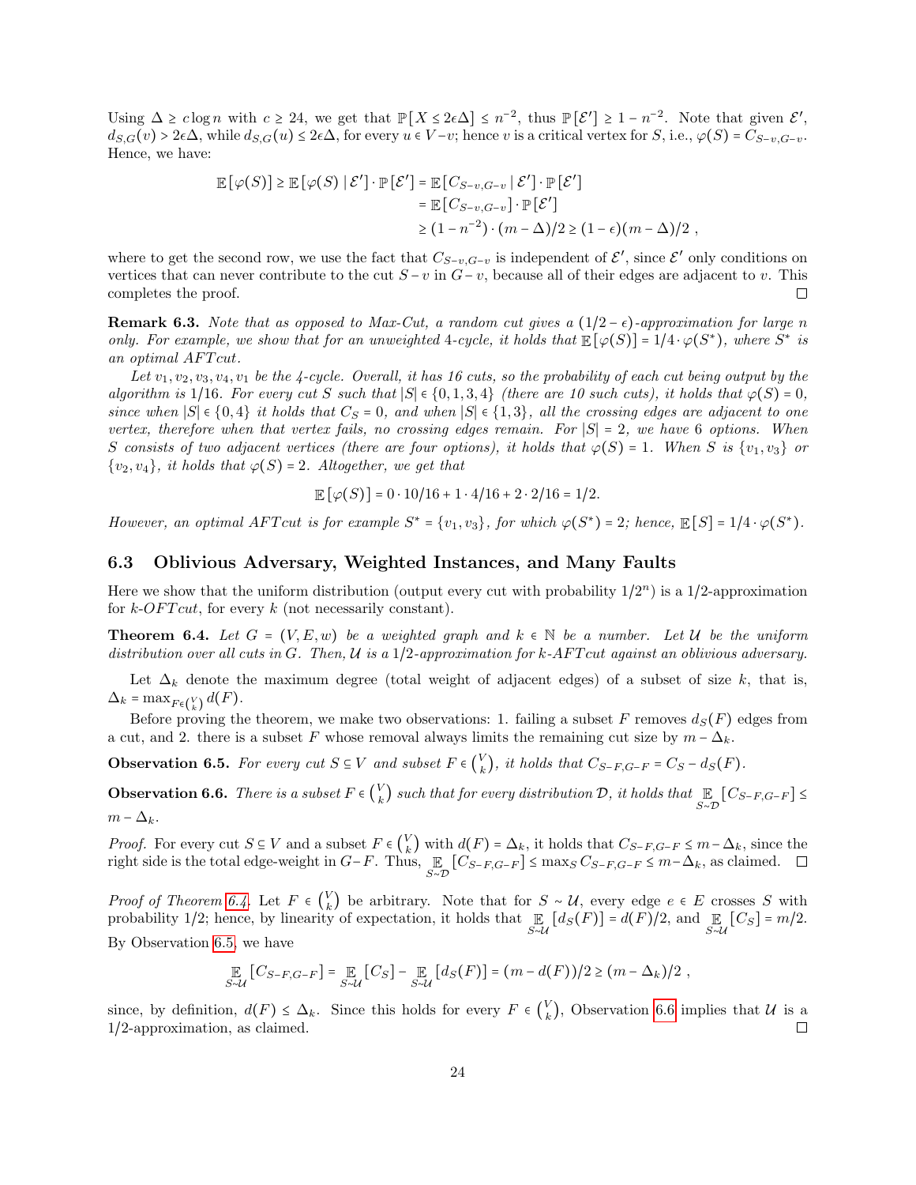Using $\Delta \geq c \log n$ with $c \geq 24$, we get that $\mathbb{P}[X \leq 2\epsilon\Delta] \leq n^{-2}$, thus $\mathbb{P}[\mathcal{E}'] \geq 1 - n^{-2}$. Note that given $\mathcal{E}'$, $d_{S,G}(v) > 2\epsilon\Delta$, while $d_{S,G}(u) \leq 2\epsilon\Delta$, for every $u \in V - v$; hence $v$ is a critical vertex for $S$, i.e., $\varphi(S) = C_{S-v,G-v}$. Hence, we have:

$$
\begin{aligned}
\mathbb{E}[\varphi(S)] \geq \mathbb{E}[\varphi(S) \mid \mathcal{E}'] \cdot \mathbb{P}[\mathcal{E}'] &= \mathbb{E}[C_{S-v,G-v} \mid \mathcal{E}'] \cdot \mathbb{P}[\mathcal{E}'] \\
&= \mathbb{E}[C_{S-v,G-v}] \cdot \mathbb{P}[\mathcal{E}'] \\
&\geq (1 - n^{-2}) \cdot (m - \Delta)/2 \geq (1-\epsilon)(m-\Delta)/2 \ ,
\end{aligned}
$$

where to get the second row, we use the fact that $C_{S-v,G-v}$ is independent of $\mathcal{E}'$, since $\mathcal{E}'$ only conditions on vertices that can never contribute to the cut $S - v$ in $G - v$, because all of their edges are adjacent to $v$. This completes the proof. ◻

**Remark 6.3.** *Note that as opposed to Max-Cut, a random cut gives a $(1/2 - \epsilon)$-approximation for large $n$ only. For example, we show that for an unweighted 4-cycle, it holds that $\mathbb{E}[\varphi(S)] = 1/4 \cdot \varphi(S^*)$, where $S^*$ is an optimal AFTcut.*

*Let $v_1, v_2, v_3, v_4, v_1$ be the 4-cycle. Overall, it has 16 cuts, so the probability of each cut being output by the algorithm is 1/16. For every cut $S$ such that $|S| \in \{0,1,3,4\}$ (there are 10 such cuts), it holds that $\varphi(S) = 0$, since when $|S| \in \{0,4\}$ it holds that $C_S = 0$, and when $|S| \in \{1,3\}$, all the crossing edges are adjacent to one vertex, therefore when that vertex fails, no crossing edges remain. For $|S| = 2$, we have 6 options. When $S$ consists of two adjacent vertices (there are four options), it holds that $\varphi(S) = 1$. When $S$ is $\{v_1, v_3\}$ or $\{v_2, v_4\}$, it holds that $\varphi(S) = 2$. Altogether, we get that*

$$
\mathbb{E}[\varphi(S)] = 0 \cdot 10/16 + 1 \cdot 4/16 + 2 \cdot 2/16 = 1/2.
$$

*However, an optimal AFTcut is for example $S^* = \{v_1, v_3\}$, for which $\varphi(S^*) = 2$; hence, $\mathbb{E}[S] = 1/4 \cdot \varphi(S^*)$.*

## 6.3 Oblivious Adversary, Weighted Instances, and Many Faults

Here we show that the uniform distribution (output every cut with probability $1/2^n$) is a 1/2-approximation for $k$-*OFTcut*, for every $k$ (not necessarily constant).

**Theorem 6.4.** *Let $G = (V, E, w)$ be a weighted graph and $k \in \mathbb{N}$ be a number. Let $\mathcal{U}$ be the uniform distribution over all cuts in $G$. Then, $\mathcal{U}$ is a 1/2-approximation for $k$-AFTcut against an oblivious adversary.*

Let $\Delta_k$ denote the maximum degree (total weight of adjacent edges) of a subset of size $k$, that is, $\Delta_k = \max_{F \in \binom{V}{k}} d(F)$.

Before proving the theorem, we make two observations: 1. failing a subset $F$ removes $d_S(F)$ edges from a cut, and 2. there is a subset $F$ whose removal always limits the remaining cut size by $m - \Delta_k$.

**Observation 6.5.** *For every cut $S \subseteq V$ and subset $F \in \binom{V}{k}$, it holds that $C_{S-F,G-F} = C_S - d_S(F)$.*

**Observation 6.6.** *There is a subset $F \in \binom{V}{k}$ such that for every distribution $\mathcal{D}$, it holds that $\mathop{\mathbb{E}}_{S \sim \mathcal{D}}[C_{S-F,G-F}] \leq m - \Delta_k$.*

*Proof.* For every cut $S \subseteq V$ and a subset $F \in \binom{V}{k}$ with $d(F) = \Delta_k$, it holds that $C_{S-F,G-F} \leq m - \Delta_k$, since the right side is the total edge-weight in $G - F$. Thus, $\mathop{\mathbb{E}}_{S \sim \mathcal{D}}[C_{S-F,G-F}] \leq \max_S C_{S-F,G-F} \leq m - \Delta_k$, as claimed. ◻

*Proof of Theorem 6.4.* Let $F \in \binom{V}{k}$ be arbitrary. Note that for $S \sim \mathcal{U}$, every edge $e \in E$ crosses $S$ with probability 1/2; hence, by linearity of expectation, it holds that $\mathop{\mathbb{E}}_{S \sim \mathcal{U}}[d_S(F)] = d(F)/2$, and $\mathop{\mathbb{E}}_{S \sim \mathcal{U}}[C_S] = m/2$. By Observation 6.5, we have

$$
\mathop{\mathbb{E}}_{S \sim \mathcal{U}}[C_{S-F,G-F}] = \mathop{\mathbb{E}}_{S \sim \mathcal{U}}[C_S] - \mathop{\mathbb{E}}_{S \sim \mathcal{U}}[d_S(F)] = (m - d(F))/2 \geq (m - \Delta_k)/2 \ ,
$$

since, by definition, $d(F) \leq \Delta_k$. Since this holds for every $F \in \binom{V}{k}$, Observation 6.6 implies that $\mathcal{U}$ is a 1/2-approximation, as claimed. ◻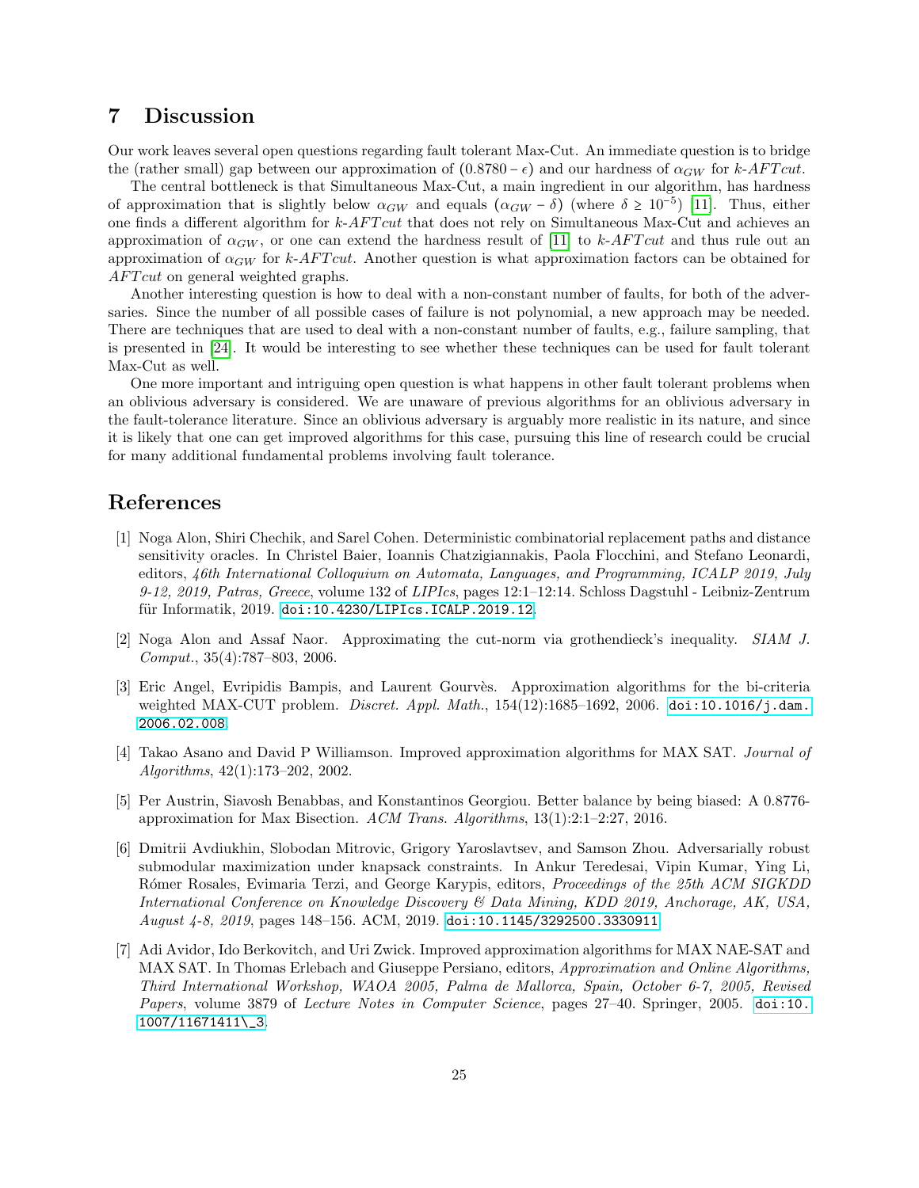## 7 Discussion

Our work leaves several open questions regarding fault tolerant Max-Cut. An immediate question is to bridge the (rather small) gap between our approximation of $(0.8780 - \epsilon)$ and our hardness of $\alpha_{GW}$ for $k$-$AFTcut$.

The central bottleneck is that Simultaneous Max-Cut, a main ingredient in our algorithm, has hardness of approximation that is slightly below $\alpha_{GW}$ and equals $(\alpha_{GW} - \delta)$ (where $\delta \geq 10^{-5}$) [11]. Thus, either one finds a different algorithm for $k$-$AFTcut$ that does not rely on Simultaneous Max-Cut and achieves an approximation of $\alpha_{GW}$, or one can extend the hardness result of [11] to $k$-$AFTcut$ and thus rule out an approximation of $\alpha_{GW}$ for $k$-$AFTcut$. Another question is what approximation factors can be obtained for $AFTcut$ on general weighted graphs.

Another interesting question is how to deal with a non-constant number of faults, for both of the adversaries. Since the number of all possible cases of failure is not polynomial, a new approach may be needed. There are techniques that are used to deal with a non-constant number of faults, e.g., failure sampling, that is presented in [24]. It would be interesting to see whether these techniques can be used for fault tolerant Max-Cut as well.

One more important and intriguing open question is what happens in other fault tolerant problems when an oblivious adversary is considered. We are unaware of previous algorithms for an oblivious adversary in the fault-tolerance literature. Since an oblivious adversary is arguably more realistic in its nature, and since it is likely that one can get improved algorithms for this case, pursuing this line of research could be crucial for many additional fundamental problems involving fault tolerance.

## References

[1] Noga Alon, Shiri Chechik, and Sarel Cohen. Deterministic combinatorial replacement paths and distance sensitivity oracles. In Christel Baier, Ioannis Chatzigiannakis, Paola Flocchini, and Stefano Leonardi, editors, *46th International Colloquium on Automata, Languages, and Programming, ICALP 2019, July 9-12, 2019, Patras, Greece*, volume 132 of *LIPIcs*, pages 12:1–12:14. Schloss Dagstuhl - Leibniz-Zentrum für Informatik, 2019. doi:10.4230/LIPIcs.ICALP.2019.12.

[2] Noga Alon and Assaf Naor. Approximating the cut-norm via grothendieck's inequality. *SIAM J. Comput.*, 35(4):787–803, 2006.

[3] Eric Angel, Evripidis Bampis, and Laurent Gourvès. Approximation algorithms for the bi-criteria weighted MAX-CUT problem. *Discret. Appl. Math.*, 154(12):1685–1692, 2006. doi:10.1016/j.dam.2006.02.008.

[4] Takao Asano and David P Williamson. Improved approximation algorithms for MAX SAT. *Journal of Algorithms*, 42(1):173–202, 2002.

[5] Per Austrin, Siavosh Benabbas, and Konstantinos Georgiou. Better balance by being biased: A 0.8776-approximation for Max Bisection. *ACM Trans. Algorithms*, 13(1):2:1–2:27, 2016.

[6] Dmitrii Avdiukhin, Slobodan Mitrovic, Grigory Yaroslavtsev, and Samson Zhou. Adversarially robust submodular maximization under knapsack constraints. In Ankur Teredesai, Vipin Kumar, Ying Li, Rómer Rosales, Evimaria Terzi, and George Karypis, editors, *Proceedings of the 25th ACM SIGKDD International Conference on Knowledge Discovery & Data Mining, KDD 2019, Anchorage, AK, USA, August 4-8, 2019*, pages 148–156. ACM, 2019. doi:10.1145/3292500.3330911.

[7] Adi Avidor, Ido Berkovitch, and Uri Zwick. Improved approximation algorithms for MAX NAE-SAT and MAX SAT. In Thomas Erlebach and Giuseppe Persiano, editors, *Approximation and Online Algorithms, Third International Workshop, WAOA 2005, Palma de Mallorca, Spain, October 6-7, 2005, Revised Papers*, volume 3879 of *Lecture Notes in Computer Science*, pages 27–40. Springer, 2005. doi:10.1007/11671411\_3.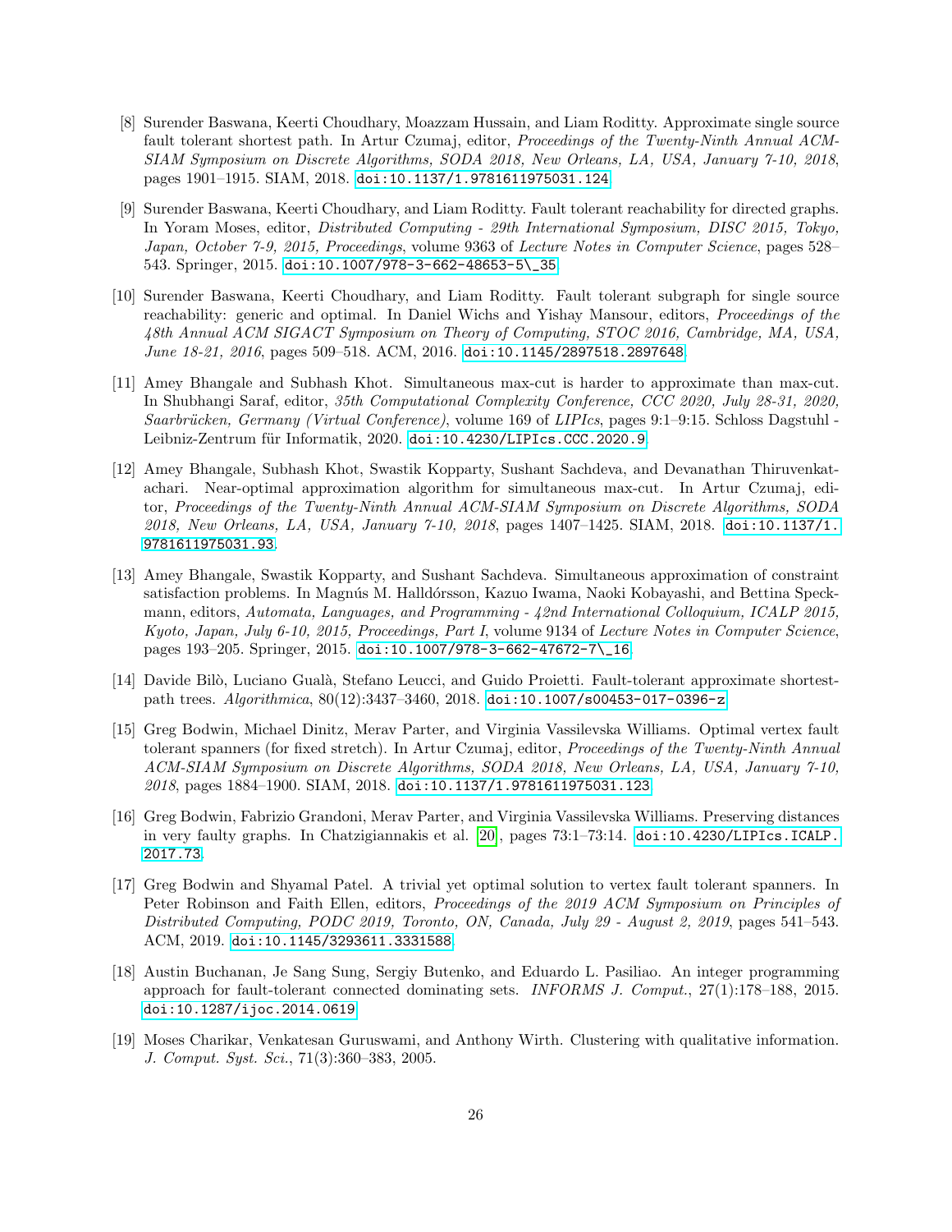[8] Surender Baswana, Keerti Choudhary, Moazzam Hussain, and Liam Roditty. Approximate single source fault tolerant shortest path. In Artur Czumaj, editor, *Proceedings of the Twenty-Ninth Annual ACM-SIAM Symposium on Discrete Algorithms, SODA 2018, New Orleans, LA, USA, January 7-10, 2018*, pages 1901–1915. SIAM, 2018. doi:10.1137/1.9781611975031.124.

[9] Surender Baswana, Keerti Choudhary, and Liam Roditty. Fault tolerant reachability for directed graphs. In Yoram Moses, editor, *Distributed Computing - 29th International Symposium, DISC 2015, Tokyo, Japan, October 7-9, 2015, Proceedings*, volume 9363 of *Lecture Notes in Computer Science*, pages 528–543. Springer, 2015. doi:10.1007/978-3-662-48653-5\_35.

[10] Surender Baswana, Keerti Choudhary, and Liam Roditty. Fault tolerant subgraph for single source reachability: generic and optimal. In Daniel Wichs and Yishay Mansour, editors, *Proceedings of the 48th Annual ACM SIGACT Symposium on Theory of Computing, STOC 2016, Cambridge, MA, USA, June 18-21, 2016*, pages 509–518. ACM, 2016. doi:10.1145/2897518.2897648.

[11] Amey Bhangale and Subhash Khot. Simultaneous max-cut is harder to approximate than max-cut. In Shubhangi Saraf, editor, *35th Computational Complexity Conference, CCC 2020, July 28-31, 2020, Saarbrücken, Germany (Virtual Conference)*, volume 169 of *LIPIcs*, pages 9:1–9:15. Schloss Dagstuhl - Leibniz-Zentrum für Informatik, 2020. doi:10.4230/LIPIcs.CCC.2020.9.

[12] Amey Bhangale, Subhash Khot, Swastik Kopparty, Sushant Sachdeva, and Devanathan Thiruvenkatachari. Near-optimal approximation algorithm for simultaneous max-cut. In Artur Czumaj, editor, *Proceedings of the Twenty-Ninth Annual ACM-SIAM Symposium on Discrete Algorithms, SODA 2018, New Orleans, LA, USA, January 7-10, 2018*, pages 1407–1425. SIAM, 2018. doi:10.1137/1.9781611975031.93.

[13] Amey Bhangale, Swastik Kopparty, and Sushant Sachdeva. Simultaneous approximation of constraint satisfaction problems. In Magnús M. Halldórsson, Kazuo Iwama, Naoki Kobayashi, and Bettina Speckmann, editors, *Automata, Languages, and Programming - 42nd International Colloquium, ICALP 2015, Kyoto, Japan, July 6-10, 2015, Proceedings, Part I*, volume 9134 of *Lecture Notes in Computer Science*, pages 193–205. Springer, 2015. doi:10.1007/978-3-662-47672-7\_16.

[14] Davide Bilò, Luciano Gualà, Stefano Leucci, and Guido Proietti. Fault-tolerant approximate shortest-path trees. *Algorithmica*, 80(12):3437–3460, 2018. doi:10.1007/s00453-017-0396-z.

[15] Greg Bodwin, Michael Dinitz, Merav Parter, and Virginia Vassilevska Williams. Optimal vertex fault tolerant spanners (for fixed stretch). In Artur Czumaj, editor, *Proceedings of the Twenty-Ninth Annual ACM-SIAM Symposium on Discrete Algorithms, SODA 2018, New Orleans, LA, USA, January 7-10, 2018*, pages 1884–1900. SIAM, 2018. doi:10.1137/1.9781611975031.123.

[16] Greg Bodwin, Fabrizio Grandoni, Merav Parter, and Virginia Vassilevska Williams. Preserving distances in very faulty graphs. In Chatzigiannakis et al. [20], pages 73:1–73:14. doi:10.4230/LIPIcs.ICALP.2017.73.

[17] Greg Bodwin and Shyamal Patel. A trivial yet optimal solution to vertex fault tolerant spanners. In Peter Robinson and Faith Ellen, editors, *Proceedings of the 2019 ACM Symposium on Principles of Distributed Computing, PODC 2019, Toronto, ON, Canada, July 29 - August 2, 2019*, pages 541–543. ACM, 2019. doi:10.1145/3293611.3331588.

[18] Austin Buchanan, Je Sang Sung, Sergiy Butenko, and Eduardo L. Pasiliao. An integer programming approach for fault-tolerant connected dominating sets. *INFORMS J. Comput.*, 27(1):178–188, 2015. doi:10.1287/ijoc.2014.0619.

[19] Moses Charikar, Venkatesan Guruswami, and Anthony Wirth. Clustering with qualitative information. *J. Comput. Syst. Sci.*, 71(3):360–383, 2005.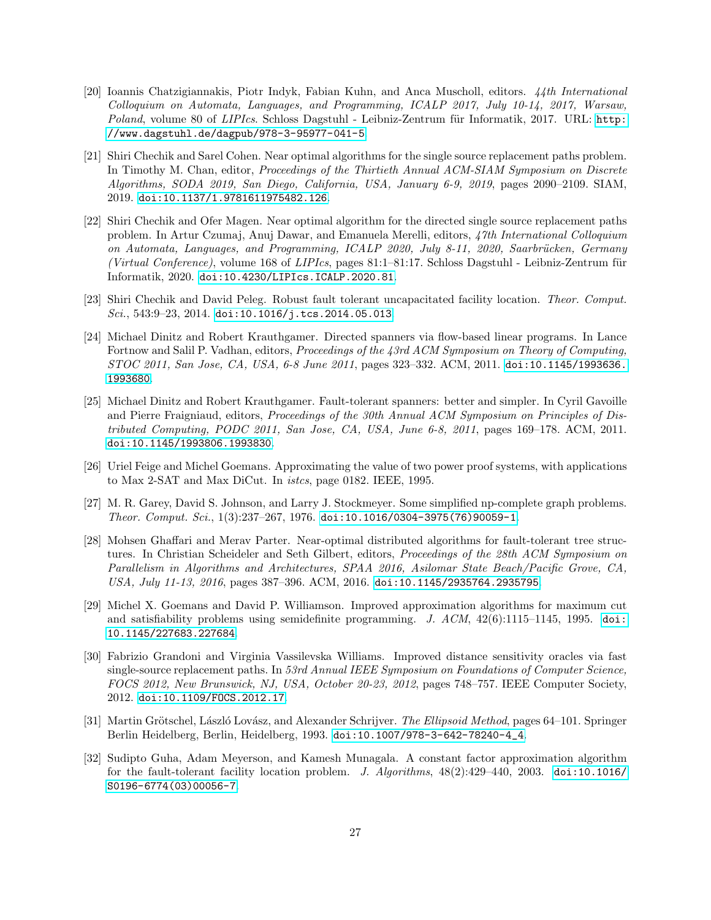[20] Ioannis Chatzigiannakis, Piotr Indyk, Fabian Kuhn, and Anca Muscholl, editors. *44th International Colloquium on Automata, Languages, and Programming, ICALP 2017, July 10-14, 2017, Warsaw, Poland*, volume 80 of *LIPIcs*. Schloss Dagstuhl - Leibniz-Zentrum für Informatik, 2017. URL: http://www.dagstuhl.de/dagpub/978-3-95977-041-5.

[21] Shiri Chechik and Sarel Cohen. Near optimal algorithms for the single source replacement paths problem. In Timothy M. Chan, editor, *Proceedings of the Thirtieth Annual ACM-SIAM Symposium on Discrete Algorithms, SODA 2019, San Diego, California, USA, January 6-9, 2019*, pages 2090–2109. SIAM, 2019. doi:10.1137/1.9781611975482.126.

[22] Shiri Chechik and Ofer Magen. Near optimal algorithm for the directed single source replacement paths problem. In Artur Czumaj, Anuj Dawar, and Emanuela Merelli, editors, *47th International Colloquium on Automata, Languages, and Programming, ICALP 2020, July 8-11, 2020, Saarbrücken, Germany (Virtual Conference)*, volume 168 of *LIPIcs*, pages 81:1–81:17. Schloss Dagstuhl - Leibniz-Zentrum für Informatik, 2020. doi:10.4230/LIPIcs.ICALP.2020.81.

[23] Shiri Chechik and David Peleg. Robust fault tolerant uncapacitated facility location. *Theor. Comput. Sci.*, 543:9–23, 2014. doi:10.1016/j.tcs.2014.05.013.

[24] Michael Dinitz and Robert Krauthgamer. Directed spanners via flow-based linear programs. In Lance Fortnow and Salil P. Vadhan, editors, *Proceedings of the 43rd ACM Symposium on Theory of Computing, STOC 2011, San Jose, CA, USA, 6-8 June 2011*, pages 323–332. ACM, 2011. doi:10.1145/1993636.1993680.

[25] Michael Dinitz and Robert Krauthgamer. Fault-tolerant spanners: better and simpler. In Cyril Gavoille and Pierre Fraigniaud, editors, *Proceedings of the 30th Annual ACM Symposium on Principles of Distributed Computing, PODC 2011, San Jose, CA, USA, June 6-8, 2011*, pages 169–178. ACM, 2011. doi:10.1145/1993806.1993830.

[26] Uriel Feige and Michel Goemans. Approximating the value of two power proof systems, with applications to Max 2-SAT and Max DiCut. In *istcs*, page 0182. IEEE, 1995.

[27] M. R. Garey, David S. Johnson, and Larry J. Stockmeyer. Some simplified np-complete graph problems. *Theor. Comput. Sci.*, 1(3):237–267, 1976. doi:10.1016/0304-3975(76)90059-1.

[28] Mohsen Ghaffari and Merav Parter. Near-optimal distributed algorithms for fault-tolerant tree structures. In Christian Scheideler and Seth Gilbert, editors, *Proceedings of the 28th ACM Symposium on Parallelism in Algorithms and Architectures, SPAA 2016, Asilomar State Beach/Pacific Grove, CA, USA, July 11-13, 2016*, pages 387–396. ACM, 2016. doi:10.1145/2935764.2935795.

[29] Michel X. Goemans and David P. Williamson. Improved approximation algorithms for maximum cut and satisfiability problems using semidefinite programming. *J. ACM*, 42(6):1115–1145, 1995. doi:10.1145/227683.227684.

[30] Fabrizio Grandoni and Virginia Vassilevska Williams. Improved distance sensitivity oracles via fast single-source replacement paths. In *53rd Annual IEEE Symposium on Foundations of Computer Science, FOCS 2012, New Brunswick, NJ, USA, October 20-23, 2012*, pages 748–757. IEEE Computer Society, 2012. doi:10.1109/FOCS.2012.17.

[31] Martin Grötschel, László Lovász, and Alexander Schrijver. *The Ellipsoid Method*, pages 64–101. Springer Berlin Heidelberg, Berlin, Heidelberg, 1993. doi:10.1007/978-3-642-78240-4_4.

[32] Sudipto Guha, Adam Meyerson, and Kamesh Munagala. A constant factor approximation algorithm for the fault-tolerant facility location problem. *J. Algorithms*, 48(2):429–440, 2003. doi:10.1016/S0196-6774(03)00056-7.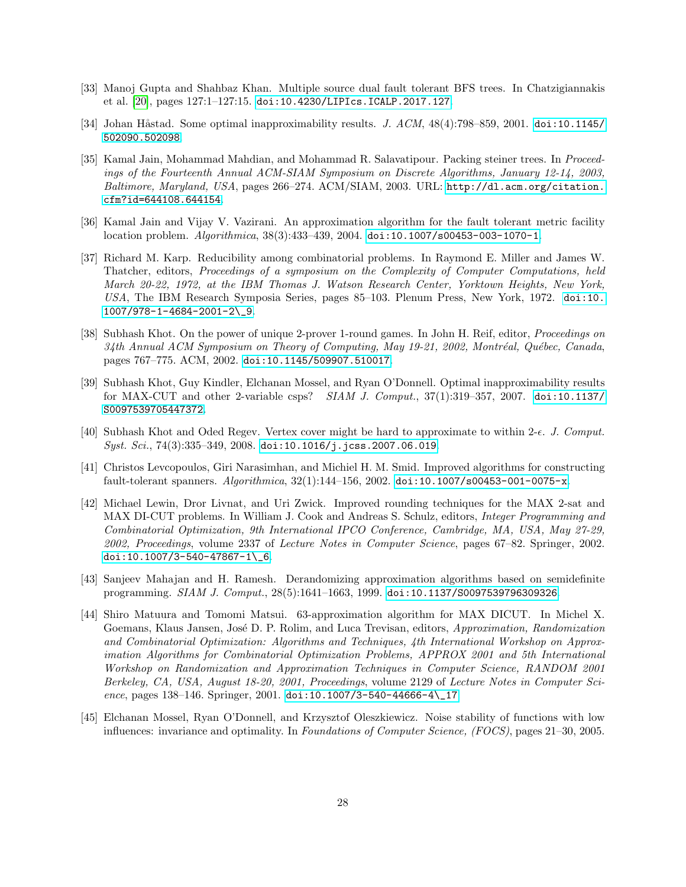[33] Manoj Gupta and Shahbaz Khan. Multiple source dual fault tolerant BFS trees. In Chatzigiannakis et al. [20], pages 127:1–127:15. doi:10.4230/LIPIcs.ICALP.2017.127.

[34] Johan Håstad. Some optimal inapproximability results. *J. ACM*, 48(4):798–859, 2001. doi:10.1145/502090.502098.

[35] Kamal Jain, Mohammad Mahdian, and Mohammad R. Salavatipour. Packing steiner trees. In *Proceedings of the Fourteenth Annual ACM-SIAM Symposium on Discrete Algorithms, January 12-14, 2003, Baltimore, Maryland, USA*, pages 266–274. ACM/SIAM, 2003. URL: http://dl.acm.org/citation.cfm?id=644108.644154.

[36] Kamal Jain and Vijay V. Vazirani. An approximation algorithm for the fault tolerant metric facility location problem. *Algorithmica*, 38(3):433–439, 2004. doi:10.1007/s00453-003-1070-1.

[37] Richard M. Karp. Reducibility among combinatorial problems. In Raymond E. Miller and James W. Thatcher, editors, *Proceedings of a symposium on the Complexity of Computer Computations, held March 20-22, 1972, at the IBM Thomas J. Watson Research Center, Yorktown Heights, New York, USA*, The IBM Research Symposia Series, pages 85–103. Plenum Press, New York, 1972. doi:10.1007/978-1-4684-2001-2\_9.

[38] Subhash Khot. On the power of unique 2-prover 1-round games. In John H. Reif, editor, *Proceedings on 34th Annual ACM Symposium on Theory of Computing, May 19-21, 2002, Montréal, Québec, Canada*, pages 767–775. ACM, 2002. doi:10.1145/509907.510017.

[39] Subhash Khot, Guy Kindler, Elchanan Mossel, and Ryan O'Donnell. Optimal inapproximability results for MAX-CUT and other 2-variable csps? *SIAM J. Comput.*, 37(1):319–357, 2007. doi:10.1137/S0097539705447372.

[40] Subhash Khot and Oded Regev. Vertex cover might be hard to approximate to within 2-$\epsilon$. *J. Comput. Syst. Sci.*, 74(3):335–349, 2008. doi:10.1016/j.jcss.2007.06.019.

[41] Christos Levcopoulos, Giri Narasimhan, and Michiel H. M. Smid. Improved algorithms for constructing fault-tolerant spanners. *Algorithmica*, 32(1):144–156, 2002. doi:10.1007/s00453-001-0075-x.

[42] Michael Lewin, Dror Livnat, and Uri Zwick. Improved rounding techniques for the MAX 2-sat and MAX DI-CUT problems. In William J. Cook and Andreas S. Schulz, editors, *Integer Programming and Combinatorial Optimization, 9th International IPCO Conference, Cambridge, MA, USA, May 27-29, 2002, Proceedings*, volume 2337 of *Lecture Notes in Computer Science*, pages 67–82. Springer, 2002. doi:10.1007/3-540-47867-1\_6.

[43] Sanjeev Mahajan and H. Ramesh. Derandomizing approximation algorithms based on semidefinite programming. *SIAM J. Comput.*, 28(5):1641–1663, 1999. doi:10.1137/S0097539796309326.

[44] Shiro Matuura and Tomomi Matsui. 63-approximation algorithm for MAX DICUT. In Michel X. Goemans, Klaus Jansen, José D. P. Rolim, and Luca Trevisan, editors, *Approximation, Randomization and Combinatorial Optimization: Algorithms and Techniques, 4th International Workshop on Approximation Algorithms for Combinatorial Optimization Problems, APPROX 2001 and 5th International Workshop on Randomization and Approximation Techniques in Computer Science, RANDOM 2001 Berkeley, CA, USA, August 18-20, 2001, Proceedings*, volume 2129 of *Lecture Notes in Computer Science*, pages 138–146. Springer, 2001. doi:10.1007/3-540-44666-4\_17.

[45] Elchanan Mossel, Ryan O'Donnell, and Krzysztof Oleszkiewicz. Noise stability of functions with low influences: invariance and optimality. In *Foundations of Computer Science, (FOCS)*, pages 21–30, 2005.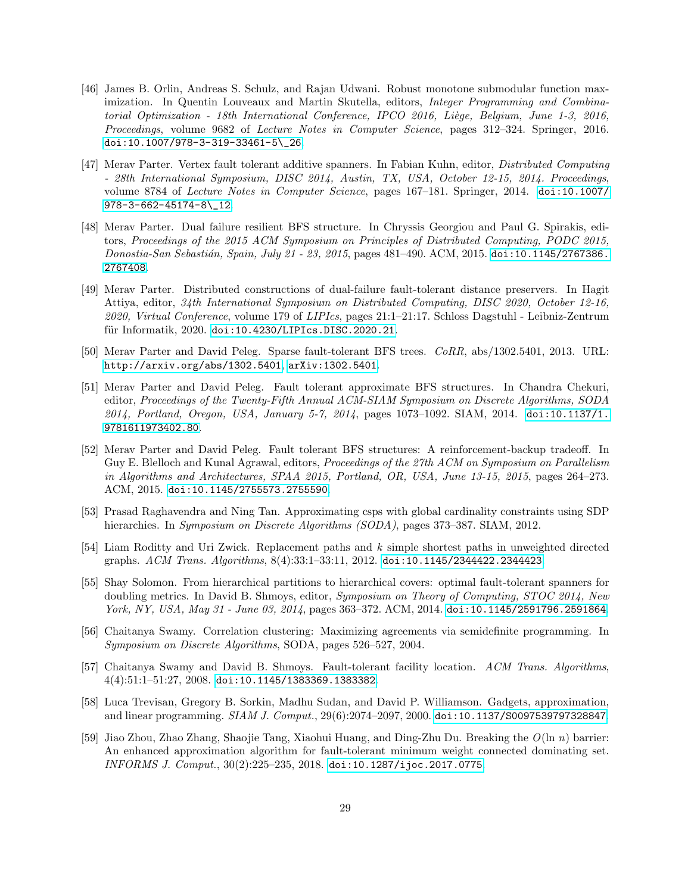[46] James B. Orlin, Andreas S. Schulz, and Rajan Udwani. Robust monotone submodular function maximization. In Quentin Louveaux and Martin Skutella, editors, *Integer Programming and Combinatorial Optimization - 18th International Conference, IPCO 2016, Liège, Belgium, June 1-3, 2016, Proceedings*, volume 9682 of *Lecture Notes in Computer Science*, pages 312–324. Springer, 2016. doi:10.1007/978-3-319-33461-5\_26.

[47] Merav Parter. Vertex fault tolerant additive spanners. In Fabian Kuhn, editor, *Distributed Computing - 28th International Symposium, DISC 2014, Austin, TX, USA, October 12-15, 2014. Proceedings*, volume 8784 of *Lecture Notes in Computer Science*, pages 167–181. Springer, 2014. doi:10.1007/978-3-662-45174-8\_12.

[48] Merav Parter. Dual failure resilient BFS structure. In Chryssis Georgiou and Paul G. Spirakis, editors, *Proceedings of the 2015 ACM Symposium on Principles of Distributed Computing, PODC 2015, Donostia-San Sebastián, Spain, July 21 - 23, 2015*, pages 481–490. ACM, 2015. doi:10.1145/2767386.2767408.

[49] Merav Parter. Distributed constructions of dual-failure fault-tolerant distance preservers. In Hagit Attiya, editor, *34th International Symposium on Distributed Computing, DISC 2020, October 12-16, 2020, Virtual Conference*, volume 179 of *LIPIcs*, pages 21:1–21:17. Schloss Dagstuhl - Leibniz-Zentrum für Informatik, 2020. doi:10.4230/LIPIcs.DISC.2020.21.

[50] Merav Parter and David Peleg. Sparse fault-tolerant BFS trees. *CoRR*, abs/1302.5401, 2013. URL: http://arxiv.org/abs/1302.5401, arXiv:1302.5401.

[51] Merav Parter and David Peleg. Fault tolerant approximate BFS structures. In Chandra Chekuri, editor, *Proceedings of the Twenty-Fifth Annual ACM-SIAM Symposium on Discrete Algorithms, SODA 2014, Portland, Oregon, USA, January 5-7, 2014*, pages 1073–1092. SIAM, 2014. doi:10.1137/1.9781611973402.80.

[52] Merav Parter and David Peleg. Fault tolerant BFS structures: A reinforcement-backup tradeoff. In Guy E. Blelloch and Kunal Agrawal, editors, *Proceedings of the 27th ACM on Symposium on Parallelism in Algorithms and Architectures, SPAA 2015, Portland, OR, USA, June 13-15, 2015*, pages 264–273. ACM, 2015. doi:10.1145/2755573.2755590.

[53] Prasad Raghavendra and Ning Tan. Approximating csps with global cardinality constraints using SDP hierarchies. In *Symposium on Discrete Algorithms (SODA)*, pages 373–387. SIAM, 2012.

[54] Liam Roditty and Uri Zwick. Replacement paths and $k$ simple shortest paths in unweighted directed graphs. *ACM Trans. Algorithms*, 8(4):33:1–33:11, 2012. doi:10.1145/2344422.2344423.

[55] Shay Solomon. From hierarchical partitions to hierarchical covers: optimal fault-tolerant spanners for doubling metrics. In David B. Shmoys, editor, *Symposium on Theory of Computing, STOC 2014, New York, NY, USA, May 31 - June 03, 2014*, pages 363–372. ACM, 2014. doi:10.1145/2591796.2591864.

[56] Chaitanya Swamy. Correlation clustering: Maximizing agreements via semidefinite programming. In *Symposium on Discrete Algorithms*, SODA, pages 526–527, 2004.

[57] Chaitanya Swamy and David B. Shmoys. Fault-tolerant facility location. *ACM Trans. Algorithms*, 4(4):51:1–51:27, 2008. doi:10.1145/1383369.1383382.

[58] Luca Trevisan, Gregory B. Sorkin, Madhu Sudan, and David P. Williamson. Gadgets, approximation, and linear programming. *SIAM J. Comput.*, 29(6):2074–2097, 2000. doi:10.1137/S0097539797328847.

[59] Jiao Zhou, Zhao Zhang, Shaojie Tang, Xiaohui Huang, and Ding-Zhu Du. Breaking the $O(\ln n)$ barrier: An enhanced approximation algorithm for fault-tolerant minimum weight connected dominating set. *INFORMS J. Comput.*, 30(2):225–235, 2018. doi:10.1287/ijoc.2017.0775.